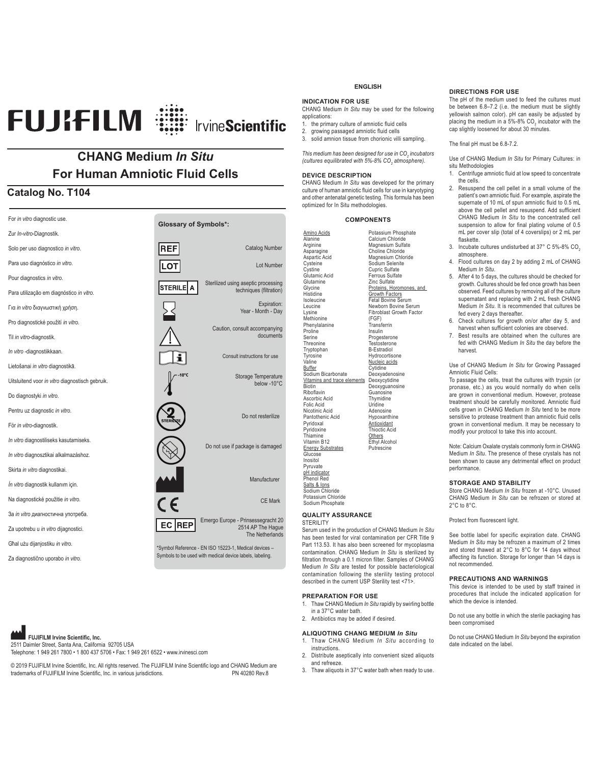FUJIFILM IrvineScientific

# CHANG Medium *In Situ*
# For Human Amniotic Fluid Cells

## Catalog No. T104

For *in vitro* diagnostic use.

Zur *In-vitro*-Diagnostik.

Solo per uso diagnostico *in vitro*.

Para uso diagnóstico *in vitro*.

Pour diagnostics *in vitro*.

Para utilização em diagnóstico *in vitro*.

Για *in vitro* διαγνωστική χρήση.

Pro diagnostické použití *in vitro*.

Til *in vitro*-diagnostik.

*In vitro* -diagnostiikkaan.

Lietošanai *in vitro* diagnostikā.

Uitsluitend voor *in vitro* diagnostisch gebruik.

Do diagnostyki *in vitro*.

Pentru uz diagnostic *in vitro*.

För *in vitro*-diagnostik.

*In vitro* diagnostiliseks kasutamiseks.

*In vitro* diagnosztikai alkalmazáshoz.

Skirta *in vitro* diagnostikai.

*İn vitro* diagnostik kullanım için.

Na diagnostické použitie *in vitro*.

За *in vitro* диагностична употреба.

Za upotrebu u *in vitro* dijagnostici.

Ghal użu dijanjostiku *in vitro*.

Za diagnostično uporabo *in vitro*.

**Glossary of Symbols*:**

| Symbol | Meaning |
|---|---|
| REF | Catalog Number |
| LOT | Lot Number |
| STERILE A | Sterilized using aseptic processing techniques (filtration) |
| (hourglass) | Expiration: Year - Month - Day |
| (warning triangle) | Caution, consult accompanying documents |
| (book i) | Consult instructions for use |
| (thermometer -10°C) | Storage Temperature below -10°C |
| (2 STERILIZE) | Do not resterilize |
| (damaged package) | Do not use if package is damaged |
| (factory) | Manufacturer |
| CE | CE Mark |
| EC REP | Emergo Europe - Prinsessegracht 20 2514 AP The Hague The Netherlands |

*Symbol Reference - EN ISO 15223-1, Medical devices – Symbols to be used with medical device labels, labeling.

**FUJIFILM Irvine Scientific, Inc.**
2511 Daimler Street, Santa Ana, California 92705 USA
Telephone: 1 949 261 7800 • 1 800 437 5706 • Fax: 1 949 261 6522 • www.irvinesci.com

© 2019 FUJIFILM Irvine Scientific, Inc. All rights reserved. The FUJIFILM Irvine Scientific logo and CHANG Medium are trademarks of FUJIFILM Irvine Scientific, Inc. in various jurisdictions. PN 40280 Rev.8

**ENGLISH**

### INDICATION FOR USE

CHANG Medium *In Situ* may be used for the following applications:

1. the primary culture of amniotic fluid cells
2. growing passaged amniotic fluid cells
3. solid amnion tissue from chorionic villi sampling.

*This medium has been designed for use in $CO_2$ incubators (cultures equilibrated with 5%-8% $CO_2$ atmosphere).*

### DEVICE DESCRIPTION

CHANG Medium *In Situ* was developed for the primary culture of human amniotic fluid cells for use in karyotyping and other antenatal genetic testing. This formula has been optimized for In Situ methodologies.

### COMPONENTS

<u>Amino Acids</u>
Alanine
Arginine
Asparagine
Aspartic Acid
Cysteine
Cystine
Glutamic Acid
Glutamine
Glycine
Histidine
Isoleucine
Leucine
Lysine
Methionine
Phenylalanine
Proline
Serine
Threonine
Tryptophan
Tyrosine
Valine
<u>Buffer</u>
Sodium Bicarbonate
<u>Vitamins and trace elements</u>
Biotin
Riboflavin
Ascorbic Acid
Folic Acid
Nicotinic Acid
Pantothenic Acid
Pyridoxal
Pyridoxine
Thiamine
Vitamin B12
<u>Energy Substrates</u>
Glucose
Inositol
Pyruvate
<u>pH indicator</u>
Phenol Red
<u>Salts & Ions</u>
Sodium Chloride
Potassium Chloride
Sodium Phosphate
Potassium Phosphate
Calcium Chloride
Magnesium Sulfate
Choline Chloride
Magnesium Chloride
Sodium Selenite
Cupric Sulfate
Ferrous Sulfate
Zinc Sulfate
<u>Proteins, Horomones, and Growth Factors</u>
Fetal Bovine Serum
Newborn Bovine Serum
Fibroblast Growth Factor (FGF)
Transferrin
Insulin
Progesterone
Testosterone
B-Estradiol
Hydrocortisone
<u>Nucleic acids</u>
Cytidine
Deoxyadenosine
Deoxycytidine
Deoxyguanosine
Guanosine
Thymidine
Uridine
Adenosine
Hypoxanthine
<u>Antioxidant</u>
Thioctic Acid
<u>Others</u>
Ethyl Alcohol
Putrescine

### QUALITY ASSURANCE

STERILITY

Serum used in the production of CHANG Medium *In Situ* has been tested for viral contamination per CFR Title 9 Part 113.53. It has also been screened for mycoplasma contamination. CHANG Medium *In Situ* is sterilized by filtration through a 0.1 micron filter. Samples of CHANG Medium *In Situ* are tested for possible bacteriological contamination following the sterility testing protocol described in the current USP Sterility test <71>.

### PREPARATION FOR USE

1. Thaw CHANG Medium *In Situ* rapidly by swirling bottle in a 37°C water bath.
2. Antibiotics may be added if desired.

### ALIQUOTING CHANG MEDIUM *In Situ*

1. Thaw CHANG Medium *In Situ* according to instructions.
2. Distribute aseptically into convenient sized aliquots and refreeze.
3. Thaw aliquots in 37°C water bath when ready to use.

### DIRECTIONS FOR USE

The pH of the medium used to feed the cultures must be between 6.8–7.2 (i.e. the medium must be slightly yellowish salmon color). pH can easily be adjusted by placing the medium in a 5%-8% $CO_2$ incubator with the cap slightly loosened for about 30 minutes.

The final pH must be 6.8-7.2.

Use of CHANG Medium *In Situ* for Primary Cultures: in situ Methodologies

1. Centrifuge amniotic fluid at low speed to concentrate the cells.
2. Resuspend the cell pellet in a small volume of the patient's own amniotic fluid. For example, aspirate the supernate of 10 mL of spun amniotic fluid to 0.5 mL above the cell pellet and resuspend. Add sufficient CHANG Medium *In Situ* to the concentrated cell suspension to allow for final plating volume of 0.5 mL per cover slip (total of 4 coverslips) or 2 mL per flaskette.
3. Incubate cultures undisturbed at 37° C 5%-8% $CO_2$ atmosphere.
4. Flood cultures on day 2 by adding 2 mL of CHANG Medium *In Situ*.
5. After 4 to 5 days, the cultures should be checked for growth. Cultures should be fed once growth has been observed. Feed cultures by removing all of the culture supernatant and replacing with 2 mL fresh CHANG Medium *In Situ*. It is recommended that cultures be fed every 2 days thereafter.
6. Check cultures for growth on/or after day 5, and harvest when sufficient colonies are observed.
7. Best results are obtained when the cultures are fed with CHANG Medium *In Situ* the day before the harvest.

Use of CHANG Medium *In Situ* for Growing Passaged Amniotic Fluid Cells:

To passage the cells, treat the cultures with trypsin (or pronase, etc.) as you would normally do when cells are grown in conventional medium. However, protease treatment should be carefully monitored. Amniotic fluid cells grown in CHANG Medium *In Situ* tend to be more sensitive to protease treatment than amniotic fluid cells grown in conventional medium. It may be necessary to modify your protocol to take this into account.

Note: Calcium Oxalate crystals commonly form in CHANG Medium *In Situ*. The presence of these crystals has not been shown to cause any detrimental effect on product performance.

### STORAGE AND STABILITY

Store CHANG Medium *In Situ* frozen at -10°C. Unused CHANG Medium *In Situ* can be refrozen or stored at 2°C to 8°C.

Protect from fluorescent light.

See bottle label for specific expiration date. CHANG Medium *In Situ* may be refrozen a maximum of 2 times and stored thawed at 2°C to 8°C for 14 days without affecting its function. Storage for longer than 14 days is not recommended.

### PRECAUTIONS AND WARNINGS

This device is intended to be used by staff trained in procedures that include the indicated application for which the device is intended.

Do not use any bottle in which the sterile packaging has been compromised

Do not use CHANG Medium *In Situ* beyond the expiration date indicated on the label.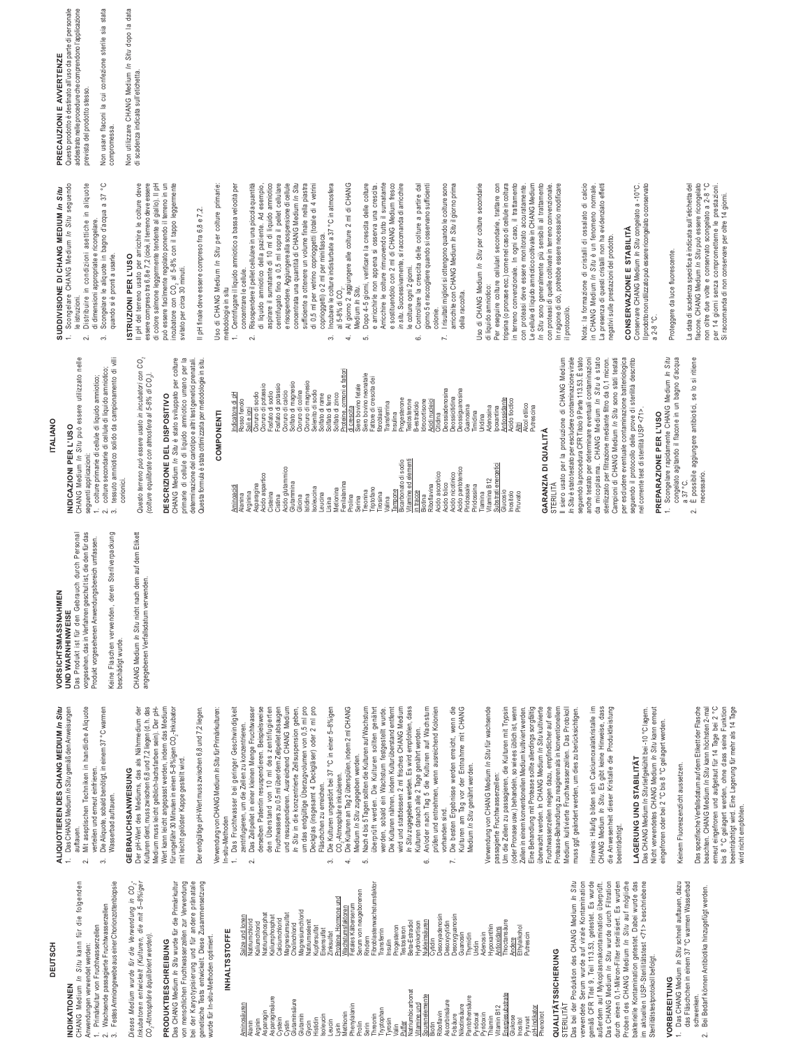# DEUTSCH

## INDIKATIONEN

CHANG Medium *In Situ* kann für die folgenden Anwendungen verwendet werden:

1. Primärkultur von Fruchtwasserzellen
2. Wachsende passagierte Fruchtwasserzellen
3. Festes Amniongewebe aus einer Chorionzottenbiopsie

*Dieses Medium wurde für die Verwendung in $CO_2$-Inkubatoren entwickelt (Kulturen, die mit 5–8%iger $CO_2$-Atmosphäre äquilibriert werden).*

## PRODUKTBESCHREIBUNG

Das CHANG Medium *In Situ* wurde für die Primärkultur von menschlichen Fruchtwasserzellen zur Verwendung bei der Karyotypisierung und für andere pränatale genetische Tests entwickelt. Diese Zusammensetzung wurde für In-situ-Methoden optimiert.

## INHALTSSTOFFE

| | |
|---|---|
| Aminosäuren | Salze und Ionen |
| Alanin | Natriumchlorid |
| Arginin | Kaliumchlorid |
| Asparagin | Natriumphosphat |
| Asparaginsäure | Kaliumphosphat |
| Cystein | Calciumchlorid |
| Cystin | Magnesiumsulfat |
| Glutaminsäure | Cholinchlorid |
| Glutamin | Magnesiumchlorid |
| Glycin | Natriumselenit |
| Histidin | Kupfersulfat |
| Isoleucin | Eisensulfat |
| Leucin | Zinksulfat |
| Lysin | Proteine, Hormone und Wachstumsfaktoren |
| Methionin | Fetales Kälberserum |
| Phenylalanin | Serum von neugeborenen Rindern |
| Prolin | Fibroblastenwachstumsfaktor |
| Serin | Transferrin |
| Threonin | Insulin |
| Tryptophan | Progesteron |
| Tyrosin | Testosteron |
| Valin | Beta-Estradiol |
| Puffer | Hydrokortison |
| Natriumbicarbonat | Nukleoside |
| Vitamine und Spurenelemente | Cytidin |
| Biotin | Desoxyadenosin |
| Riboflavin | Desoxycytidin |
| Ascorbinsäure | Desoxyguanosin |
| Folsäure | Thymidin |
| Nikotinsäure | Uridin |
| Pantothensäure | Adenosin |
| Pyridoxal | Hypoxanthin |
| Pyridoxin | Antioxidans |
| Thiamin | Thioctsäure |
| Vitamin B12 | Andere |
| Energiesubstrate | Ethylalkohol |
| Glukose | Putrescin |
| Inositol | |
| Pyruvat | |
| pH-Indikator | |
| Phenolrot | |

## QUALITÄTSSICHERUNG

STERILITÄT

Das bei der Produktion des CHANG Medium *In Situ* verwendete Serum wurde auf virale Kontamination gemäß CFR Titel 9, Teil 113.53, getestet. Es wurde außerdem auf Mykoplasmakontamination überprüft. Das CHANG Medium *In Situ* wurde durch Filtration durch einen 0,1-Micron-Filter sterilisiert. Es wurden Proben des CHANG Medium *In Situ* auf mögliche bakterielle Kontamination getestet. Dabei wurde das im aktuellen USP-Sterilitätstest <71> beschriebene Sterilitätstestprotokoll befolgt.

## VORBEREITUNG

1. Das CHANG Medium *In Situ* schnell auftauen, dazu das Fläschchen in einem 37 °C warmen Wasserbad schwenken.
2. Bei Bedarf können Antibiotika hinzugefügt werden.

## ALIQUOTIEREN DES CHANG MEDIUM *In Situ*

1. Das CHANG Medium *In Situ* gemäß den Anweisungen auftauen.
2. Mit aseptischen Techniken in handliche Aliquote verteilen und erneut einfrieren.
3. Die Aliquote, sobald benötigt, in einem 37 °C warmen Wasserbad auftauen.

## GEBRAUCHSANWEISUNG

Der pH-Wert des Mediums, das als Nährmedium der Kulturen dient, muss zwischen 6,8 und 7,2 liegen (d. h. das Medium muss leicht gelblich-lachsfarben sein). Der pH-Wert kann leicht angepasst werden, indem das Medium für ungefähr 30 Minuten in einen 5–8%igen $CO_2$-Inkubator mit leicht gelöster Kappe gestellt wird.

Der endgültige pH-Wert muss zwischen 6,8 und 7,2 liegen.

Verwendung von CHANG Medium *In Situ* für Primärkulturen: In-situ-Methoden

1. Das Fruchtwasser bei geringer Geschwindigkeit zentrifugieren, um die Zellen zu konzentrieren.
2. Das Zellpellet in einer kleinen Menge Fruchtwasser derselben Patientin resuspendieren. Beispielsweise den Überstand von 10 ml des zentrifugierten Fruchtwassers zu 0,5 ml über dem Zellpellet absaugen und resuspendieren. Ausreichend CHANG Medium *In Situ* in die konzentrierte Zellsuspension geben, um das endgültige Überzugvolumen von 0,5 ml pro Deckglas (insgesamt 4 Deckgläser) oder 2 ml pro Fläschchen zu erreichen.
3. Die Kulturen ungestört bei 37 °C in einer 5–8%igen $CO_2$-Atmosphäre inkubieren.
4. Die Kulturen am Tag 2 überspülen, indem 2 ml CHANG Medium *In Situ* zugegeben werden.
5. Nach 4 bis 5 Tagen sollten die Kulturen auf Wachstum überprüft werden. Die Kulturen sollten genährt werden, sobald ein Wachstum festgestellt wurde. Die Kulturen nähren, indem Kulturüberstand entfernt wird und stattdessen 2 ml frisches CHANG Medium *In Situ* zugegeben werden. Es wird empfohlen, dass Kulturen danach alle 2 Tage genährt werden.
6. An/oder nach Tag 5 die Kulturen auf Wachstum prüfen und entnehmen, wenn ausreichend Kolonien vorhanden sind.
7. Die besten Ergebnisse werden erreicht, wenn die Kulturen am Tag vor der Entnahme mit CHANG Medium *In Situ* genährt werden.

Verwendung von CHANG Medium *In Situ* für wachsende passagierte Fruchtwasserzellen:

Um die Zellen zu passagieren, die Kulturen mit Trypsin (oder Pronase usw.) behandeln, so wie es üblich ist, wenn Zellen in einem konventionellen Medium kultiviert werden. Eine Behandlung mit Protease sollte allerdings sorgfältig überwacht werden. In CHANG Medium *In Situ* kultivierte Fruchtwasserzellen neigen dazu, empfindlicher auf eine Protease-Behandlung zu reagieren als in konventionellen Medien kultivierte Fruchtwasserzellen. Das Protokoll muss ggf. geändert werden, um dies zu berücksichtigen.

Hinweis: Häufig bilden sich Calciumoxalatkristalle im CHANG Medium *In Situ*. Es gibt keine Hinweise, dass die Anwesenheit dieser Kristalle die Produktleistung beeinträchtigt.

## LAGERUNG UND STABILITÄT

Das CHANG Medium *In Situ* tiefgekühlt bei -10 °C lagern. Nicht verwendetes CHANG Medium *In Situ* kann erneut eingefroren oder bei 2 °C bis 8 °C gelagert werden.

Keinem Fluoreszenzlicht aussetzen.

Das spezifische Verfallsdatum auf dem Etikett der Flasche beachten. CHANG Medium *In Situ* kann höchstens 2-mal erneut eingefroren und aufgetaut für 14 Tage bei 2 °C bis 8 °C gelagert werden, ohne dass seine Funktion beeinträchtigt wird. Eine Lagerung für mehr als 14 Tage wird nicht empfohlen.

## VORSICHTSMASSNAHMEN UND WARNHINWEISE

Das Produkt ist für den Gebrauch durch Personal vorgesehen, das in Verfahren geschult ist, die den für das Produkt vorgesehenen Anwendungsbereich umfassen.

Keine Flaschen verwenden, deren Sterilverpackung beschädigt wurde.

CHANG Medium *In Situ* nicht nach dem auf dem Etikett angegebenen Verfallsdatum verwenden.

# ITALIANO

## INDICAZIONI PER L'USO

CHANG Medium *In Situ* può essere utilizzato nelle seguenti applicazioni:

1. colture primarie di cellule di liquido amniotico;
2. colture secondarie di cellule di liquido amniotico;
3. tessuto amniotico solido da campionamento di villi corionici.

*Questo terreno può essere usato in incubatori con $CO_2$ (colture equilibrate con atmosfera al 5-8% di $CO_2$).*

## DESCRIZIONE DEL DISPOSITIVO

CHANG Medium *In Situ* è stato sviluppato per colture primarie di cellule di liquido amniotico umano per la determinazione del cariotipo e altri test genetici prenatali. Questa formula è stata ottimizzata per metodologie in situ.

## COMPONENTI

| | |
|---|---|
| Amminoacidi | Indicatore di pH |
| Alanina | Rosso fenolo |
| Arginina | Sali e ioni |
| Asparagina | Cloruro di sodio |
| Acido aspartico | Cloruro di potassio |
| Cisteina | Fosfato di sodio |
| Cistina | Fosfato di potassio |
| Acido glutammico | Cloruro di calcio |
| Glutammina | Solfato di magnesio |
| Glicina | Cloruro di colina |
| Istidina | Cloruro di magnesio |
| Isoleucina | Selenito di sodio |
| Leucina | Solfato di rame |
| Lisina | Solfato di ferro |
| Metionina | Solfato di zinco |
| Fenilalanina | Proteine, ormoni e fattori di crescita |
| Prolina | Siero bovino fetale |
| Serina | Siero bovino neonatale |
| Treonina | Fattore di crescita dei fibroblasti |
| Triptofano | Transferrina |
| Tirosina | Insulina |
| Valina | Progesterone |
| Tampone | Testosterone |
| Bicarbonato di sodio | B-estradiolo |
| Vitamine ed elementi in tracce | Idrocortisone |
| Biotina | Acidi nucleici |
| Riboflavina | Citidina |
| Acido ascorbico | Deossiadenosina |
| Acido folico | Deossicitidina |
| Acido nicotinico | Deossiguanosina |
| Acido pantotenico | Guanosina |
| Piridossale | Timidina |
| Piridossina | Uridina |
| Tiamina | Adenosina |
| Vitamina B12 | Ipoxantina |
| Substrati energetici | Antiossidante |
| Glucosio | Acido tioctico |
| Inositolo | Altri |
| Piruvato | Alcol etilico |
| | Putrescina |

## GARANZIA DI QUALITÀ

STERILITÀ

Il siero usato per la produzione di CHANG Medium *In Situ* è stato testato per escludere contaminazione virale seguendo la procedura CFR Titolo 9 Parte 113.53. È stato anche testato per determinare eventuali contaminazioni da micoplasma. CHANG Medium *In Situ* è stato sterilizzato per filtrazione mediante filtro da 0,1 micron. Campioni di CHANG Medium *In Situ* sono stati testati per escludere eventuale contaminazione batteriologica seguendo il protocollo delle prove di sterilità descritto nel corrente test di sterilità USP <71>.

## PREPARAZIONE PER L'USO

1. Scongelare rapidamente CHANG Medium *In Situ* congelato agitando il flacone in un bagno d'acqua a 37 °C.
2. È possibile aggiungere antibiotici, se lo si ritiene necessario.

## SUDDIVISIONE DI CHANG MEDIUM *In Situ*

1. Scongelare CHANG Medium *In Situ* seguendo le istruzioni.
2. Distribuire in condizioni asettiche in aliquote di dimensioni appropriate e ricongelare.
3. Scongelare le aliquote in bagno d'acqua a 37 °C quando si è pronti a usarle.

## ISTRUZIONI PER L'USO

Il pH del terreno usato per arricchire le colture deve essere compreso fra 6,8 e 7,2 (cioè, il terreno deve essere di colore salmone leggermente tendente al giallo). Il pH può essere facilmente regolato ponendo il terreno in un incubatore con $CO_2$ al 5-8% con il tappo leggermente svitato per circa 30 minuti.

Il pH finale deve essere compreso fra 6,8 e 7,2.

Uso di CHANG Medium *In Situ* per colture primarie: metodologie in situ

1. Centrifugare il liquido amniotico a bassa velocità per concentrare le cellule.
2. Risospendere il pellet cellulare in una piccola quantità di liquido amniotico della paziente. Ad esempio, aspirare il surnatante di 10 ml di liquido amniotico centrifugato fino a 0,5 ml sopra il pellet cellulare e risospendere. Aggiungere alla sospensione di cellule concentrata una quantità di CHANG Medium *In Situ* sufficiente a ottenere un volume finale nella piastra di 0,5 ml per vetrino coprioggetti (totale di 4 vetrini coprioggetti) o 2 ml per minifiasca.
3. Incubare le colture indisturbate a 37 °C in atmosfera al 5-8% di $CO_2$.
4. Al giorno 2 aggiungere alle colture 2 ml di CHANG Medium *In Situ*.
5. Dopo 4-5 giorni, verificare la crescita delle colture e arricchirle non appena si osserva una crescita. Arricchire le colture rimuovendo tutto il surnatante e sostituendolo con 2 ml di CHANG Medium fresco *in situ*. Successivamente, si raccomanda di arricchire le colture ogni 2 giorni.
6. Controllare la crescita delle colture a partire dal giorno 5 e raccogliere quando si osservano sufficienti colonie.
7. I risultati migliori si ottengono quando le colture sono arricchite con CHANG Medium *In Situ* il giorno prima della raccolta.

Uso di CHANG Medium *In Situ* per colture secondarie di liquido amniotico:

Per eseguire colture cellulari secondarie, trattare con tripsina (o pronase ecc.) come nel caso di cellule in coltura in terreno convenzionale. In ogni caso, il trattamento con proteasi deve essere monitorato accuratamente. Le cellule di liquido amniotico coltivate in CHANG Medium *In Situ* sono generalmente più sensibili al trattamento con proteasi di quelle coltivate in terreno convenzionale. In ragione di ciò, potrebbe essere necessario modificare il protocollo.

Nota: la formazione di cristalli di ossalato di calcio in CHANG Medium *In Situ* è un fenomeno normale. La presenza di questi cristalli non ha evidenziato effetti negativi sulle prestazioni del prodotto.

## CONSERVAZIONE E STABILITÀ

Conservare CHANG Medium *In Situ* congelato a -10 °C. Il prodotto non utilizzato può essere ricongelato o conservato a 2-8 °C.

Proteggere dalla luce fluorescente.

La data di scadenza specifica è indicata sull'etichetta del flacone. CHANG Medium *In Situ* può essere ricongelato non oltre due volte e conservato scongelato a 2-8 °C per 14 giorni senza compromettere le prestazioni. Si raccomanda di non conservare per oltre 14 giorni.

## PRECAUZIONI E AVVERTENZE

Questo prodotto è destinato all'uso da parte di personale addestrato nelle procedure che comprendono l'applicazione prevista del prodotto stesso.

Non usare flaconi la cui confezione sterile sia stata compromessa.

Non utilizzare CHANG Medium *In Situ* dopo la data di scadenza indicata sull'etichetta.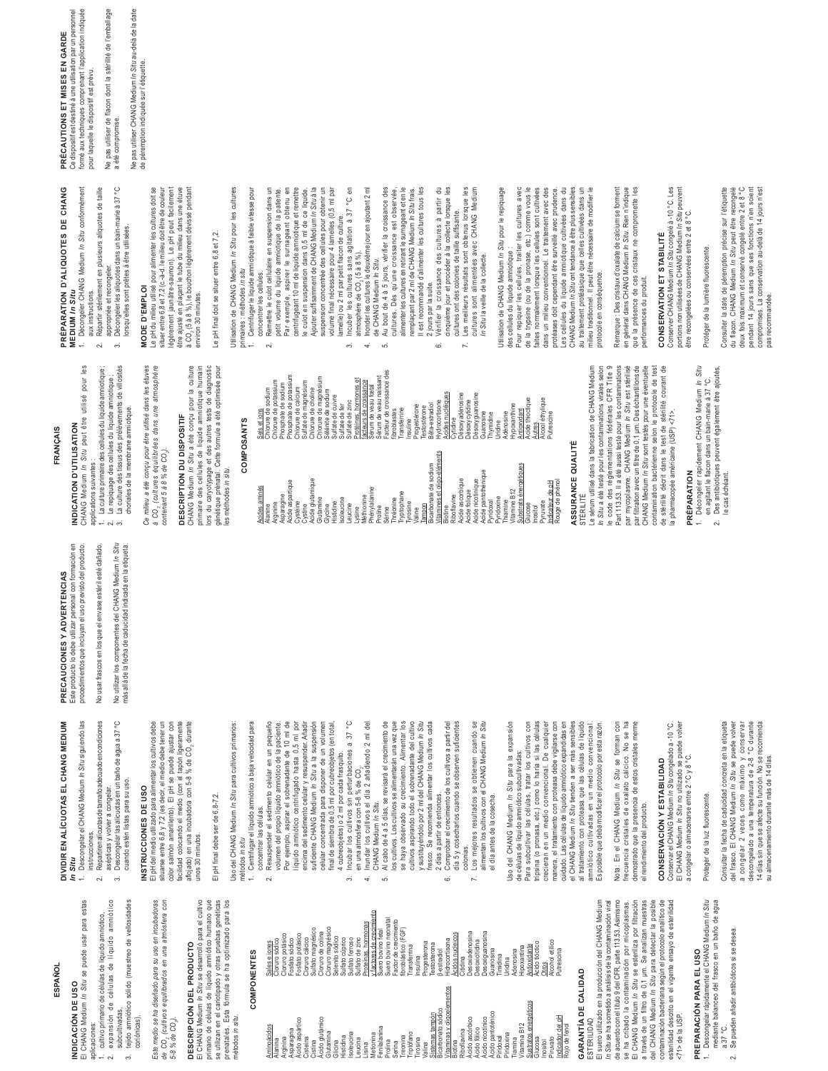# ESPAÑOL

## INDICACIÓN DE USO

El CHANG Medium *In Situ* se puede usar para estas aplicaciones:

1. cultivo primario de células de líquido amniótico,
2. expansión de células de líquido amniótico subcultivadas,
3. tejido amniótico sólido (muestreo de vellosidades coriónicas).

*Este medio se ha diseñado para su uso en incubadoras de $CO_2$ (cultivos equilibrados en una atmósfera con 5-8 % de $CO_2$).*

## DESCRIPCIÓN DEL PRODUCTO

El CHANG Medium *In Situ* se desarrolló para el cultivo primario de células de líquido amniótico humano que se utilizan en el cariotipado y otras pruebas genéticas prenatales. Esta fórmula se ha optimizado para los métodos *in situ*.

## COMPONENTES

**Aminoácidos**
Alanina
Arginina
Asparagina
Ácido aspártico
Cisteína
Cistina
Ácido glutámico
Glutamina
Glicina
Histidina
Isoleucina
Leucina
Lisina
Metionina
Fenilalanina
Prolina
Serina
Treonina
Triptófano
Tirosina
Valina

**Sistemas tampón**
Bicarbonato sódico

**Vitaminas y oligoelementos**
Biotina
Riboflavina
Ácido ascórbico
Ácido fólico
Ácido nicotínico
Ácido pantoténico
Piridoxal
Piridoxina
Tiamina
Vitamina B12

**Sustratos energéticos**
Glucosa
Inositol
Piruvato

**Indicador del pH**
Rojo de fenol

**Sales e iones**
Cloruro sódico
Cloruro potásico
Fosfato sódico
Fosfato potásico
Cloruro cálcico
Sulfato magnésico
Cloruro de colina
Cloruro magnésico
Selenito sódico
Sulfato cúprico
Sulfato ferroso
Sulfato de zinc

**Proteínas, hormonas y factores de crecimiento**
Suero bovino fetal
Suero bovino neonatal
Factor de crecimiento fibroblástico (FGF)
Transferrina
Insulina
Progesterona
Testosterona
β-estradiol
Hidrocortisona

**Ácidos nucleicos**
Citidina
Desoxiadenosina
Desoxicitidina
Desoxiguanosina
Guanosina
Timidina
Uridina
Adenosina
Hipoxantina

**Antioxidante**
Ácido lipoico

**Otros**
Alcohol etílico
Putrescina

## GARANTÍA DE CALIDAD

ESTERILIDAD

El suero utilizado en la producción del CHANG Medium *In Situ* se ha sometido a análisis de la contaminación viral de acuerdo con el título 9 del CFR, parte 113.53. Asimismo se ha cribado la contaminación por micoplasmas. El CHANG Medium *In Situ* se esteriliza por filtración a través de un filtro de 0,1 µm. Se analizan muestras del CHANG Medium *In Situ* para detectar la posible contaminación bacteriana según el protocolo analítico de esterilidad descrito en el vigente ensayo de esterilidad <71> de la USP.

## PREPARACIÓN PARA EL USO

1. Descongelar rápidamente el CHANG Medium *In Situ* mediante balanceo del frasco en un baño de agua a 37 °C.
2. Se pueden añadir antibióticos si se desea.

## DIVIDIR EN ALÍCUOTAS EL CHANG MEDIUM *In Situ*

1. Descongelar el CHANG Medium *In Situ* siguiendo las instrucciones.
2. Repartir en alícuotas de tamaño adecuado en condiciones asépticas y volver a congelar.
3. Descongelar las alícuotas en un baño de agua a 37 °C cuando estén listas para su uso.

## INSTRUCCIONES DE USO

El pH del medio utilizado para alimentar los cultivos debe situarse entre 6,8 y 7,2 (es decir, el medio debe tener un color salmón amarillento). El pH se puede ajustar con facilidad colocando el medio (con el tapón ligeramente aflojado) en una incubadora con 5-8 % de $CO_2$ durante unos 30 minutos.

El pH final debe ser de 6,8-7,2.

Uso del CHANG Medium *In Situ* para cultivos primarios: métodos *in situ*

1. Centrifugar el líquido amniótico a baja velocidad para concentrar las células.
2. Resuspender suavemente la suspensión celular en un pequeño volumen del propio líquido amniótico de la paciente. Por ejemplo, aspirar el sobrenadante de 10 ml de líquido amniótico centrifugado hasta 0,5 ml por encima del sedimento celular y resuspender. Añadir suficiente CHANG Medium *In Situ* a la suspensión celular concentrada para disponer de un volumen final de siembra de 0,5 ml por cubreobjetos (en total, 4 cubreobjetos) o 2 ml por cada frasquito.
3. Incubar los cultivos sin perturbaciones a 37 °C en una atmósfera con 5-8 % de $CO_2$.
4. Inundar los cultivos el día 2 añadiendo 2 ml del CHANG Medium *In Situ*.
5. Al cabo de 4 a 5 días, se revisará el crecimiento de los cultivos. Los cultivos se alimentarán una vez que se haya observado su crecimiento. Alimentar los cultivos aspirando todo el sobrenadante del cultivo y sustituyéndolo por 2 ml del CHANG Medium *In Situ* fresco. Se recomienda alimentar los cultivos cada 2 días a partir de entonces.
6. Comprobar el crecimiento de los cultivos a partir del día 5 y cosecharlos cuando se observen suficientes colonias.
7. Los mejores resultados se obtienen cuando se alimentan los cultivos con el CHANG Medium *In Situ* el día antes de la cosecha.

Uso del CHANG Medium *In Situ* para la expansión de células de líquido amniótico subcultivadas:
Para subcultivar las células, tratar los cultivos con tripsina (o pronasa, etc.) como lo haría si las células crecieran en un medio convencional. De cualquier manera, el tratamiento con proteasa debe vigilarse con cuidado. Las células de líquido amniótico expandidas en el CHANG Medium *In Situ* tienden a ser más sensibles al tratamiento con proteasa que las células de líquido amniótico cultivadas en un medio convencional. Es posible que deba modificarse el protocolo por esta razón.

Nota: En el CHANG Medium *In Situ* se forman con frecuencia cristales de oxalato cálcico. No se ha demostrado que la presencia de estos cristales merme el rendimiento del producto.

## CONSERVACIÓN Y ESTABILIDAD

Conservar el CHANG Medium *In Situ* congelado a -10 °C. El CHANG Medium *In Situ* no utilizado se puede volver a congelar o almacenarse entre 2 °C y 8 °C.

Proteger de la luz fluorescente.

Consultar la fecha de caducidad concreta en la etiqueta del frasco. El CHANG Medium *In Situ* se puede volver a congelar 2 veces como máximo y conservar descongelado a una temperatura de 2-8 °C durante 14 días sin que se afecte su función. No se recomienda su almacenamiento durante más de 14 días.

## PRECAUCIONES Y ADVERTENCIAS

Este producto lo debe utilizar personal con formación en procedimientos que incluyan el uso previsto del producto.

No usar frascos en los que el envase estéril esté dañado.

No utilizar los componentes del CHANG Medium *In Situ* más allá de la fecha de caducidad indicada en la etiqueta.

# FRANÇAIS

## INDICATION D'UTILISATION

CHANG Medium *In Situ* peut être utilisé pour les applications suivantes :

1. La culture primaire des cellules du liquide amniotique ;
2. Le repiquage des cellules du liquide amniotique ;
3. La culture des tissus amniotiques solides (prélèvements de villosités choriales de la membrane amniotique.

*Ce milieu a été conçu pour être utilisé dans les étuves à $CO_2$ (cultures équilibrées dans une atmosphère contenant 5 à 8 % de $CO_2$).*

## DESCRIPTION DU DISPOSITIF

CHANG Medium *In Situ* a été conçu pour la culture primaire des cellules de liquide amniotique humain lors du caryotypage et des autres tests de diagnostic génétique prénatal. Cette formule a été optimisée pour les méthodes *in situ*.

## COMPOSANTS

**Acides aminés**
Alanine
Arginine
Asparagine
Acide aspartique
Cystéine
Cystine
Acide glutamique
Glutamine
Glycine
Histidine
Isoleucine
Leucine
Lysine
Méthionine
Phénylalanine
Proline
Sérine
Thréonine
Tryptophane
Tyrosine
Valine

**Tampon**
Bicarbonate de sodium

**Vitamines et oligo-éléments**
Biotine
Riboflavine
Acide ascorbique
Acide folique
Acide nicotinique
Acide pantothénique
Pyridoxal
Pyridoxine
Thiamine
Vitamine B12

**Substrats énergétiques**
Glucose
Inositol
Pyruvate

**Indicateur de pH**
Rouge de phénol

**Sels et ions**
Chlorure de sodium
Chlorure de potassium
Phosphate de sodium
Phosphate de potassium
Chlorure de calcium
Sulfate de magnésium
Chlorure de choline
Chlorure de magnésium
Sélénite de sodium
Sulfate de cuivre
Sulfate de fer
Sulfate de zinc

**Protéines, hormones et facteurs de croissance**
Sérum de veau fœtal
Sérum de veau naissant
Facteur de croissance des fibroblastes
Transferrine
Insuline
Progestérone
Testostérone
Bêta-estradiol
Hydrocortisone

**Acides nucléiques**
Cytidine
Désoxyadénosine
Désoxycytidine
Désoxyguanosine
Guanosine
Thymidine
Uridine
Adénosine
Hypoxanthine

**Antioxydant**
Acide lipoïque

**Autres**
Alcool éthylique
Putrescine

## ASSURANCE QUALITÉ

STÉRILITÉ

Le sérum utilisé dans la fabrication de CHANG Medium *In Situ* a été testé pour les contaminations virales selon le code des réglementations fédérales CFR Title 9 Part 113.53. Il a été aussi testé pour les contaminations par mycoplasme. CHANG Medium *In Situ* est stérilisé par filtration avec un filtre de 0,1 µm. Des échantillons de CHANG Medium *In Situ* sont testés pour une éventuelle contamination bactérienne selon le protocole de test de stérilité décrit dans le test de stérilité courant de la pharmacopée américaine (USP) <71>.

## PRÉPARATION

1. Décongeler rapidement CHANG Medium *In Situ* en agitant le flacon dans un bain-marie à 37 °C.
2. Des antibiotiques peuvent également être ajoutés, le cas échéant.

## PRÉPARATION D'ALIQUOTES DE CHANG MEDIUM *In Situ*

1. Décongeler CHANG Medium *In Situ* conformément aux instructions.
2. Répartir stérilement en plusieurs aliquotes de taille appropriée et recongeler.
3. Décongeler les aliquotes dans un bain-marie à 37 °C lorsqu'elles sont prêtes à être utilisées.

## MODE D'EMPLOI

Le pH du milieu utilisé pour alimenter les cultures doit se situer entre 6,8 et 7,2 (c.-à-d. le milieu doit être de couleur légèrement jaune-saumon). Le pH peut facilement être ajusté en plaçant le tube du milieu dans une étuve à $CO_2$ (5 à 8 %), en ayant le bouchon légèrement dévissé pendant environ 30 minutes.

Le pH final doit se situer entre 6,8 et 7,2.

Utilisation de CHANG Medium *In Situ* pour les cultures primaires : méthodes *in situ*

1. Centrifuger le liquide amniotique à faible vitesse pour concentrer les cellules.
2. Remettre le culot cellulaire en suspension dans un petit volume du liquide amniotique de la patiente. Par exemple, aspirer le surnageant obtenu en centrifugeant 10 ml de liquide amniotique et remettre le culot en suspension dans 0,5 ml de ce liquide. Ajouter suffisamment de CHANG Medium *In Situ* à la suspension concentrée des cellules pour obtenir un volume final nécessaire pour 4 lamelles (0,5 ml par lamelle) ou 2 ml par petit flacon de culture.
3. Incuber les cultures sans agitation à 37 °C en atmosphère de $CO_2$ (5 à 8 %).
4. Inonder les cultures le deuxième jour en ajoutant 2 ml de CHANG Medium *In Situ*.
5. Au bout de 4 à 5 jours, vérifier la croissance des cultures. Dès qu'une croissance est observée, alimenter les cultures en retirant le surnageant et en le remplaçant par 2 ml de CHANG Medium *In Situ* frais. Il est recommandé d'alimenter les cultures tous les 2 jours par la suite.
6. Vérifier la croissance des cultures à partir du cinquième jour et procéder à la collecte lorsque les cultures ont des colonies de taille suffisante.
7. Les meilleurs résultats sont obtenus lorsque les cultures sont alimentées avec CHANG Medium *In Situ* la veille de la collecte.

Utilisation de CHANG Medium *In Situ* pour le repiquage des cellules du liquide amniotique :
Pour repiquer les cellules, traiter les cultures avec de la trypsine (ou de la pronase, etc.) comme vous le faites normalement lorsque les cellules sont cultivées dans un milieu conventionnel. Le traitement avec des protéases doit cependant être surveillé avec prudence. Les cellules du liquide amniotique cultivées dans du CHANG Medium *In Situ* ont tendance à être plus sensibles au traitement protéasique que celles cultivées dans un milieu traditionnel. Il peut être nécessaire de modifier le protocole en conséquence.

Remarque : Des cristaux d'oxalate de calcium se forment en général dans CHANG Medium *In Situ*. Rien n'indique que la présence de ces cristaux ne compromette les performances du produit.

## CONSERVATION ET STABILITÉ

Conserver CHANG Medium *In Situ* congelé à -10 °C. Les portions non utilisées de CHANG Medium *In Situ* peuvent être recongelées ou conservées entre 2 et 8 °C.

Protéger de la lumière fluorescente.

Consulter la date de péremption précise sur l'étiquette du flacon. CHANG Medium *In Situ* peut être recongelé deux fois maximum et conservé congelé entre 2 et 8 °C pendant 14 jours sans que ses fonctions n'en soient compromises. La conservation au-delà de 14 jours n'est pas recommandée.

## PRÉCAUTIONS ET MISES EN GARDE

Ce dispositif est destiné à une utilisation par un personnel formé aux techniques comprenant l'application indiquée pour laquelle le dispositif est prévu.

Ne pas utiliser de flacon dont la stérilité de l'emballage a été compromise.

Ne pas utiliser CHANG Medium *In Situ* au-delà de la date de péremption indiquée sur l'étiquette.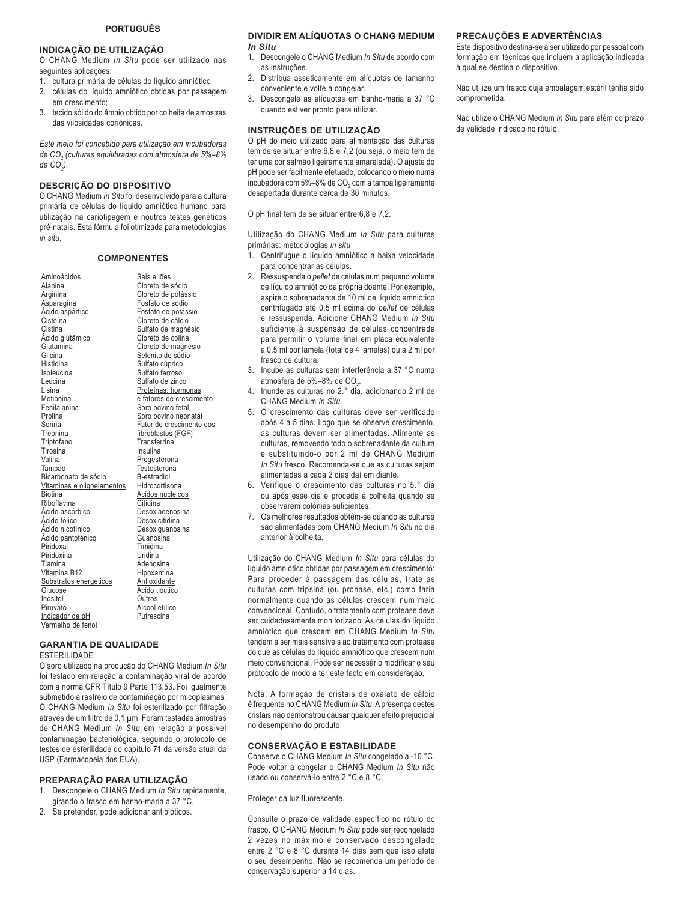## PORTUGUÊS

### INDICAÇÃO DE UTILIZAÇÃO

O CHANG Medium *In Situ* pode ser utilizado nas seguintes aplicações:

1. cultura primária de células do líquido amniótico;
2. células do líquido amniótico obtidas por passagem em crescimento;
3. tecido sólido do âmnio obtido por colheita de amostras das vilosidades coriónicas.

*Este meio foi concebido para utilização em incubadoras de $CO_2$ (culturas equilibradas com atmosfera de 5%–8% de $CO_2$).*

### DESCRIÇÃO DO DISPOSITIVO

O CHANG Medium *In Situ* foi desenvolvido para a cultura primária de células do líquido amniótico humano para utilização na cariotipagem e noutros testes genéticos pré-natais. Esta fórmula foi otimizada para metodologias *in situ*.

### COMPONENTES

| Aminoácidos | Sais e iões |
|---|---|
| Alanina | Cloreto de sódio |
| Arginina | Cloreto de potássio |
| Asparagina | Fosfato de sódio |
| Ácido aspártico | Fosfato de potássio |
| Cisteína | Cloreto de cálcio |
| Cistina | Sulfato de magnésio |
| Ácido glutâmico | Cloreto de colina |
| Glutamina | Cloreto de magnésio |
| Glicina | Selenito de sódio |
| Histidina | Sulfato cúprico |
| Isoleucina | Sulfato ferroso |
| Leucina | Sulfato de zinco |
| Lisina | Proteínas, hormonas e fatores de crescimento |
| Metionina | Soro bovino fetal |
| Fenilalanina | Soro bovino neonatal |
| Prolina | Fator de crescimento dos fibroblastos (FGF) |
| Serina | Transferrina |
| Treonina | Insulina |
| Triptofano | Progesterona |
| Tirosina | Testosterona |
| Valina | B-estradiol |
| Tampão | Hidrocortisona |
| Bicarbonato de sódio | Ácidos nucleicos |
| Vitaminas e oligoelementos | Citidina |
| Biotina | Desoxiadenosina |
| Riboflavina | Desoxicitidina |
| Ácido ascórbico | Desoxiguanosina |
| Ácido fólico | Guanosina |
| Ácido nicotínico | Timidina |
| Ácido pantoténico | Uridina |
| Piridoxal | Adenosina |
| Piridoxina | Hipoxantina |
| Tiamina | Antioxidante |
| Vitamina B12 | Ácido tióctico |
| Substratos energéticos | Outros |
| Glucose | Álcool etílico |
| Inositol | Putrescina |
| Piruvato | |
| Indicador de pH | |
| Vermelho de fenol | |

### GARANTIA DE QUALIDADE

ESTERILIDADE

O soro utilizado na produção do CHANG Medium *In Situ* foi testado em relação a contaminação viral de acordo com a norma CFR Título 9 Parte 113.53. Foi igualmente submetido a rastreio de contaminação por micoplasmas. O CHANG Medium *In Situ* foi esterilizado por filtração através de um filtro de 0,1 µm. Foram testadas amostras de CHANG Medium *In Situ* em relação a possível contaminação bacteriológica, seguindo o protocolo de testes de esterilidade do capítulo 71 da versão atual da USP (Farmacopeia dos EUA).

### PREPARAÇÃO PARA UTILIZAÇÃO

1. Descongele o CHANG Medium *In Situ* rapidamente, girando o frasco em banho-maria a 37 °C.
2. Se pretender, pode adicionar antibióticos.

### DIVIDIR EM ALÍQUOTAS O CHANG MEDIUM *In Situ*

1. Descongele o CHANG Medium *In Situ* de acordo com as instruções.
2. Distribua asseticamente em alíquotas de tamanho conveniente e volte a congelar.
3. Descongele as alíquotas em banho-maria a 37 °C quando estiver pronto para utilizar.

### INSTRUÇÕES DE UTILIZAÇÃO

O pH do meio utilizado para alimentação das culturas tem de se situar entre 6,8 e 7,2 (ou seja, o meio tem de ter uma cor salmão ligeiramente amarelada). O ajuste do pH pode ser facilmente efetuado, colocando o meio numa incubadora com 5%–8% de $CO_2$ com a tampa ligeiramente desapertada durante cerca de 30 minutos.

O pH final tem de se situar entre 6,8 e 7,2.

Utilização do CHANG Medium *In Situ* para culturas primárias: metodologias *in situ*

1. Centrifugue o líquido amniótico a baixa velocidade para concentrar as células.
2. Ressuspenda o *pellet* de células num pequeno volume de líquido amniótico da própria doente. Por exemplo, aspire o sobrenadante de 10 ml de líquido amniótico centrifugado até 0,5 ml acima do *pellet* de células e ressuspenda. Adicione CHANG Medium *In Situ* suficiente à suspensão de células concentrada para permitir o volume final em placa equivalente a 0,5 ml por lamela (total de 4 lamelas) ou a 2 ml por frasco de cultura.
3. Incube as culturas sem interferência a 37 °C numa atmosfera de 5%–8% de $CO_2$.
4. Inunde as culturas no 2.° dia, adicionando 2 ml de CHANG Medium *In Situ*.
5. O crescimento das culturas deve ser verificado após 4 a 5 dias. Logo que se observe crescimento, as culturas devem ser alimentadas. Alimente as culturas, removendo todo o sobrenadante da cultura e substituindo-o por 2 ml de CHANG Medium *In Situ* fresco. Recomenda-se que as culturas sejam alimentadas a cada 2 dias daí em diante.
6. Verifique o crescimento das culturas no 5.° dia ou após esse dia e proceda à colheita quando se observarem colónias suficientes.
7. Os melhores resultados obtêm-se quando as culturas são alimentadas com CHANG Medium *In Situ* no dia anterior à colheita.

Utilização do CHANG Medium *In Situ* para células do líquido amniótico obtidas por passagem em crescimento: Para proceder à passagem das células, trate as culturas com tripsina (ou pronase, etc.) como faria normalmente quando as células crescem num meio convencional. Contudo, o tratamento com protease deve ser cuidadosamente monitorizado. As células do líquido amniótico que crescem em CHANG Medium *In Situ* tendem a ser mais sensíveis ao tratamento com protease do que as células do líquido amniótico que crescem num meio convencional. Pode ser necessário modificar o seu protocolo de modo a ter este facto em consideração.

Nota: A formação de cristais de oxalato de cálcio é frequente no CHANG Medium *In Situ*. A presença destes cristais não demonstrou causar qualquer efeito prejudicial no desempenho do produto.

### CONSERVAÇÃO E ESTABILIDADE

Conserve o CHANG Medium *In Situ* congelado a -10 °C. Pode voltar a congelar o CHANG Medium *In Situ* não usado ou conservá-lo entre 2 °C e 8 °C.

Proteger da luz fluorescente.

Consulte o prazo de validade específico no rótulo do frasco. O CHANG Medium *In Situ* pode ser recongelado 2 vezes no máximo e conservado descongelado entre 2 °C e 8 °C durante 14 dias sem que isso afete o seu desempenho. Não se recomenda um período de conservação superior a 14 dias.

### PRECAUÇÕES E ADVERTÊNCIAS

Este dispositivo destina-se a ser utilizado por pessoal com formação em técnicas que incluem a aplicação indicada à qual se destina o dispositivo.

Não utilize um frasco cuja embalagem estéril tenha sido comprometida.

Não utilize o CHANG Medium *In Situ* para além do prazo de validade indicado no rótulo.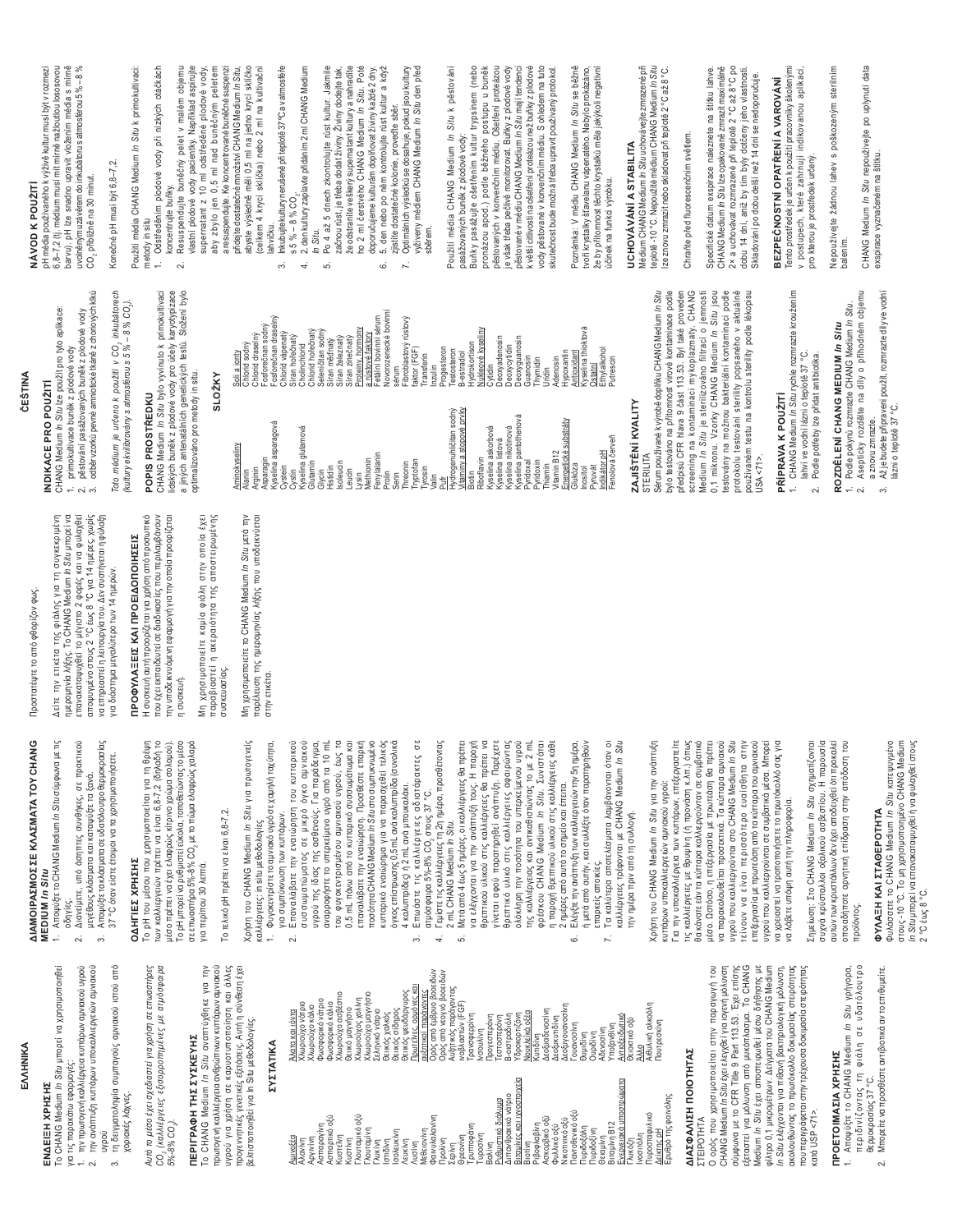# ΕΛΛΗΝΙΚΑ

## ΕΝΔΕΙΞΗ ΧΡΗΣΗΣ

Το CHANG Medium *In Situ* μπορεί να χρησιμοποιηθεί για τις παρακάτω εφαρμογές:

1. την πρωτογενή καλλιέργεια κυττάρων αμνιακού υγρού
2. την ανάπτυξη κυττάρων υποκαλλιεργειών αμνιακού υγρού
3. τη δειγματοληψία συμπαγούς αμνιακού ιστού από χοριακές λάχνες.

*Αυτό το μέσο έχει σχεδιαστεί για χρήση σε επωαστήρες $CO_2$ (καλλιέργειες εξισορροπημένες με ατμόσφαιρα 5%-8% $CO_2$).*

## ΠΕΡΙΓΡΑΦΗ ΤΗΣ ΣΥΣΚΕΥΗΣ

Το CHANG Medium *In Situ* αναπτύχθηκε για την πρωτογενή καλλιέργεια ανθρώπινων κυττάρων αμνιακού υγρού για χρήση σε καρυοτυποποίηση και άλλες προγεννητικές γενετικές εξετάσεις. Αυτή η σύνθεση έχει βελτιστοποιηθεί για τις In Situ μεθοδολογίες.

## ΣΥΣΤΑΤΙΚΑ

| | |
|---|---|
| Αμινοξέα | Άλατα και ιόντα |
| Αλανίνη | Χλωριούχο νάτριο |
| Αργινίνη | Χλωριούχο κάλιο |
| Ασπαραγίνη | Φωσφορικό νάτριο |
| Ασπαρτικό οξύ | Φωσφορικό κάλιο |
| Κυστεΐνη | Χλωριούχο ασβέστιο |
| Κυστίνη | Θειικό μαγνήσιο |
| Γλουταμικό οξύ | Χλωριούχος χολίνη |
| Γλουταμίνη | Χλωριούχο μαγνήσιο |
| Γλυκίνη | Σεληνικό νάτριο |
| Ιστιδίνη | Θειικός χαλκός |
| Ισολευκίνη | Θειικός σίδηρος |
| Λευκίνη | Θειικός ψευδάργυρος |
| Λυσίνη | Πρωτεΐνες, ορμόνες και αυξητικοί παράγοντες |
| Μεθειονίνη | Ορός από έμβρυο βοοειδών |
| Φαινυλαλανίνη | Ορός από νεογνά βοοειδών |
| Προλίνη | Αυξητικός παράγοντας ινοβλαστών (FGF) |
| Σερίνη | Τρανσφερρίνη |
| Θρεονίνη | Ινσουλίνη |
| Τρυπτοφάνη | Προγεστερόνη |
| Τυροσίνη | Τεστοστερόνη |
| Βαλίνη | B-οιστραδιόλη |
| Ρυθμιστικό διάλυμα | Υδροκορτιζόνη |
| Διττανθρακικό νάτριο | Νουκλεϊκά οξέα |
| Βιταμίνες και ιχνοστοιχεία | Κυτιδίνη |
| Βιοτίνη | Δεοξυαδενοσίνη |
| Ριβοφλαβίνη | Δεοξυκυτιδίνη |
| Ασκορβικό οξύ | Δεοξυγουανοσίνη |
| Φυλλικό οξύ | Γουανοσίνη |
| Νικοτινικό οξύ | Θυμιδίνη |
| Παντοθενικό οξύ | Ουριδίνη |
| Πυριδοξάλη | Αδενοσίνη |
| Πυριδοξίνη | Υποξανθίνη |
| Θειαμίνη | Αντιοξειδωτικό |
| Βιταμίνη B12 | Θειοκτικό οξύ |
| Ενεργειακά υποστρώματα | Άλλα |
| Γλυκόζη | Αιθυλική αλκοόλη |
| Ινοσιτόλη | Πουτρεσκίνη |
| Πυροσταφυλικό | |
| Δείκτης pH | |
| Ερυθρό της φαινόλης | |

## ΔΙΑΣΦΑΛΙΣΗ ΠΟΙΟΤΗΤΑΣ

ΣΤΕΙΡΟΤΗΤΑ

Ο ορός που χρησιμοποιείται στην παρασκευή του CHANG Medium *In Situ* έχει ελεγχθεί για ιογενή μόλυνση σύμφωνα με το CFR Title 9 Part 113.53. Έχει επίσης εξεταστεί για μόλυνση από μυκόπλασμα. Το CHANG Medium *In Situ* έχει αποστειρωθεί με διήθηση με φίλτρο 0,1 μικρομέτρων. Δείγματα του CHANG Medium *In Situ* ελέγχονται για πιθανή βακτηριολογική μόλυνση, ακολουθώντας το πρωτόκολλο δοκιμασίας στειρότητας που περιγράφεται στην τρέχουσα δοκιμασία στειρότητας κατά USP <71>.

## ΠΡΟΕΤΟΙΜΑΣΙΑ ΧΡΗΣΗΣ

1. Αποψύξτε το CHANG Medium *In Situ* γρήγορα, περιδινίζοντας τη φιάλη σε υδατόλουτρο θερμοκρασίας 37 °C.
2. Μπορείτε να προσθέσετε αντιβιοτικά αν το επιθυμείτε.

## ΔΙΑΜΟΙΡΑΣΜΟΣ ΣΕ ΚΛΑΣΜΑΤΑ ΤΟΥ CHANG MEDIUM *In Situ*

1. Αποψύξτε το CHANG Medium *In Situ* σύμφωνα με τις οδηγίες.
2. Διανείμετε, υπό άσηπτες συνθήκες, σε πρακτικού μεγέθους κλάσματα και καταψύξτε τα ξανά.
3. Αποψύξτε τα κλάσματα σε υδατόλουτρο θερμοκρασίας 37 °C όταν είστε έτοιμοι να τα χρησιμοποιήσετε.

## ΟΔΗΓΙΕΣ ΧΡΗΣΗΣ

Το pH του μέσου που χρησιμοποιείται για τη θρέψη των καλλιεργειών πρέπει να είναι 6,8-7,2 (δηλαδή το μέσο πρέπει να έχει ελαφρώς κίτρινο χρώμα σολομού). Το pH μπορεί να ρυθμιστεί εύκολα, τοποθετώντας το μέσο σε επωαστήρα 5%-8% $CO_2$ με το πώμα ελαφρώς χαλαρό για περίπου 30 λεπτά.

Το τελικό pH πρέπει να είναι 6,8-7,2.

Χρήση του CHANG Medium *In Situ* για πρωτογενείς καλλιέργειες: in situ μεθοδολογίες:

1. Φυγοκεντρήστε το αμνιακό υγρό σε χαμηλή ταχύτητα, για συμπύκνωση των κυττάρων.
2. Επαναλάβατε την εναιώρηση του κυτταρικού συσσωματώματος σε μικρό όγκο αμνιακού υγρού της ίδιας της ασθενούς. Για παράδειγμα, αναρροφήστε το υπερκείμενο υγρό από τα 10 mL του φυγοκεντρημένου αμνιακού υγρού, έως τα 0,5 mL πάνω από το κυτταρικό συσσωμάτωμα και επαναλάβατε την εναιώρηση. Προσθέστε επαρκή ποσότητα CHANG Medium *In Situ* στο συμπυκνωμένο κυτταρικό εναιώρημα για να παραχθεί τελικός όγκος επίστρωσης 0,5 mL ανά καλυπτρίδα (συνολικά 4 καλυπτρίδες) ή 2 mL ανά μπουκαλάκι.
3. Επωάστε τις καλλιέργειες αδιατάρακτες σε ατμόσφαιρα 5%-8% $CO_2$ στους 37°C.
4. Γεμίστε τις καλλιέργειες τη 2η ημέρα, προσθέτοντας 2 mL CHANG Medium *In Situ*.
5. Μετά από 4 έως 5 ημέρες, οι καλλιέργειες θα πρέπει να ελέγχονται για την ανάπτυξή τους. Η παροχή θρεπτικού υλικού στις καλλιέργειες θα πρέπει να γίνεται αφού παρατηρηθεί ανάπτυξη. Παρέχετε θρεπτικό υλικό στις καλλιέργειες αφαιρώντας ολόκληρη την ποσότητα του υπερκείμενου υγρού της καλλιέργειας και αντικαθιστώντας το με 2 mL φρέσκου CHANG Medium *In Situ*. Συνιστάται η παροχή θρεπτικού υλικού στις καλλιέργειες κάθε 2 ημέρες από αυτό το σημείο και έπειτα.
6. Ελέγξτε την ανάπτυξη των καλλιεργειών την 5η ημέρα, ή μετά από αυτήν, και συλλέξτε όταν παρατηρηθούν επαρκείς αποικίες.
7. Τα καλύτερα αποτελέσματα λαμβάνονται όταν οι καλλιέργειες τρέφονται με CHANG Medium *In Situ* την ημέρα πριν από τη συλλογή.

Χρήση του CHANG Medium *In Situ* για την ανάπτυξη κυττάρων υποκαλλιεργειών αμνιακού υγρού:

Για την υποκαλλιέργεια των κυττάρων, επεξεργαστείτε τις καλλιέργειες με θρυψίνη (ή πρωτεάση κ.λπ.) όπως θα κάνατε εάν τα κύτταρα καλλιεργούνταν σε συμβατικό μέσο. Ωστόσο, η επεξεργασία με πρωτεάση θα πρέπει να παρακολουθείται προσεκτικά. Τα κύτταρα αμνιακού υγρού που καλλιεργούνται στο CHANG Medium *In Situ* τείνουν να είναι περισσότερο ευαίσθητα στην επεξεργασία με πρωτεάση από ό,τι τα κύτταρα του αμνιακού υγρού που καλλιεργούνται σε συμβατικό μέσο. Μπορεί να χρειαστεί να τροποποιήσετε το πρωτόκολλό σας για να λάβετε υπόψη αυτή την πληροφορία.

Σημείωση: Στο CHANG Medium *In Situ* σχηματίζονται συχνά κρύσταλλοι οξαλικού ασβεστίου. Η παρουσία αυτών των κρυστάλλων δεν έχει αποδειχθεί ότι προκαλεί οποιαδήποτε αρνητική επίδραση στην απόδοση του προϊόντος.

## ΦΥΛΑΞΗ ΚΑΙ ΣΤΑΘΕΡΟΤΗΤΑ

Φυλάσσετε το CHANG Medium *In Situ* καταψυγμένο στους -10 °C. Το μη χρησιμοποιημένο CHANG Medium *In Situ* μπορεί να επανακαταψυχθεί ή να φυλαχθεί στους 2 °C έως 8 °C.

Προστατεύετε το από φθορίζον φως.

Δείτε την ετικέτα της φιάλης για τη συγκεκριμένη ημερομηνία λήξης. Το CHANG Medium *In Situ* μπορεί να επανακαταψυχθεί το μέγιστο 2 φορές και να φυλαχθεί αποψυγμένο στους 2 °C έως 8 °C για 14 ημέρες, χωρίς να επηρεαστεί η λειτουργία του. Δεν συστήνεται η φύλαξη για διάστημα μεγαλύτερο των 14 ημερών.

## ΠΡΟΦΥΛΑΞΕΙΣ ΚΑΙ ΠΡΟΕΙΔΟΠΟΙΗΣΕΙΣ

Η συσκευή αυτή προορίζεται για χρήση από προσωπικό που έχει εκπαιδευτεί στις διαδικασίες που περιλαμβάνουν την υποδεικνυόμενη εφαρμογή για την οποία προορίζεται η συσκευή.

Μη χρησιμοποιείτε καμία φιάλη στην οποία έχει παραβιαστεί η ακεραιότητα της αποστειρωμένης συσκευασίας.

Μη χρησιμοποιείτε το CHANG Medium *In Situ* μετά την παρέλευση της ημερομηνίας λήξης που υποδεικνύεται στην ετικέτα.

# ČEŠTINA

## INDIKACE PRO POUŽITÍ

CHANG Medium *In Situ* lze použít pro tyto aplikace:

1. primokultivace buněk z plodové vody
2. pěstování pasážovaných buněk z plodové vody
3. odběr vzorků pevné amniotické tkáně z choriových klků

*Toto médium je určeno k použití v $CO_2$ inkubátorech (kultury ekvilibrovány s atmosférou s 5 % – 8 % $CO_2$).*

## POPIS PROSTŘEDKU

CHANG Medium *In Situ* bylo vyvinuto k primokultivaci lidských buněk z plodové vody pro účely karyotypizace a jiných antenatálních genetických testů. Složení bylo optimalizováno pro metody in situ.

## SLOŽKY

| | |
|---|---|
| Aminokyseliny | Soli a ionty |
| Alanin | Chlorid sodný |
| Arginin | Chlorid draselný |
| Asparagin | Fosforečnan sodný |
| Kyselina asparagová | Fosforečnan draselný |
| Cystein | Chlorid vápenatý |
| Cystin | Síran hořečnatý |
| Kyselina glutamová | Cholinchlorid |
| Glutamin | Chlorid hořečnatý |
| Glycin | Selenitan sodný |
| Histidin | Síran měďnatý |
| Isoleucin | Síran železnatý |
| Leucin | Síran zinečnatý |
| Lysin | Proteiny, hormony a růstové faktory |
| Methionin | Fetální bovinní sérum |
| Fenylalanin | Novorozenecké bovinní sérum |
| Prolin | Fibroblastový růstový faktor (FGF) |
| Serin | Transferin |
| Threonin | Inzulin |
| Tryptofan | Progesteron |
| Tyrosin | Testosteron |
| Valin | B-estradiol |
| Pufr | Hydrokortizon |
| Hydrogenuhličitan sodný | Nukleové kyseliny |
| Vitaminy a stopové prvky | Cytidin |
| Biotin | Deoxyadenosin |
| Riboflavin | Deoxycytidin |
| Kyselina askorbová | Deoxyguanosin |
| Kyselina listová | Guanosin |
| Kyselina nikotinová | Thymidin |
| Kyselina pantothenová | Uridin |
| Pyridoxal | Adenosin |
| Pyridoxin | Hypoxantin |
| Thiamin | Antioxidant |
| Vitamin B12 | Kyselina thioktová |
| Energetické substráty | Ostatní |
| Glukóza | Ethylalkohol |
| Inositol | Putrescin |
| Pyruvát | |
| Indikátor pH | |
| Fenolová červeň | |

## ZAJIŠTĚNÍ KVALITY

STERILITA

Sérum používané k výrobě doplňku CHANG Medium *In Situ* bylo testováno na přítomnost virové kontaminace podle předpisů CFR hlava 9 část 113.53. Byl také proveden screening na kontaminaci mykoplazmaty. CHANG Medium *In Situ* je sterilizováno filtrací o jemnosti 0,1 mikronu. Vzorky CHANG Medium *In Situ* jsou testovány na možnou bakteriální kontaminaci podle protokolu testování sterility popsaného v aktuálně používaném testu na kontrolu sterility podle lékopisu USA <71>.

## PŘÍPRAVA K POUŽITÍ

1. CHANG Medium *In Situ* rychle rozmrazte kroužením lahví ve vodní lázni o teplotě 37 °C.
2. Podle potřeby lze přidat antibiotika.

## ROZDĚLENÍ CHANG MEDIUM *In Situ*

1. Podle pokynů rozmrazte CHANG Medium *In Situ*.
2. Asepticky rozdělte na díly o příhodném objemu a znovu zmrazte.
3. Až je budete připraveni použít, rozmrazte díly ve vodní lázni o teplotě 37 °C.

## NÁVOD K POUŽITÍ

pH média používaného k výživě kultur musí být v rozmezí 6,8–7,2 (tj. médium musí mít mírně nažloutlou lososovou barvu). pH lze snadno upravit vložením média s mírně uvolněným uzávěrem do inkubátoru s atmosférou 5 % – 8 % $CO_2$ přibližně na 30 minut.

Konečné pH musí být 6,8–7,2.

Použití média CHANG Medium *In Situ* k primokultivaci: metody in situ

1. Odstředěním plodové vody při nízkých otáčkách koncentrujte buňky.
2. Resuspendujte buněčný pelet v malém objemu vlastní plodové vody pacientky. Například aspirujte supernatant z 10 ml odstředěné plodové vody, aby zbylo jen 0,5 ml nad buněčným peletem a resuspendujte. Ke koncentrované buněčné suspenzi přidejte dostatečné množství CHANG Medium *In Situ*, abyste výsledně měli 0,5 ml na jedno krycí sklíčko (celkem 4 krycí sklíčka) nebo 2 ml na kultivační lahvičku.
3. Inkubujte kultury nerušeně při teplotě 37 °C a atmosféře s 5 % – 8 % $CO_2$.
4. 2. den kultury zaplavte přidáním 2 ml CHANG Medium *In Situ*.
5. Po 4 až 5 dnech zkontrolujte růst kultur. Jakmile začnou růst, je třeba dodat živiny. Živiny dodejte tak, že odstraníte veškerý supernatant kultury a nahradíte ho 2 ml čerstvého CHANG Medium *In Situ*. Poté doporučujeme kulturám doplňovat živiny každé 2 dny.
6. 5. den nebo po něm kontrolujte růst kultur a když zjistíte dostatečné kolonie, proveďte sběr.
7. Optimálních výsledků se dosahuje, pokud jsou kultury vyživeny médiem CHANG Medium *In Situ* den před sběrem.

Použití média CHANG Medium *In Situ* k pěstování pasážovaných buněk z plodové vody:

Buňky pasážujte ošetřením kultur trypsinem (nebo proteázou apod.) podle běžného postupu u buněk pěstovaných v konvenčním médiu. Ošetření proteázou je však třeba pečlivě monitorovat. Buňky z plodové vody pěstované v médiu CHANG Medium *In Situ* mají tendenci k větší citlivosti na ošetření proteázou než buňky z plodové vody pěstované v konvenčním médiu. S ohledem na tuto skutečnost bude možná třeba upravit používaný protokol.

Poznámka: V médiu CHANG Medium *In Situ* se běžně tvoří krystaly šťavelanu vápenatého. Nebylo prokázáno, že by přítomnost těchto krystalů měla jakýkoli negativní účinek na funkci výrobku.

## UCHOVÁVÁNÍ A STABILITA

Médium CHANG Medium *In Situ* uchovávejte zmrazené při teplotě -10 °C. Nepoužité médium CHANG Medium *In Situ* lze znovu zmrazit nebo skladovat při teplotě 2 °C až 8 °C.

Chraňte před fluorescenčním světlem.

Specifické datum exspirace naleznete na štítku lahve. CHANG Medium *In Situ* lze opakovaně zmrazit maximálně 2× a uchovávat rozmrazené při teplotě 2 °C až 8 °C po dobu 14 dní, aniž by tím byly dotčeny jeho vlastnosti. Skladování po dobu delší než 14 dní se nedoporučuje.

## BEZPEČNOSTNÍ OPATŘENÍ A VAROVÁNÍ

Tento prostředek je určen k použití pracovníky školenými v postupech, které zahrnují indikovanou aplikaci, pro kterou je prostředek určený.

Nepoužívejte žádnou lahev s poškozeným sterilním balením.

CHANG Medium *In Situ* nepoužívejte po uplynutí data exspirace vyznačeném na štítku.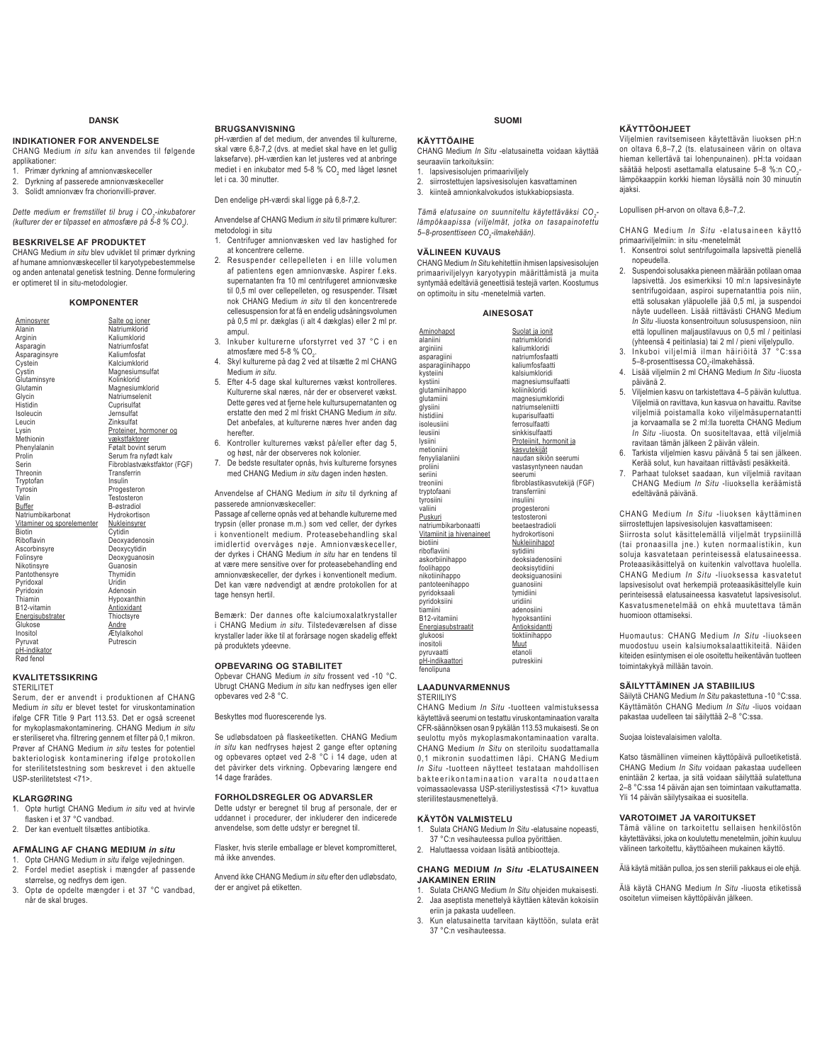# DANSK

## INDIKATIONER FOR ANVENDELSE

CHANG Medium *in situ* kan anvendes til følgende applikationer:

1. Primær dyrkning af amnionvæskeceller
2. Dyrkning af passerede amnionvæskeceller
3. Solidt amnionvæv fra chorionvilli-prøver.

*Dette medium er fremstillet til brug i $CO_2$-inkubatorer (kulturer der er tilpasset en atmosfære på 5-8 % $CO_2$).*

## BESKRIVELSE AF PRODUKTET

CHANG Medium *in situ* blev udviklet til primær dyrkning af humane amnionvæskeceller til karyotypebestemmelse og anden antenatal genetisk testning. Denne formulering er optimeret til in situ-metodologier.

### KOMPONENTER

| Aminosyrer | Salte og ioner |
|---|---|
| Alanin | Natriumklorid |
| Arginin | Kaliumklorid |
| Asparagin | Natriumfosfat |
| Asparaginsyre | Kaliumfosfat |
| Cystein | Kalciumklorid |
| Cystin | Magnesiumsulfat |
| Glutaminsyre | Kolinklorid |
| Glutamin | Magnesiumklorid |
| Glycin | Natriumselenit |
| Histidin | Cuprisulfat |
| Isoleucin | Jernsulfat |
| Leucin | Zinksulfat |
| Lysin | Proteiner, hormoner og vækstfaktorer |
| Methionin | |
| Phenylalanin | Føtalt bovint serum |
| Prolin | Serum fra nyfødt kalv |
| Serin | Fibroblastvækstfaktor (FGF) |
| Threonin | Transferrin |
| Tryptofan | Insulin |
| Tyrosin | Progesteron |
| Valin | Testosteron |
| Buffer | B-østradiol |
| Natriumbikarbonat | Hydrokortison |
| Vitaminer og sporelementer | Nukleinsyrer |
| Biotin | Cytidin |
| Riboflavin | Deoxyadenosin |
| Ascorbinsyre | Deoxycytidin |
| Folinsyre | Deoxyguanosin |
| Nikotinsyre | Guanosin |
| Pantothensyre | Thymidin |
| Pyridoxal | Uridin |
| Pyridoxin | Adenosin |
| Thiamin | Hypoxanthin |
| B12-vitamin | Antioxidant |
| Energisubstrater | Thioctsyre |
| Glukose | Andre |
| Inositol | Ætylalkohol |
| Pyruvat | Putrescin |
| pH-indikator | |
| Rød fenol | |

## KVALITETSSIKRING

STERILITET

Serum, der er anvendt i produktionen af CHANG Medium *in situ* er blevet testet for viruskontamination ifølge CFR Title 9 Part 113.53. Det er også screenet for mykoplasmakontaminering. CHANG Medium *in situ* er steriliseret vha. filtrering gennem et filter på 0,1 mikron. Prøver af CHANG Medium *in situ* testes for potentiel bakteriologisk kontaminering ifølge protokollen for sterilitetstestning som beskrevet i den aktuelle USP-sterilitetstest <71>.

## KLARGØRING

1. Optø hurtigt CHANG Medium *in situ* ved at hvirvle flasken i et 37 °C vandbad.
2. Der kan eventuelt tilsættes antibiotika.

## AFMÅLING AF CHANG MEDIUM *in situ*

1. Optø CHANG Medium *in situ* ifølge vejledningen.
2. Fordel mediet aseptisk i mængder af passende størrelse, og nedfrys dem igen.
3. Optø de opdelte mængder i et 37 °C vandbad, når de skal bruges.

## BRUGSANVISNING

pH-værdien af det medium, der anvendes til kulturerne, skal være 6,8-7,2 (dvs. at mediet skal have en let gullig laksefarve). pH-værdien kan let justeres ved at anbringe mediet i en inkubator med 5-8 % $CO_2$ med låget løsnet let i ca. 30 minutter.

Den endelige pH-værdi skal ligge på 6,8-7,2.

Anvendelse af CHANG Medium *in situ* til primære kulturer: metodologi in situ

1. Centrifuger amnionvæsken ved lav hastighed for at koncentrere cellerne.
2. Resuspender cellepelleten i en lille volumen af patientens egen amnionvæske. Aspirer f.eks. supernatanten fra 10 ml centrifugeret amnionvæske til 0,5 ml over cellepelleten, og resuspender. Tilsæt nok CHANG Medium *in situ* til den koncentrerede cellesuspension for at få en endelig udsåningsvolumen på 0,5 ml pr. dækglas (i alt 4 dækglas) eller 2 ml pr. ampul.
3. Inkuber kulturerne uforstyrret ved 37 °C i en atmosfære med 5-8 % $CO_2$.
4. Skyl kulturerne på dag 2 ved at tilsætte 2 ml CHANG Medium *in situ*.
5. Efter 4-5 dage skal kulturernes vækst kontrolleres. Kulturerne skal næres, når der er observeret vækst. Dette gøres ved at fjerne hele kultursupernatanten og erstatte den med 2 ml friskt CHANG Medium *in situ*. Det anbefales, at kulturerne næres hver anden dag herefter.
6. Kontroller kulturernes vækst på/eller efter dag 5, og høst, når der observeres nok kolonier.
7. De bedste resultater opnås, hvis kulturerne forsynes med CHANG Medium *in situ* dagen inden høsten.

Anvendelse af CHANG Medium *in situ* til dyrkning af passerede amnionvæskeceller:

Passage af cellerne opnås ved at behandle kulturerne med trypsin (eller pronase m.m.) som ved celler, der dyrkes i konventionelt medium. Proteasebehandling skal imidlertid overvåges nøje. Amnionvæskeceller, der dyrkes i CHANG Medium *in situ* har en tendens til at være mere sensitive over for proteasebehandling end amnionvæskeceller, der dyrkes i konventionelt medium. Det kan være nødvendigt at ændre protokollen for at tage hensyn hertil.

Bemærk: Der dannes ofte kalciumoxalatkrystaller i CHANG Medium *in situ*. Tilstedeværelsen af disse krystaller lader ikke til at forårsage nogen skadelig effekt på produktets ydeevne.

## OPBEVARING OG STABILITET

Opbevar CHANG Medium *in situ* frossent ved -10 °C. Ubrugt CHANG Medium *in situ* kan nedfryses igen eller opbevares ved 2-8 °C.

Beskyttes mod fluorescerende lys.

Se udløbsdatoen på flaskeetiketten. CHANG Medium *in situ* kan nedfryses højest 2 gange efter optøning og opbevares optøet ved 2-8 °C i 14 dage, uden at det påvirker dets virkning. Opbevaring længere end 14 dage frarådes.

## FORHOLDSREGLER OG ADVARSLER

Dette udstyr er beregnet til brug af personale, der er uddannet i procedurer, der inkluderer den indicerede anvendelse, som dette udstyr er beregnet til.

Flasker, hvis sterile emballage er blevet kompromitteret, må ikke anvendes.

Anvend ikke CHANG Medium *in situ* efter den udløbsdato, der er angivet på etiketten.

# SUOMI

## KÄYTTÖAIHE

CHANG Medium *In Situ* -elatusainetta voidaan käyttää seuraaviin tarkoituksiin:

1. lapsivesisolujen primaariviljely
2. siirrostettujen lapsivesisolujen kasvattaminen
3. kiinteä amnionkalvokudos istukkabiopsiasta.

*Tämä elatusaine on suunniteltu käytettäväksi $CO_2$-lämpökaapissa (viljelmät, jotka on tasapainotettu 5–8-prosenttiseen $CO_2$-ilmakehään).*

## VÄLINEEN KUVAUS

CHANG Medium *In Situ* kehitettiin ihmisen lapsivesisolujen primaariviljelyyn karyotyypin määrittämistä ja muita syntymää edeltäviä geneettisiä testejä varten. Koostumus on optimoitu in situ -menetelmiä varten.

### AINESOSAT

| Aminohapot | Suolat ja ionit |
|---|---|
| alaniini | natriumkloridi |
| arginiini | kaliumkloridi |
| asparagiini | natriumfosfaatti |
| asparagiinihappo | kaliumfosfaatti |
| kysteiini | kalsiumkloridi |
| kystiini | magnesiumsulfaatti |
| glutamiinihappo | koliinikloridi |
| glutamiini | magnesiumkloridi |
| glysiini | natriumseleniitti |
| histidiini | kuparisulfaatti |
| isoleusiini | ferrosulfaatti |
| leusiini | sinkkisulfaatti |
| lysiini | Proteiinit, hormonit ja kasvutekijät |
| metioniini | |
| fenyylialaniini | naudan sikiön seerumi |
| proliini | vastasyntyneen naudan seerumi |
| seriini | |
| treoniini | fibroblastikasvutekijä (FGF) |
| tryptofaani | transferriini |
| tyrosiini | insuliini |
| valiini | progesteroni |
| Puskuri | testosteroni |
| natriumbikarbonaatti | beetaestradioli |
| Vitamiinit ja hivenaineet | hydrokortisoni |
| biotiini | Nukleiinihapot |
| riboflaviini | sytidiini |
| askorbiinihappo | deoksiadenosiini |
| foolihappo | deoksisytidiini |
| nikotiinihappo | deoksiguanosiini |
| pantoteenihappo | guanosiini |
| pyridoksaali | tymidiini |
| pyridoksiini | uridiini |
| tiamiini | adenosiini |
| B12-vitamiini | hypoksantiini |
| Energiasubstraatit | Antioksidantti |
| glukoosi | tioktiinihappo |
| inositoli | Muut |
| pyruvaatti | etanoli |
| pH-indikaattori | putreskiini |
| fenolipuna | |

## LAADUNVARMENNUS

STERIILIYS

CHANG Medium *In Situ* -tuotteen valmistuksessa käytettävä seerumi on testattu viruskontaminaation varalta CFR-säännöksen osan 9 pykälän 113.53 mukaisesti. Se on seulottu myös mykoplasmakontaminaation varalta. CHANG Medium *In Situ* on steriloitu suodattamalla 0,1 mikronin suodattimen läpi. CHANG Medium *In Situ* -tuotteen näytteet testataan mahdollisen bakteerikontaminaation varalta noudattaen voimassaolevassa USP-steriiliystestissä <71> kuvattua steriilitestausmenetelmää.

## KÄYTÖN VALMISTELU

1. Sulata CHANG Medium *In Situ* -elatusaine nopeasti, 37 °C:n vesihauteessa pulloa pyörittäen.
2. Haluttaessa voidaan lisätä antibiootteja.

## CHANG MEDIUM *In Situ* -ELATUSAINEEN JAKAMINEN ERIIN

1. Sulata CHANG Medium *In Situ* ohjeiden mukaisesti.
2. Jaa aseptista menetelmää käyttäen kätevän kokoisiin eriin ja pakasta uudelleen.
3. Kun elatusainetta tarvitaan käyttöön, sulata erät 37 °C:n vesihauteessa.

## KÄYTTÖOHJEET

Viljelmien ravitsemiseen käytettävän liuoksen pH:n on oltava 6,8–7,2 (ts. elatusaineen värin on oltava hieman kellertävä tai lohenpunainen). pH:ta voidaan säätää helposti asettamalla elatusaine 5–8 %:n $CO_2$-lämpökaappiin korkki hieman löysällä noin 30 minuutin ajaksi.

Lopullisen pH-arvon on oltava 6,8–7,2.

CHANG Medium *In Situ* -elatusaineen käyttö primaariviljelmiin: in situ -menetelmät

1. Konsentroi solut sentrifugoimalla lapsivettä pienellä nopeudella.
2. Suspendoi solusakka pieneen määrään potilaan omaa lapsivettä. Jos esimerkiksi 10 ml:n lapsivesinäyte sentrifugoidaan, aspiroi supernatanttia pois niin, että solusakan yläpuolelle jää 0,5 ml, ja suspendoi näyte uudelleen. Lisää riittävästi CHANG Medium *In Situ* -liuosta konsentroituun solususpensioon, niin että lopullinen maljaustilavuus on 0,5 ml / peitinlasi (yhteensä 4 peitinlasia) tai 2 ml / pieni viljelypullo.
3. Inkuboi viljelmiä ilman häiriöitä 37 °C:ssa 5–8-prosenttisessa $CO_2$-ilmakehässä.
4. Lisää viljelmiin 2 ml CHANG Medium *In Situ* -liuosta päivänä 2.
5. Viljelmien kasvu on tarkistettava 4–5 päivän kuluttua. Viljelmiä on ravittava, kun kasvua on havaittu. Ravitse viljelmiä poistamalla koko viljelmäsupernatantti ja korvaamalla se 2 ml:lla tuoretta CHANG Medium *In Situ* -liuosta. On suositeltavaa, että viljelmiä ravitaan tämän jälkeen 2 päivän välein.
6. Tarkista viljelmien kasvu päivänä 5 tai sen jälkeen. Kerää solut, kun havaitaan riittävästi pesäkkeitä.
7. Parhaat tulokset saadaan, kun viljelmiä ravitaan CHANG Medium *In Situ* -liuoksella keräämistä edeltävänä päivänä.

CHANG Medium *In Situ* -liuoksen käyttäminen siirrostettujen lapsivesisolujen kasvattamiseen:

Siirrosta solut käsittelemällä viljelmät trypsiinillä (tai pronaasilla jne.) kuten normaalistikin, kun soluja kasvatetaan perinteisessä elatusaineessa. Proteaasikäsittelyä on kuitenkin valvottava huolella. CHANG Medium *In Situ* -liuoksessa kasvatetut lapsivesisolut ovat herkempiä proteaasikäsittelylle kuin perinteisessä elatusaineessa kasvatetut lapsivesisolut. Kasvatusmenetelmää on ehkä muutettava tämän huomioon ottamiseksi.

Huomautus: CHANG Medium *In Situ* -liuokseen muodostuu usein kalsiumoksalaattikiteitä. Näiden kiteiden esiintymisen ei ole osoitettu heikentävän tuotteen toimintakykyä millään tavoin.

## SÄILYTTÄMINEN JA STABIILIUS

Säilytä CHANG Medium *In Situ* pakastettuna -10 °C:ssa. Käyttämätön CHANG Medium *In Situ* -liuos voidaan pakastaa uudelleen tai säilyttää 2–8 °C:ssa.

Suojaa loistevalaisimen valolta.

Katso täsmällinen viimeinen käyttöpäivä pulloetiketistä. CHANG Medium *In Situ* voidaan pakastaa uudelleen enintään 2 kertaa, ja sitä voidaan säilyttää sulatettuna 2–8 °C:ssa 14 päivän ajan sen toimintaan vaikuttamatta. Yli 14 päivän säilytysaikaa ei suositella.

## VAROTOIMET JA VAROITUKSET

Tämä väline on tarkoitettu sellaisen henkilöstön käytettäväksi, joka on koulutettu menetelmiin, joihin kuuluu välineen tarkoitettu, käyttöaiheen mukainen käyttö.

Älä käytä mitään pulloa, jos sen steriili pakkaus ei ole ehjä.

Älä käytä CHANG Medium *In Situ* -liuosta etiketissä osoitetun viimeisen käyttöpäivän jälkeen.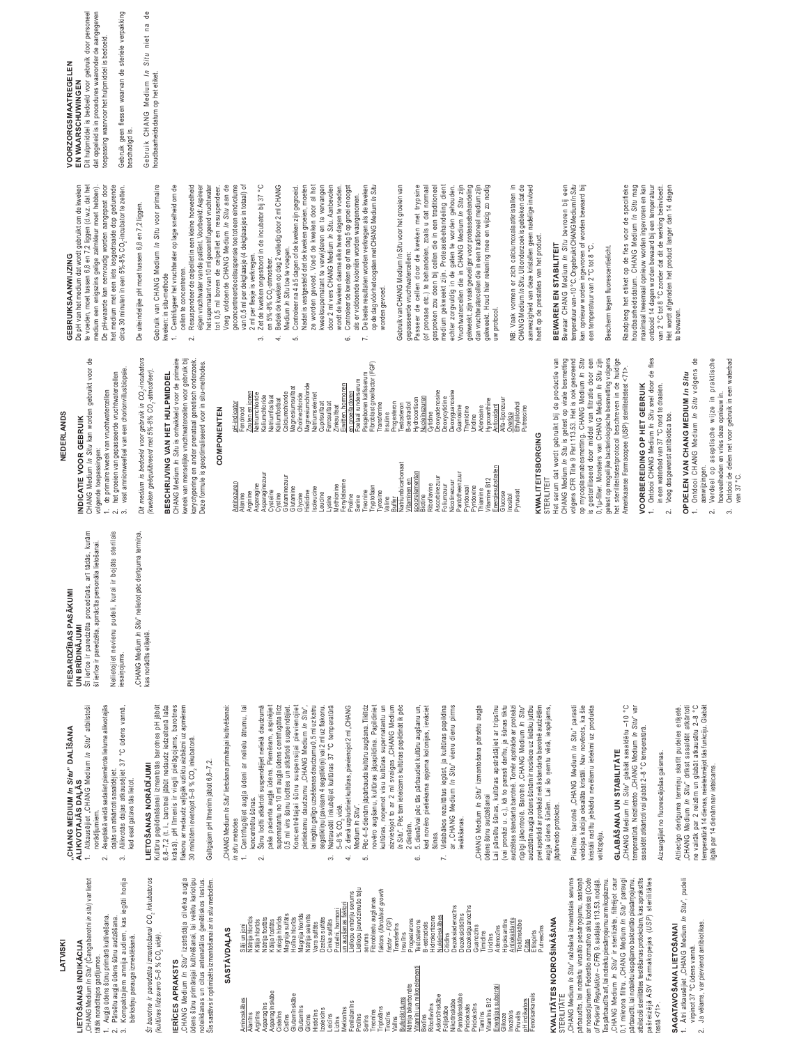# LATVISKI

## LIETOŠANAS INDIKĀCIJA

„CHANG Medium *In Situ*" (Čanga barotne *in situ*) var lietot tālāk norādītajos gadījumos kultivēšanai.

1. Augļa ūdens šūnu primārā kultivēšana.
2. Pārsētu augļa ūdens šūnu audzēšana.
3. Kompaktajiem amnija audiem, kas iegūti horija bārkstiņu paraugu izmeklēšanā.

*Šī barotne ir paredzēta izmantošanai $CO_2$ inkubatoros (kultūras līdzsvaro 5–8 % $CO_2$ vidē).*

## IERĪCES APRAKSTS

„CHANG Medium *In Situ*" izstrādāja cilvēka augļa ūdens šūnu primārajai kultivēšanai, lai veiktu kariotipu noteikšanas un citus antenatālos ģenētiskos testus. Šīs sastāvs ir optimizēts izmantošanai ar *in situ* metodēm.

## SASTĀVDAĻAS

**Aminoskābes**
Alanīns
Arginīns
Asparagīns
Asparagīnskābe
Cisteīns
Cistīns
Glutamīnskābe
Glutamīns
Glicīns
Histidīns
Izoleicīns
Leicīns
Lizīns
Metionīns
Fenilalanīns
Prolīns
Serīns
Treonīns
Triptofāns
Tirozīns
Valīns

**Buferšķīdums**
Nātrija bikarbonāts

**Vitamīni un mikroelementi**
Biotīns
Riboflavīns
Askorbīnskābe
Folijskābe
Nikotīnskābe
Pantotēnskābe
Piridoksāls
Piridoksīns
Tiamīns
Vitamīns B12

**Enerģijas substrāti**
Glikoze
Inozitols
Piruvāts

**pH indikators**
Fenolsarkanais

**Sāļi un joni**
Nātrija hlorīds
Kālija hlorīds
Nātrija fosfāts
Kālija fosfāts
Kalcija hlorīds
Magnija sulfāts
Holīna hlorīds
Magnija hlorīds
Nātrija selenīts
Vara sulfāts
Dzelzs sulfāts
Cinka sulfāts

**Proteīni, hormoni un augšanas faktori**
Liellopu augļa serums
Jaundzimušu teļu serums
Fibroblastu augšanas faktors (*fibroblast growth factor* – FGF)
Transferīns
Insulīns
Progesterons
Testosterons
B-estradiols
Hidrokortizons

**Nukleīnskābes**
Citidīns
Dezoksiadenozīns
Dezoksicitidīns
Dezoksiguanozīns
Guanozīns
Timidīns
Uridīns
Adenozīns
Hipoksantīns

**Antioksidanti**
Tioktīnskābe

**Citi**
Etilspirts
Putrescīns

## KVALITĀTES NODROŠINĀŠANA

STERILITĀTE

„CHANG Medium *In Situ*" ražošanā izmantotais serums pārbaudīts, lai noteiktu vīrusu piesārņojumu, saskaņā ar nosacījumiem Federālo normatīvo aktu kodeksā (*Code of Federal Regulation – CFR*) 9. sadaļas 113.53. nodaļā. Tas pārbaudīts arī, lai noteiktu piesārņojumu ar mikoplazmu. „CHANG Medium *In Situ*" ir sterilizēta filtrējot caur 0,1 mikrona filtru. „CHANG Medium *In Situ*" paraugi pārbaudīti, lai noteiktu iespējamo bakteriālo piesārņojumu, atbilstoši sterilitātes testēšanas protokolam, kas aprakstīts pašreizējā ASV Farmakopejas (*USP*) sterilitātes testā <71>.

## SAGATAVOŠANA LIETOŠANAI

1. Ātri atkausējiet „CHANG Medium *In Situ*", pudeli virpinot 37 °C ūdens vannā.
2. Ja vēlams, var pievienot antibiotikas.

## „CHANG MEDIUM *In Situ*" DALĪŠANA ALIKVOTAJĀS DAĻĀS

1. Atkausējiet „CHANG Medium *In Situ*" atbilstoši norādījumiem.
2. Aseptiskā veidā sadaliet piemērota lieluma alikvotajās daļās un atkārtoti sasaldējiet.
3. Alikvotās daļas atkausējiet 37 °C ūdens vannā, kad esat gatavs tās lietot.

## LIETOŠANAS NORĀDĪJUMI

Kultūru papildināšanai izmantotās barotnes pH jābūt 6,8–7,2 (t. i., barotnei jābūt nedaudz iedzeltenā krāsā). pH līmenis ir viegli pielāgojams, barotnes flakonu ar nedaudz vaļīgāk uzliktu aizbāzni uz apmēram 30 minūtēm ievietojot 5–8 % $CO_2$ inkubatorā.

Galīgajam pH līmenim jābūt 6,8–7,2.

„CHANG Medium *In Situ*" lieto šūnu primārajai kultivēšanai: *in situ* metode.

1. Centrifuģējiet augļa ūdeni ar nelielu ātrumu, lai koncentrētu šūnas.
2. Šūnu lodīti atkārtoti suspendējiet nelielā daudzumā paša pacienta augļa ūdens. Piemēram, aspirējiet supernatantu no 10 ml augļa ūdens centrifugāta līdz 0,5 ml virs šūnu lodītes un atkārtoti suspendējiet. Koncentrētajai šūnu suspensijai pievienojiet pietiekamu daudzumu „CHANG Medium *In Situ*", lai iegūtu galīgo uzsēšanas daudzumu 0,5 ml uz katru segstikliņu (pavisam 4 segstikliņi) vai 2 ml uz flakonu.
3. Nenaudzēti inkubējiet kultūras 37 °C temperatūrā 5–8 % $CO_2$ vidē.
4. 2. dienā uzpildiniet kultūras, pievienojot 2 ml „CHANG Medium *In Situ*".
5. Pēc 4–5 dienām jāpārbauda kultūru augšana. Tiklīdz novēro augšanu, kultūras jāpapildina. Papildiniet kultūras, noņemot visu kultūras supernatantu un aizvietojot to ar 2 ml svaigas „CHANG Medium *In Situ*". Pēc tam ieteicams kultūras papildināt ik pēc 2 dienām.
6. 6. dienā vai pēc tās pārbaudiet kultūru augšanu un, kad novēro pietiekama apjoma kolonijas, ievāciet šūnas.
7. Vislabākos rezultātus iegūst, ja kultūras papildina ar „CHANG Medium *In Situ*" vienu dienu pirms ievākšanas.

„CHANG Medium *In Situ*" izmantošana pārsētu augļa ūdens šūnu audzēšanā:

Lai pārsētu šūnas, kultūras apstrādājiet ar tripsīnu (vai pronāzi u. c.), kā to parasti darītu, ja šūnas tiktu audzētas standarta barotnē. Tomēr apstrāde ar proteāzi rūpīgi jākontrolē. Barotnē „CHANG Medium *In Situ*" audzētām augļa ūdens šūnām ir nosliece uz lielāku jutību pret apstrādi ar proteāzi nekā standarta barotnē audzētām augļa ūdens šūnām. Lai šo ņemtu vērā, iespējams, jāpārveido protokols.

Piezīme: barotnē „CHANG Medium *In Situ*" parasti veidojas kalcija oksalāta kristāli. Nav novērots, ka šie kristāli radītu jebkādu nevēlamu ietekmi uz produkta veiktspēju.

## GLABĀŠANA UN STABILITĀTE

„CHANG Medium *In Situ*" glabājiet sasaldētu –10 °C temperatūrā. Neizlietoto „CHANG Medium *In Situ*" var sasaldēt atkārtoti vai glabāt 2–8 °C temperatūrā.

Aizsargājiet no fluorescējošas gaismas.

Attiecīgo derīguma termiņu skatīt pudeles etiķetē. „CHANG Medium *In Situ*" drīkst sasaldēt atkārtoti ne vairāk par 2 reizēm un glabāt atkausētu 2–8 °C temperatūrā 14 dienas, neietekmējot tās funkciju. Glabāt ilgāk par 14 dienām nav ieteicams.

## PIESARDZĪBAS PASĀKUMI UN BRĪDINĀJUMI

Šī ierīce ir paredzēta procedūrās, arī tādās, kurām šī ierīce ir paredzēta, apmācīta personāla lietošanai.

Nelietojiet nevienu pudeli, kurai ir bojāts sterilais iesaiņojums.

„CHANG Medium *In Situ*" nelietot pēc derīguma termiņa, kas norādīts etiķetē.

# NEDERLANDS

## INDICATIE VOOR GEBRUIK

CHANG Medium *In Situ* kan worden gebruikt voor de volgende toepassingen:

1. de primaire kweek van vruchtwatercellen
2. het groeien van gepasseerde vruchtwatercellen
3. vast amnionweefsel van een chorionvillusbiopsie.

*Dit medium is bedoeld voor gebruik in $CO_2$-incubators (kweken geëquilibreerd met 5%-8% $CO_2$-atmosfeer).*

## BESCHRIJVING VAN HET HULPMIDDEL

CHANG Medium *In Situ* is ontwikkeld voor de primaire kweek van menselijke vruchtwatercellen voor gebruik bij karyotypering en ander prenataal genetisch onderzoek. Deze formule is geoptimaliseerd voor in situ-methodes.

### COMPONENTEN

**Aminozuren**
Alanine
Arginine
Asparagine
Asparaginezuur
Cysteine
Cystine
Glutaminezuur
Glutamine
Glycine
Histidine
Isoleucine
Leucine
Lysine
Methionine
Fenylalanine
Proline
Serine
Treonine
Tryptofaan
Tyrosine
Valine

**Buffer**
Natriumbicarbonaat

**Vitaminen en sporenelementen**
Biotine
Riboflavine
Ascorbinezuur
Foliumzuur
Nicotinezuur
Pantotheenzuur
Pyridoxal
Pyridoxine
Thiamine
Vitamine B12

**Energiesubstraten**
Glucose
Inositol
Pyruvaat

**pH-indicator**
Fenolrood

**Zouten en ionen**
Natriumchloride
Kaliumchloride
Natriumfosfaat
Kaliumfosfaat
Calciumchloride
Magnesiumsulfaat
Cholinechloride
Magnesiumchloride
Natriumseleniet
Cuprisulfaat
Ferrosulfaat
Zinksulfaat

**Eiwitten, hormonen en groeifactoren**
Foetaal runderserum
Pasgeboren kalfsserum
Fibroblast groeifactor (FGF)
Transferrine
Insuline
Progesteron
Testosteron
B-estradiol
Hydrocortison

**Nucleïnezuren**
Cytidine
Deoxyadenosine
Deoxycytidine
Deoxyguanosine
Guanosine
Thymidine
Uridine
Adenosine
Hypoxanthine

**Antioxidant**
Alfa-liponzuur

**Overige**
Ethylalcohol
Putrescine

## KWALITEITSBORGING

STERILITEIT

Het serum dat wordt gebruikt bij de productie van CHANG Medium *In Situ* is getest op virale besmetting volgens CFR Title 9 Part 113.53. Het is ook gescreend op mycoplasmabesmetting. CHANG Medium *In Situ* is gesteriliseerd door middel van filtratie door een 0,1μ-filter. Monsters van CHANG Medium *In Situ* zijn getest op mogelijke bacteriologische besmetting volgens het steriliteitstestprotocol beschreven in de huidige Amerikaanse Farmacopee (USP) steriliteitstest <71>.

## VOORBEREIDING OP HET GEBRUIK

1. Ontdooi CHANG Medium *In Situ* snel door de fles in een waterbad van 37 °C rond te draaien.
2. Voeg desgewenst antibiotica toe.

## OPDELEN VAN CHANG MEDIUM *In Situ*

1. Ontdooi CHANG Medium *In Situ* volgens de aanwijzingen.
2. Verdeel op aseptische wijze in praktische hoeveelheden en vries deze opnieuw in.
3. Ontdooi de delen net voor gebruik in een waterbad van 37 °C.

## GEBRUIKSAANWIJZING

De pH van het medium dat wordt gebruikt om de kweken te voeden, moet tussen 6,8 en 7,2 liggen (d.w.z. dat het medium een enigszins gelige zalmkleur moet hebben). De pH-waarde kan eenvoudig worden aangepast door het medium met een iets losgedraaide dop gedurende circa 30 minuten in een 5%-8% $CO_2$-incubator te zetten.

De uiteindelijke pH moet tussen 6,8 en 7,2 liggen.

Gebruik van CHANG Medium *In Situ* voor primaire kweken in situ-methode:

1. Centrifugeer het vruchtwater op lage snelheid om de cellen te concentreren.
2. Resuspendeer de celpellet in een kleine hoeveelheid eigen vruchtwater van de patiënt. Voorbeeld: Aspireer het supernatant van 10 ml gecentrifugeerd vruchtwater tot 0,5 ml boven de celpellet en resuspendeer. Voeg voldoende CHANG Medium *In Situ* aan de geconcentreerde celsuspensie toe tot een eindvolume van 0,5 ml per dekglaasje (4 dekglaasjes in totaal) of 2 ml per flesje is verkregen.
3. Zet de kweken ongestoord in de incubator bij 37 °C en 5%-8% $CO_2$-atmosfeer.
4. Bedek de kweken op dag 2 volledig door 2 ml CHANG Medium *In Situ* toe te voegen.
5. Controleer na 4 à 5 dagen of de kweken zijn gegroeid. Nadat is vastgesteld dat de kweken groeien, moeten ze worden gevoed. Voed de kweken door al het kweeksupernatant te verwijderen en te vervangen door 2 ml vers CHANG Medium *In Situ*. Aanbevolen wordt de kweken daarna elke twee dagen te voeden.
6. Controleer de kweken op of na dag 5 op groei en oogst als er voldoende kolonien worden waargenomen.
7. De beste resultaten worden verkregen als de kweken op de dag vóór het oogsten met CHANG Medium *In Situ* worden gevoed.

Gebruik van CHANG Medium *In Situ* voor het groeien van gepasseerde vruchtwatercellen:

Passeer de cellen door de kweken met trypsine (of pronase etc.) te behandelen, zoals u dat normaal gesproken zou doen bij cellen die in een traditioneel medium gekweekt zijn. Proteasebehandeling dient echter zorgvuldig in de gaten te worden gehouden. Vruchtwatercellen die in CHANG Medium *In Situ* zijn gekweekt, zijn vaak gevoeliger voor proteasebehandeling dan vruchtwatercellen die in een traditioneel medium zijn gekweekt. Houd hier rekening mee en wijzig zo nodig uw protocol.

NB: Vaak vormen er zich calciumoxalaatkristallen in CHANG Medium *In Situ*. Uit onderzoek is gebleken dat de aanwezigheid van deze kristallen geen nadelige invloed heeft op de prestaties van het product.

## BEWAREN EN STABILITEIT

Bewaar CHANG Medium *In Situ* bevroren bij een temperatuur van -10 °C. Ongebruikt CHANG Medium *In Situ* kan opnieuw worden ingevroren of worden bewaard bij een temperatuur van 2 °C tot 8 °C.

Bescherm tegen fluorescentielicht.

Raadpleeg het etiket op de fles voor de specifieke houdbaarheidsdatum. CHANG Medium *In Situ* mag maximaal tweemaal opnieuw worden ingevroren en kan ontdooid 14 dagen worden bewaard bij een temperatuur van 2 °C tot 8 °C zonder dat de werking beïnvloedt. Het wordt afgeraden het product langer dan 14 dagen te bewaren.

## VOORZORGSMAATREGELEN EN WAARSCHUWINGEN

Dit hulpmiddel is bedoeld voor gebruik door personeel dat opgeleid is in procedures waaronder de aangegeven toepassing waarvoor het hulpmiddel is bedoeld.

Gebruik geen flessen waarvan de steriele verpakking beschadigd is.

Gebruik CHANG Medium *In Situ* niet na de houdbaarheidsdatum op het etiket.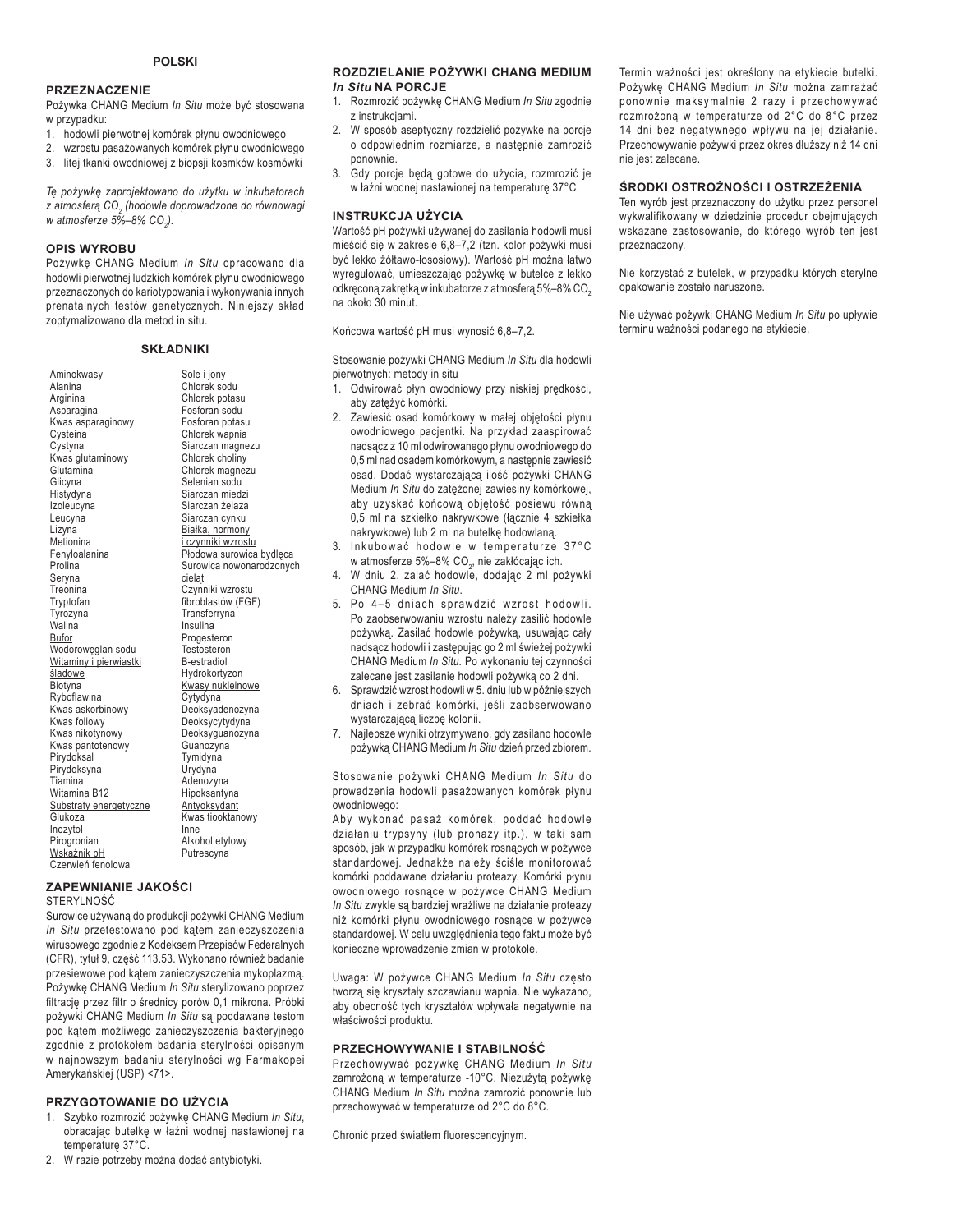## POLSKI

### PRZEZNACZENIE

Pożywka CHANG Medium *In Situ* może być stosowana w przypadku:

1. hodowli pierwotnej komórek płynu owodniowego
2. wzrostu pasażowanych komórek płynu owodniowego
3. litej tkanki owodniowej z biopsji kosmków kosmówki

*Tę pożywkę zaprojektowano do użytku w inkubatorach z atmosferą $CO_2$ (hodowle doprowadzone do równowagi w atmosferze 5%–8% $CO_2$).*

### OPIS WYROBU

Pożywkę CHANG Medium *In Situ* opracowano dla hodowli pierwotnej ludzkich komórek płynu owodniowego przeznaczonych do kariotypowania i wykonywania innych prenatalnych testów genetycznych. Niniejszy skład zoptymalizowano dla metod in situ.

### SKŁADNIKI

| | |
|---|---|
| Aminokwasy | Sole i jony |
| Alanina | Chlorek sodu |
| Arginina | Chlorek potasu |
| Asparagina | Fosforan sodu |
| Kwas asparaginowy | Fosforan potasu |
| Cysteina | Chlorek wapnia |
| Cystyna | Siarczan magnezu |
| Kwas glutaminowy | Chlorek choliny |
| Glutamina | Chlorek magnezu |
| Glicyna | Selenian sodu |
| Histydyna | Siarczan miedzi |
| Izoleucyna | Siarczan żelaza |
| Leucyna | Siarczan cynku |
| Lizyna | Białka, hormony i czynniki wzrostu |
| Metionina | Płodowa surowica bydlęca |
| Fenyloalanina | Surowica nowonarodzonych cieląt |
| Prolina | Czynniki wzrostu fibroblastów (FGF) |
| Seryna | Transferryna |
| Treonina | Insulina |
| Tryptofan | Progesteron |
| Tyrozyna | Testosteron |
| Walina | B-estradiol |
| Bufor | Hydrokortyzon |
| Wodorowęglan sodu | Kwasy nukleinowe |
| Witaminy i pierwiastki śladowe | Cytydyna |
| Biotyna | Deoksyadenozyna |
| Ryboflawina | Deoksycytydyna |
| Kwas askorbinowy | Deoksyguanozyna |
| Kwas foliowy | Guanozyna |
| Kwas nikotynowy | Tymidyna |
| Kwas pantotenowy | Urydyna |
| Pirydoksal | Adenozyna |
| Pirydoksyna | Hipoksantyna |
| Tiamina | Antyoksydant |
| Witamina B12 | Kwas tiooktanowy |
| Substraty energetyczne | Inne |
| Glukoza | Alkohol etylowy |
| Inozytol | Putrescyna |
| Pirogronian | |
| Wskaźnik pH | |
| Czerwień fenolowa | |

### ZAPEWNIANIE JAKOŚCI

STERYLNOŚĆ

Surowicę używaną do produkcji pożywki CHANG Medium *In Situ* przetestowano pod kątem zanieczyszczenia wirusowego zgodnie z Kodeksem Przepisów Federalnych (CFR), tytuł 9, część 113.53. Wykonano również badanie przesiewowe pod kątem zanieczyszczenia mykoplazmą. Pożywkę CHANG Medium *In Situ* sterylizowano poprzez filtrację przez filtr o średnicy porów 0,1 mikrona. Próbki pożywki CHANG Medium *In Situ* są poddawane testom pod kątem możliwego zanieczyszczenia bakteryjnego zgodnie z protokołem badania sterylności opisanym w najnowszym badaniu sterylności wg Farmakopei Amerykańskiej (USP) <71>.

### PRZYGOTOWANIE DO UŻYCIA

1. Szybko rozmrozić pożywkę CHANG Medium *In Situ*, obracając butelkę w łaźni wodnej nastawionej na temperaturę 37°C.
2. W razie potrzeby można dodać antybiotyki.

### ROZDZIELANIE POŻYWKI CHANG MEDIUM *In Situ* NA PORCJE

1. Rozmrozić pożywkę CHANG Medium *In Situ* zgodnie z instrukcjami.
2. W sposób aseptyczny rozdzielić pożywkę na porcje o odpowiednim rozmiarze, a następnie zamrozić ponownie.
3. Gdy porcje będą gotowe do użycia, rozmrozić je w łaźni wodnej nastawionej na temperaturę 37°C.

### INSTRUKCJA UŻYCIA

Wartość pH pożywki używanej do zasilania hodowli musi mieścić się w zakresie 6,8–7,2 (tzn. kolor pożywki musi być lekko żółtawo-łososiowy). Wartość pH można łatwo wyregulować, umieszczając pożywkę w butelce z lekko odkręconą zakrętką w inkubatorze z atmosferą 5%–8% $CO_2$ na około 30 minut.

Końcowa wartość pH musi wynosić 6,8–7,2.

Stosowanie pożywki CHANG Medium *In Situ* dla hodowli pierwotnych: metody in situ

1. Odwirować płyn owodniowy przy niskiej prędkości, aby zatężyć komórki.
2. Zawiesić osad komórkowy w małej objętości płynu owodniowego pacjentki. Na przykład zaaspirować nadsącz z 10 ml odwirowanego płynu owodniowego do 0,5 ml nad osadem komórkowym, a następnie zawiesić osad. Dodać wystarczającą ilość pożywki CHANG Medium *In Situ* do zatężonej zawiesiny komórkowej, aby uzyskać końcową objętość posiewu równą 0,5 ml na szkiełko nakrywkowe (łącznie 4 szkiełka nakrywkowe) lub 2 ml na butelkę hodowlaną.
3. Inkubować hodowle w temperaturze 37°C w atmosferze 5%–8% $CO_2$, nie zakłócając ich.
4. W dniu 2. zalać hodowle, dodając 2 ml pożywki CHANG Medium *In Situ*.
5. Po 4–5 dniach sprawdzić wzrost hodowli. Po zaobserwowaniu wzrostu należy zasilić hodowle pożywką. Zasilać hodowle pożywką, usuwając cały nadsącz hodowli i zastępując go 2 ml świeżej pożywki CHANG Medium *In Situ*. Po wykonaniu tej czynności zalecane jest zasilanie hodowli pożywką co 2 dni.
6. Sprawdzić wzrost hodowli w 5. dniu lub w późniejszych dniach i zebrać komórki, jeśli zaobserwowano wystarczającą liczbę kolonii.
7. Najlepsze wyniki otrzymywano, gdy zasilano hodowle pożywką CHANG Medium *In Situ* dzień przed zbiorem.

Stosowanie pożywki CHANG Medium *In Situ* do prowadzenia hodowli pasażowanych komórek płynu owodniowego:

Aby wykonać pasaż komórek, poddać hodowle działaniu trypsyny (lub pronazy itp.), w taki sam sposób, jak w przypadku komórek rosnących w pożywce standardowej. Jednakże należy ściśle monitorować komórki poddawane działaniu proteazy. Komórki płynu owodniowego rosnące w pożywce CHANG Medium *In Situ* zwykle są bardziej wrażliwe na działanie proteazy niż komórki płynu owodniowego rosnące w pożywce standardowej. W celu uwzględnienia tego faktu może być konieczne wprowadzenie zmian w protokole.

Uwaga: W pożywce CHANG Medium *In Situ* często tworzą się kryształy szczawianu wapnia. Nie wykazano, aby obecność tych kryształów wpływała negatywnie na właściwości produktu.

### PRZECHOWYWANIE I STABILNOŚĆ

Przechowywać pożywkę CHANG Medium *In Situ* zamrożoną w temperaturze -10°C. Niezużytą pożywkę CHANG Medium *In Situ* można zamrozić ponownie lub przechowywać w temperaturze od 2°C do 8°C.

Chronić przed światłem fluorescencyjnym.

Termin ważności jest określony na etykiecie butelki. Pożywkę CHANG Medium *In Situ* można zamrażać ponownie maksymalnie 2 razy i przechowywać rozmrożoną w temperaturze od 2°C do 8°C przez 14 dni bez negatywnego wpływu na jej działanie. Przechowywanie pożywki przez okres dłuższy niż 14 dni nie jest zalecane.

### ŚRODKI OSTROŻNOŚCI I OSTRZEŻENIA

Ten wyrób jest przeznaczony do użytku przez personel wykwalifikowany w dziedzinie procedur obejmujących wskazane zastosowanie, do którego wyrób ten jest przeznaczony.

Nie korzystać z butelek, w przypadku których sterylne opakowanie zostało naruszone.

Nie używać pożywki CHANG Medium *In Situ* po upływie terminu ważności podanego na etykiecie.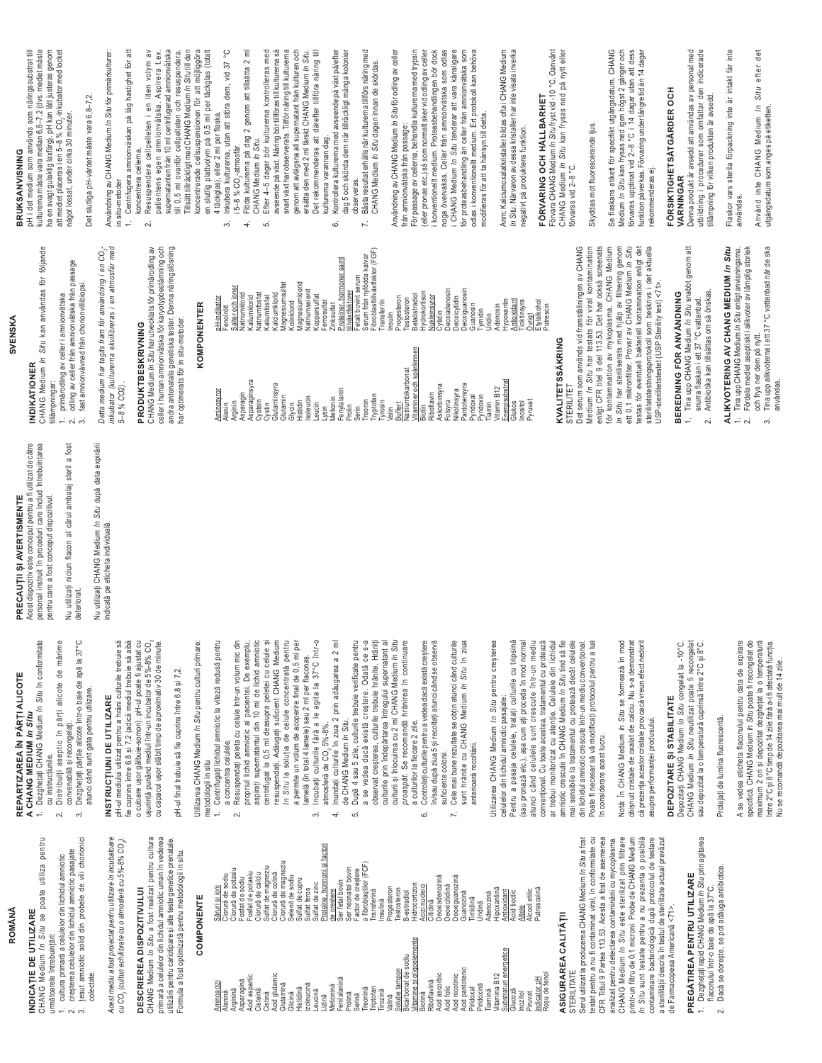# ROMÂNĂ

## INDICAȚIE DE UTILIZARE

CHANG Medium *In Situ* se poate utiliza pentru următoarele întrebuințări:

1. cultura primară a celulelor din lichidul amniotic
2. creșterea celulelor din lichidul amniotic pasajate
3. țesut amniotic solid din probele de vili chorionici colectate.

*Acest mediu a fost proiectat pentru utilizare în incubatoare cu $CO_2$ (culturi echilibrate cu o atmosferă cu 5%-8% $CO_2$).*

## DESCRIEREA DISPOZITIVULUI

CHANG Medium *In Situ* a fost realizat pentru cultura primară a celulelor din lichidul amniotic uman în vederea utilizării pentru cariotipare și alte teste genetice prenatale. Formula a fost optimizată pentru metodologii in situ.

## COMPONENTE

| Aminoacizi | Săruri și ioni |
|---|---|
| Alanină | Clorură de sodiu |
| Arginină | Clorură de potasiu |
| Asparagină | Fosfat de sodiu |
| Acid aspartic | Fosfat de potasiu |
| Cisteină | Clorură de calciu |
| Cistină | Sulfat de magneziu |
| Acid glutamic | Clorură de magneziu |
| Glutamină | Clorură de colină |
| Glicină | Seleniit de sodiu |
| Histidină | Sulfat de cupru |
| Izoleucină | Sulfat feros |
| Leucină | Sulfat de zinc |
| Lizină | Proteine, hormoni și factori de creștere |
| Metionină | Ser fetal bovin |
| Fenilalanină | Ser bovin |
| Prolină | Ser neonatal bovin |
| Serină | Factor de creștere a fibroblastilor (FCF) |
| Treonină | Transferină |
| Triptofan | Insulină |
| Tirozină | Progesteron |
| Valină | Testosteron |
| Soluție tampon | Estradiol |
| Bicarbonat de sodiu | Hidrocortizon |
| Vitamine și oligoelemente | Acizi nucleici |
| Biotină | Citidină |
| Riboflavină | Deoxiadenozină |
| Acid ascorbic | Deoxicitidină |
| Acid folic | Deoxiguanozină |
| Acid nicotinic | Guanozină |
| Acid pantotenic | Timidină |
| Piridoxal | Uridină |
| Piridoxină | Adenozină |
| Tiamină | Hipoxantină |
| Vitamina B12 | Antioxidanți |
| Substraturi energetice | Acid tioctic |
| Glucoză | Altele |
| Inozitol | Alcool etilic |
| Piruvat | Putresceină |
| Indicator pH | |
| Roșu de fenol | |

## ASIGURAREA CALITĂȚII

STERILITATE

Serul utilizat la producerea CHANG Medium *In Situ* a fost testat pentru a nu fi contaminat viral, în conformitate cu CFR Titlul 9 Partea 113.53. Acesta a fost de asemenea analizat pentru detectarea contaminării cu mycoplasma. CHANG Medium *In Situ* este sterilizat prin filtrare printr-un filtru de 0,1 microni. Probe de CHANG Medium *In Situ* sunt testate pentru a nu prezenta o posibilă contaminare bacteriologică după protocolul de testare a sterilității descris în testul de sterilitate actual prevăzut de Farmacopeea Americană <71>.

## PREGĂTIREA PENTRU UTILIZARE

1. Dezghețați rapid CHANG Medium *In Situ* prin agitarea flaconului într-o baie de apă la 37°C.
2. Dacă se dorește, se pot adăuga antibiotice.

## REPARTIZAREA ÎN PĂRȚI ALICOTE A CHANG MEDIUM *In Situ*

1. Dezghețați CHANG Medium *In Situ* în conformitate cu instrucțiunile.
2. Distribuiți aseptic în părți alicote de mărime convenabilă și recongelați.
3. Dezghețați părțile alicote într-o baie de apă la 37°C atunci când sunt gata pentru utilizare.

## INSTRUCȚIUNI DE UTILIZARE

pH-ul mediului utilizat pentru a hrăni culturile trebuie să fie cuprins între 6,8 și 7,2 (adică mediul trebuie să aibă o culoare ușor gălbuie-somon). pH-ul poate fi ajustat cu ușurință punând mediul într-un incubator de 5%-8% $CO_2$ cu capacul ușor slăbit timp de aproximativ 30 de minute.

pH-ul final trebuie să fie cuprins între 6,8 și 7,2.

Utilizarea CHANG Medium *In Situ* pentru culturi primare: metodologii in situ

1. Centrifugați lichidul amniotic la viteză redusă pentru a concentra celulele.
2. Resuspendați peleta cu celule într-un volum mic din propriul lichid amniotic al pacientei. De exemplu, aspirați supernatantul din 10 ml de lichid amniotic centrifugat la 0,5 ml deasupra peletei cu celule și resuspendați. Adăugați suficient CHANG Medium *In Situ* la soluția de celule concentrată pentru a permite un volum de acoperire final de 0,5 ml per lamelă (în total 4 lamele) sau 2 ml per flacon.
3. Incubați culturile fără a le agita la 37°C într-o atmosferă de $CO_2$ 5%-8%.
4. Inundați culturile în ziua 2 prin adăugarea a 2 ml de CHANG Medium *In Situ*.
5. După 4 sau 5 zile, culturile trebuie verificate pentru a se vedea dacă există creștere. Odată ce s-a observat creșterea, culturile trebuie hrănite. Hrăniți culturile prin îndepărtarea întregului supernatant al culturii și înlocuirea cu 2 ml CHANG Medium *In Situ proaspăt*. Se recomandă hrănirea în continuare a culturilor la fiecare 2 zile.
6. Controlați culturile pentru a vedea dacă există creștere în/sau după ziua 5 și recoltați atunci când se observă suficiente colonii.
7. Cele mai bune rezultate se obțin atunci când culturile sunt hrănite cu CHANG Medium *In Situ* în ziua anterioară recoltării.

Utilizarea CHANG Medium *In Situ* pentru creșterea celulelor din lichidul amniotic pasajate:

Pentru a pasaja celulele, tratați culturile cu tripsină (sau pronază etc.), așa cum ați proceda în mod normal atunci când celulele sunt crescute într-un mediu convențional. Cu toate acestea, tratamentul cu protează ar trebui monitorizat cu atenție. Celulele din lichidul amniotic crescute în CHANG Medium *In Situ* tind să fie mai sensibile la tratamentul cu protează decât celulele din lichidul amniotic crescute într-un mediu convențional. Poate fi necesar să vă modificați protocolul pentru a lua în considerare acest lucru.

Notă: În CHANG Medium *In Situ* se formează în mod obișnuit cristale de oxalat de calciu. Nu s-a demonstrat că prezența acestor cristale provoacă vreun efect nedorit asupra performanței produsului.

## DEPOZITARE ȘI STABILITATE

Depozitați CHANG Medium *In Situ* congelat la -10°C. CHANG Medium *In Situ* neutilizat poate fi recongelat sau depozitat la o temperatură cuprinsă între 2°C și 8°C.

Protejați de lumina fluorescentă.

A se vedea eticheta flaconului pentru data de expirare specifică. CHANG Medium *In Situ* poate fi recongelat de maximum 2 ori și depozitat dezghețat la o temperatură între 2°C și 8°C timp de 14 zile fără a-i fi afectată funcția. Nu se recomandă depozitarea mai mult de 14 zile.

## PRECAUȚII ȘI AVERTISMENTE

Acest dispozitiv este conceput pentru a fi utilizat de către personal instruit în proceduri care includ întrebuințarea pentru care a fost conceput dispozitivul.

Nu utilizați niciun flacon al cărui ambalaj steril a fost deteriorat.

Nu utilizați CHANG Medium *In Situ* după data expirării indicată pe eticheta individuală.

# SVENSKA

## INDIKATIONER

CHANG Medium *In Situ* kan användas för följande tillämpningar:

1. primärodling av celler i amnionvätska
2. odling av celler från amnionvätska från passage
3. fast amnionvävnad från chorionvillibiopsi.

*Detta medium har tagits fram för användning i en $CO_2$-inkubator (kulturerna ekvilibreras i en atmosfär med 5–8 % CO2).*

## PRODUKTBESKRIVNING

CHANG Medium *In Situ* har utvecklats för primärodling av celler i human amnionvätska för karyotypbestämning och andra antenatala genetiska tester. Denna näringslösning har optimerats för in situ-metoder.

## KOMPONENTER

| Aminosyror | pH-indikator |
|---|---|
| Alanin | Fenolrött |
| Arginin | Salter och joner |
| Asparagin | Natriumklorid |
| Asparaginsyra | Kaliumklorid |
| Cystein | Natriumfosfat |
| Cystin | Kaliumfosfat |
| Glutaminsyra | Kalciumklorid |
| Glutamin | Magnesiumsulfat |
| Glycin | Kolinklorid |
| Histidin | Magnesiumklorid |
| Isoleucin | Natriumselenit |
| Leucin | Kopparsulfat |
| Lysin | Ferrosulfat |
| Metionin | Zinksulfat |
| Fenylalanin | Proteiner, hormoner samt tillväxtfaktorer |
| Prolin | Fetalt bovint serum |
| Serin | Bovint serum |
| Treonin | Serum från nyfödda kalvar |
| Tryptofan | Fibroblasttillväxtfaktor (FGF) |
| Tyrosin | Transferrin |
| Valin | Insulin |
| Buffert | Progesteron |
| Natriumbikarbonat | Testosteron |
| Vitaminer och spårämnen | Betaöstradiol |
| Biotin | Hydrokortison |
| Riboflavin | Nukleinsyror |
| Askorbinsyra | Cytidin |
| Folsyra | Deoxiadenosin |
| Nikotinsyra | Deoxicytidin |
| Pantotensyra | Deoxiguanosin |
| Pyridoxal | Guanosin |
| Pyridoxin | Tymidin |
| Tiamin | Uridin |
| Vitamin B12 | Adenosin |
| Energisubstrat | Hypoxantin |
| Glukos | Antioxidant |
| Inositol | Tioktinsyra |
| Pyruvat | Övrigt |
| | Etylalkohol |
| | Putrescin |

## KVALITETSSÄKRING

STERILITET

Det serum som används vid framställningen av CHANG Medium *In Situ* har testats för viral kontamination enligt CFR titel 9 del 113.53. Det har också screenats för kontamination av mykoplasma. CHANG Medium *In Situ* har steriliserats med hjälp av filtrering genom ett 0,1 mikronfilter. Prover av CHANG Medium *In Situ* testas för eventuell bakteriell kontamination enligt det sterilitetstestningsprotokoll som beskrivs i det aktuella USP-sterilitetstestet (USP Sterility test) <71>.

## BEREDNING FÖR ANVÄNDNING

1. Tina upp CHANG Medium *In Situ* snabbt genom att snurra flaskan i ett 37 °C vattenbad.
2. Antibiotika kan tillsättas om så önskas.

## ALIKVOTERING AV CHANG MEDIUM *In Situ*

1. Tina upp CHANG Medium *In Situ* enligt anvisningarna.
2. Fördela mediet aseptiskt i alikvoter av lämplig storlek och frys ner dem på nytt.
3. Tina upp alikvoterna i ett 37 °C vattenbad när de ska användas.

## BRUKSANVISNING

pH i det medium som används som näringssubstrat till kulturerna måste vara mellan 6,8–7,2 (dvs. mediet måste ha en svagt gulaktig laxfärg). pH kan lätt justeras genom att mediet placeras i en 5–8 % $CO_2$-inkubator med locket något lossat, under cirka 30 minuter.

Det slutliga pH-värdet måste vara 6,8–7,2.

Användning av CHANG Medium *In Situ* för primärkulturer: in situ-metoder

1. Centrifugera amnionvätskan på låg hastighet för att koncentrera cellerna.
2. Resuspendera cellpelleten i en liten volym av patientens egen amnionvätska. Aspirera t.ex. supernatanten från 10 ml centrifugerad amnionvätska till 0,5 ml ovanför cellpelleten och resuspendera. Tillsätt tillräckligt med CHANG Medium *In Situ* till den koncentrerade cellsuspensionen för att möjliggöra en slutlig plattvolym på 0,5 ml per täckglas (totalt 4 täckglas) eller 2 ml per flaska.
3. Inkubera kulturerna, utan att störa dem, vid 37 °C i 5–8 % $CO_2$-atmosfär.
4. Flöda kulturerna på dag 2 genom att tillsätta 2 ml CHANG Medium *In Situ*.
5. Efter 4–5 dagar bör kulturerna kontrolleras med avseende på växt. Näring bör tillföras till kulturerna så snart växt har observerats. Tillför näring till kulturerna genom att avlägsna all supernatant från kulturen och ersätta den med 2 ml färskt CHANG Medium *In Situ*. Det rekommenderas att därefter tillföra näring till kulturerna varannan dag.
6. Kontrollera kulturerna med avseende på växt på/efter dag 5 och skörda dem när tillräckligt många kolonier observeras.
7. Bästa resultat erhålls när kulturerna tillförs näring med CHANG Medium *In Situ* dagen innan de skördas.

Användning av CHANG Medium *In Situ* för odling av celler från amnionvätska från passage:

För passage av cellerna, behandla kulturerna med trypsin (eller pronas etc.) så som normalt sker vid odling av celler i konventionellt medium. Proteasbehandlingen bör dock noga övervakas. Celler från amnionvätska som odlas i CHANG Medium *In Situ* tenderar att vara känsligare för proteasbehandling än celler från amnionvätska som odlas i konventionellt medium. Ert protokoll kan behöva modifieras för att ta hänsyn till detta.

Anm: Kalciumoxalatkristaller bildas ofta i CHANG Medium *In Situ*. Närvaron av dessa kristaller har inte visats inverka negativt på produktens funktion.

## FÖRVARING OCH HÅLLBARHET

Förvara CHANG Medium *In Situ* fryst vid -10 °C. Oanvänt CHANG Medium *In Situ* kan frysas ned på nytt eller förvaras vid 2–8 °C.

Skyddas mot fluorescerande ljus.

Se flaskans etikett för specifikt utgångsdatum. CHANG Medium *In Situ* kan frysas ned igen högst 2 gånger och förvaras upptinat vid 2–8 °C i 14 dagar utan att dess funktion påverkas. Förvaring under längre tid än 14 dagar rekommenderas ej.

## FÖRSIKTIGHETSÅTGÄRDER OCH VARNINGAR

Denna produkt är avsedd att användas av personal med utbildning i procedurer som omfattar den indicerade tillämpning för vilken produkten är avsedd.

Flaskor vars sterila förpackning inte är intakt får inte användas.

Använd inte CHANG Medium *In Situ* efter det utgångsdatum som anges på etiketten.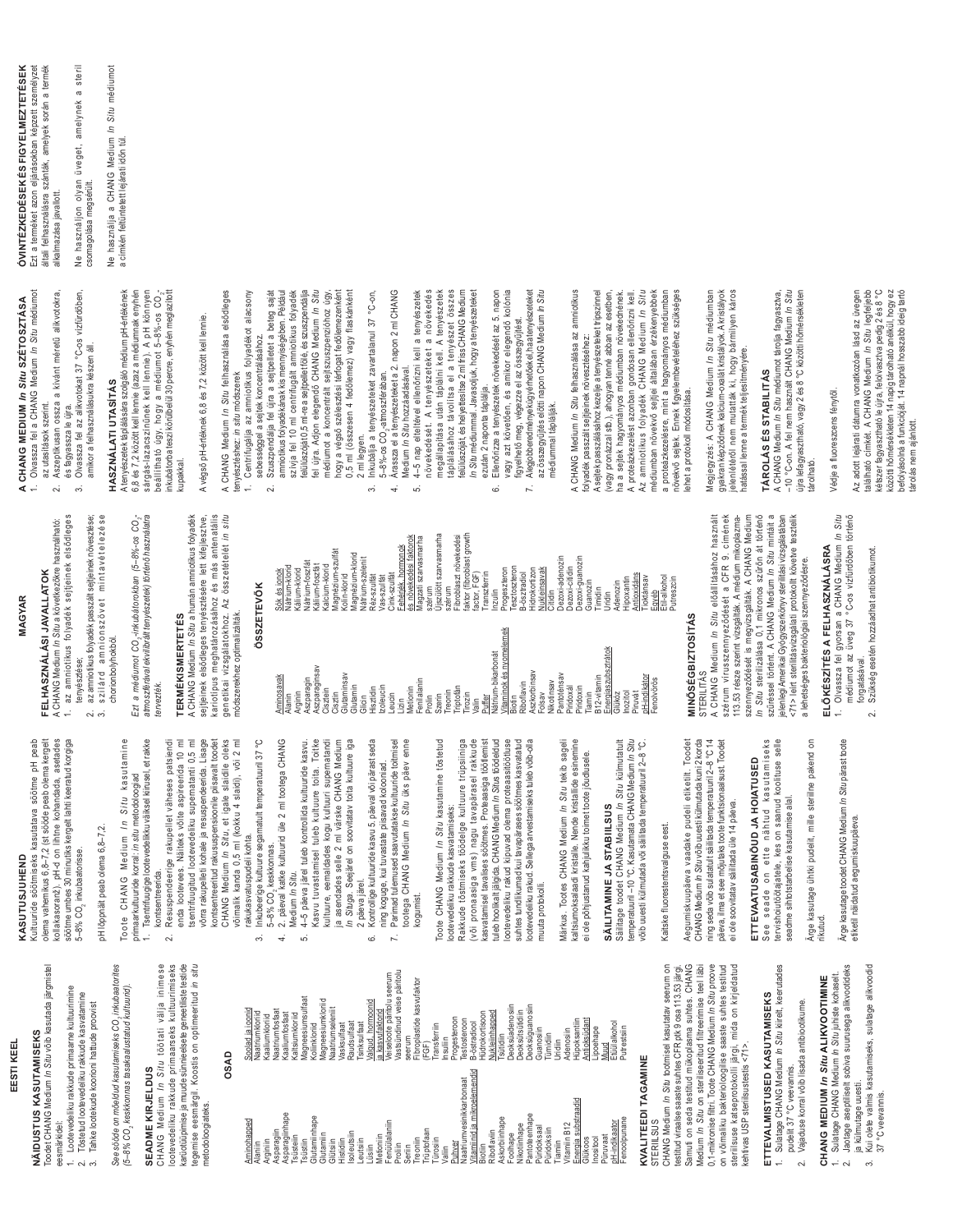# EESTI KEEL

## NÄIDUSTUS KASUTAMISEKS

Toodet CHANG Medium *In Situ* võib kasutada järgmistel eesmärkidel:

1. Lootevedeliku rakkude primaarne kultuurimine
2. Töötletud lootevedeliku rakkude kasvatamine
3. Tahke lootekude koorioni hattude proovist

*See sööde on mõeldud kasutamiseks $CO_2$ inkubaatorites (5–8% $CO_2$ keskkonnas tasakaalustatud kultuurid).*

## SEADME KIRJELDUS

CHANG Medium *In Situ* töötati välja inimese lootevedeliku rakkude primaarseks kultuurimiseks karüotüüpimise ja muude sünnieelsete geneetiliste testide tegemise eesmärgil. Koostis on optimeeritud *in situ* metodoloogiateks.

## OSAD

| Aminohapped | Soolad ja ioonid | |
|---|---|---|
| Alaniin | Naatriumkloriid | |
| Arginiin | Kaaliumkloriid | |
| Asparagiin | Naatriumfosfaat | |
| Asparagiinhape | Kaaliumfosfaat | |
| Tsüsteiin | Kaltsiumkloriid | |
| Tsüstiin | Magneesiumsulfaat | |
| Glutamiinhape | Koliinkloriid | |
| Glutamiin | Magneesiumkloriid | |
| Glütsiin | Naatriumseleniit | |
| Histidiin | Vasksulfaat | |
| Isoleutsiin | Raudsulfaat | |
| Leutsiin | Tsinksulfaat | |
| Lüsiin | Valgud, hormoonid ja kasvufaktorid | |
| Metioniin | Veiseloote pärilusseerum | |
| Fenüülalaniin | Vastsündinud veise pärilusseerum | |
| Proliin | Fibroblastide kasvufaktor (FGF) | |
| Seriin | Transferriin | |
| Treoniin | Insuliin | |
| Trüptofaan | Progesteroon | |
| Türosiin | Testosteroon | |
| Valiin | B-östradiool | |
| Puhver | Hüdrokortisoon | |
| Naatriumvesinikkarbonaat | Nukleiinhapped | |
| Vitamiinid ja mikroelemendid | Tsütidiin | |
| Biotiin | Deoksüadenosiin | |
| Riboflaviin | Deoksütsütidiin | |
| Askorbiinhape | Deoksüguanosiin | |
| Foolhape | Guanosiin | |
| Nikotiinhape | Tümidiin | |
| Pantoteenhape | Uridiin | |
| Püridoksaal | Adenosiin | |
| Püridoksiin | Hüpoksantiin | |
| Tiamiin | Antioksüdandid | |
| Vitamiin B12 | Lipoehape | |
| Energia substraadid | Muud | |
| Glükoos | Etüülalkohol | |
| Inositool | Putrestsiin | |
| Püruvaat | | |
| pH-indikaator | | |
| Fenoolpunane | | |

## KVALITEEDI TAGAMINE

STERIILSUS

CHANG Medium *In Situ* tootmisel kasutatav seerum on testitud viirusliste saaste suhtes CFR pk 9 osa 113,53 järgi. Samuti on seda testitud mükoplasma suhtes. CHANG Medium *In Situ* on steriliseeritud filtreerimise teel läbi 0,1-mikronise filtri. Toote CHANG Medium *In Situ* proove on võimalike bakterioloogiliste saaste suhtes testitud steriilsuse katseprotokolli järgi, mida on kirjeldatud kehtivas USP steriilsustestis <71>.

## ETTEVAATUSABINÕUD KASUTAMISEKS

1. Sulatage CHANG Medium *In Situ* kiirelt, keerutades pudelit 37 °C veevannis.
2. Vajaduse korral võib lisada antibiootikume.

## CHANG MEDIUM *In Situ* ALIKVOOTIMINE

1. Sulatage CHANG Medium *In Situ* juhiste kohaselt.
2. Jaotage aseptiliselt sobiva suurusega alikvootideks ja külmutage uuesti.
3. Kui olete valmis kasutamiseks, sulatage alikvoodid 37 °C veevannis.

## KASUTUSJUHEND

Kultuuride söötmiseks kasutatava söötme pH peab olema vahemikus 6,8–7,2 (st söötme pH peab olema kollakasoranž). pH-d on lihtne kohandada, asetades söötme umbes 30 minutiks kergelt lahti keeratud korgiga 5–8% $CO_2$ inkubaatorisse.

pH lõpnäit peab olema 6,8–7,2.

Toote CHANG Medium *In Situ* kasutamine primaarkultuuride korral: *in situ* metodoloogiad

1. Tsentrifuugige lootevedelikku väikesel kiirusel, et rakke kontsentreerida.
2. Resuspendeerige rakupellet vähesesse patsiendi enda lootevees. Näiteks võite aspireerida 10 ml tsentrifuugitud lootevedeliku supernatandi 0,5 ml võrra rakupelleti kohale ja resuspendeerida. Lisage kontsentreeritud rakususpensioonile piisavalt toodet CHANG Medium *In Situ*, et igale slaidile oleks võimalik kanda 0,5 ml (kokku 4 slaidi), või 2 ml rakukasvatuspudeli kohta.
3. Inkubeerige kultuuride segamatult temperatuuril 37 °C 5–8% $CO_2$ keskkonnas.
4. 2. päeval katke kultuurid üle 2 ml tootega CHANG Medium *In Situ*.
5. 4–5 päeva järel tuleb kontrollida kultuuride kasvu. Kasvu tuvastamisel tuleb kultuure toita. Toitke kultuure, eemaldades kogu kultuuri supernatandi ja asendades selle 2 ml tootega CHANG Medium *In Situga*. Seejärel on soovitatav toita kultuure iga 2 päeva järel.
6. Kontrollige kultuuride kasvu 5. päeval või pärast seda ning koguge, kui tuvastate piisavad kolooniad.
7. Parimad tulemused saavutatakse kultuuride toitmisel tootega CHANG Medium *In Situ* üks päev enne kogumist.

Toote CHANG Medium *In Situ* kasutamine töötletud lootevedeliku rakkude kasvatamiseks:

Rakkude töötmiseks töödelge kultuure trüpsiiniga (või pronaasiga vms) nagu tavapäraselt rakkude tuleb hoolikalt jälgida. CHANG Medium *In Situs* töödeldud lootevedeliku rakud kipuvad olema proteaasitöötluse suhtes tundlikumad kui tavapärases söötmes kasvatatud lootevedeliku rakud. Sellega arvestamiseks tuleb võib-olla muuta protokolli.

*Märkus.* Tootes CHANG Medium *In Situ* tekib sageli kaltsiumoksalaadi kristalle. Need kristallid esinevad ei ole põhjustanud kahjulikku toimet toote jõudlusele.

## SÄILITAMINE JA STABIILSUS

Säilitage toodet CHANG Medium *In Situ* külmutatult temperatuuril –10 °C. Kasutamata CHANG Medium *In Situ* võib uuesti külmutada või säilitada temperatuuril 2–8 °C.

Kaitske fluorestsentsvalguse eest.

Aegumiskuupäeva vaadake pudeli etiketilt. Toodet CHANG Medium *In Situ* võib uuesti külmutada kuni 2 korda ning seda võib sulatatult säilitada temperatuuril 2–8 °C 14 päeva, ilma et see mõjutaks toote funktsionaalsust. Toodet ei ole soovitatav säilitada üle 14 päeva.

## ETTEVAATUSABINÕUD JA HOIATUSED

See seade on ette nähtud kasutamiseks tervishoiutöötajatele, kes on saanud koolituse selle seadme sihtotstarbelise kasutamise alal.

Ärge kasutage ühtki pudelit, mille steriilne pakend on rikutud.

Ärge kasutage toodet CHANG Medium *In Situ* pärast toote etiketil näidatud aegumiskuupäeva.

# MAGYAR

## FELHASZNÁLÁSI JAVALLATOK

A CHANG Medium *In Situ* a következőkre használható:

1. az amniotikus folyadék sejtjeinek elsődleges tenyésztése;
2. az amniotikus folyadék passzált sejtjeinek növesztése;
3. szilárd amnionszövet mintavételezése chorionbolyhokból.

*Ezt a médiumot $CO_2$-inkubátorokban (5–8%-os $CO_2$-atmoszférával ekvilibrált tenyészetek) történő használatra tervezték.*

## TERMÉKISMERTETÉS

A CHANG Medium *In Situ* a humán amniotikus folyadék sejtjeinek elsődleges tenyésztésére lett kifejlesztve, kariotípus meghatározásához és más antenatális genetikai vizsgálatokhoz. Az összetételét *in situ* módszerekhez optimalizálták.

## ÖSSZETEVŐK

| Aminosavak | Sók és ionok | |
|---|---|---|
| Alanin | Nátrium-klorid | |
| Arginin | Kálium-klorid | |
| Aszparagin | Nátrium-foszfát | |
| Aszparaginsav | Kálium-foszfát | |
| Ciszteín | Kalcium-klorid | |
| Cisztin | Magnézium-szulfát | |
| Glutaminsav | Kolin-klorid | |
| Glutamin | Magnézium-klorid | |
| Glicin | Nátrium-szelenit | |
| Hisztidin | Réz-szulfát | |
| Izoleucin | Vas-szulfát | |
| Leucin | Cink-szulfát | |
| Lizin | Fehérjék, hormonok és növekedési faktorok | |
| Metionin | Magzati szarvasmarha szérum | |
| Fenilalanin | Újszülött szarvasmarha szérum | |
| Prolin | Fibroblaszt növekedési faktor (fibroblast growth factor, FGF) | |
| Szerin | Transzferrin | |
| Treonin | Inzulin | |
| Triptofán | Progeszteron | |
| Tirozin | Tesztoszteron | |
| Valin | B-ösztradiol | |
| Puffer | Hidrokortizon | |
| Nátrium-bikarbonát | Nukleinsavak | |
| Vitaminok és nyomelemek | Citidin | |
| Biotin | Dezoxi-adenozin | |
| Riboflavin | Dezoxi-citidin | |
| Aszkorbinsav | Dezoxi-guanozin | |
| Folsav | Guanozin | |
| Nikotinsav | Timidin | |
| Pantoténsav | Uridin | |
| Piridoxál | Adenozin | |
| Piridoxin | Hipoxantin | |
| Tiamin | Antioxidáns | |
| B12-vitamin | Tioktánsav | |
| Energiaszubsztrátok | Egyéb | |
| Glükóz | Etil-alkohol | |
| Inozitol | Putreszcin | |
| Piruvát | | |
| pH-indikátor | | |
| Fenolvörös | | |

## MINŐSÉGBIZTOSÍTÁS

STERILITÁS

A CHANG Medium *In Situ* előállításához használt szérum vírusszennyeződését a CFR 9. címének 113.53 része szerint vizsgálták. A médium mikoplazma-szennyeződését is megvizsgálták. A CHANG Medium *In Situ* sterilizálása 0,1 mikronos szűrőn át történő szűréssel történt. A CHANG Medium *In Situ* mintáit a jelenlegi Amerikai Gyógyszerkönyv sterilitási vizsgálatában <71> leírt sterilitásvizsgálati protokollt követve tesztelik a lehetséges bakteriológiai szennyeződésre.

## ELŐKÉSZÍTÉS A FELHASZNÁLÁSRA

1. Olvassza fel gyorsan a CHANG Medium *In Situ* médiumot az üveg 37 °C-os vízfürdőben történő forgatásával.
2. Szükség esetén hozzáadhat antibiotikumot.

## A CHANG MEDIUM *In Situ* SZÉTOSZTÁSA

1. Olvassza fel a CHANG Medium *In Situ* médiumot az utasítások szerint.
2. Aszeptikusan ossza a kívánt méretű alikvotokra, és fagyassza le újra.
3. Olvassza fel az alikvotokat 37 °C-os vízfürdőben, amikor a felhasználásukra készen áll.

## HASZNÁLATI UTASÍTÁS

A tenyészetek táplálására szolgáló médium pH-értékének 6,8 és 7,2 között kell lennie (azaz a médiumnak enyhén sárgás-lazacszínűnek kell lennie). A pH könnyen beállítható úgy, hogy a médiumot 5–8%-os $CO_2$-inkubátorba teszi körülbelül 30 percre, enyhén meglazított kupakkal.

A végső pH-értéknek 6,8 és 7,2 között kell lennie.

A CHANG Medium *In Situ* felhasználása a elsődleges tenyészethez: *in situ* módszerek

1. Centrifugálja az amniotikus folyadékot alacsony sebességgel a sejtek koncentrálásához.
2. Szuszpendálja fel újra a sejtpelletet a beteg saját amniotikus folyadékának kis mennyiségében. Például szívja fel 10 ml centrifugált amniotikus folyadék felülúszóját 0,5 ml-re a sejtpellet fölé, és szuszpendálja fel újra. Adjon elegendő CHANG Medium *In Situ* médiumot a koncentrált sejtszuszpenzióhoz úgy, hogy a végső szélesztési térfogat fedőlemezenként 0,5 ml (összesen 4 fedőlemez) vagy flaskánként 2 ml legyen.
3. Inkubálja a tenyészeteket zavartalanul 37 °C-on, 5–8%-os $CO_2$-atmoszférában.
4. Árassza el a tenyészeteket a 2. napon 2 ml CHANG Medium *In Situ* hozzáadásával.
5. 4–5 nap elteltével ellenőrizni kell a tenyészetek növekedését. A tenyészeteket a növekedés megállapítása után táplálni kell. A tenyészetet táplálásához távolítsa el a tenyészet összes felülúszóját, és helyettesítse 2 ml friss CHANG Medium *In Situ* médiummal. Javasoljuk, hogy a tenyészeteket ezután 2 naponta táplálja.
6. Ellenőrizze a tenyészetek növekedését a 5. napon vagy azt követően, és amikor elegendő kolónia figyelhető meg, végezze el az összegyűjtést.
7. A legjobb eredmények elérhetők, ha a tenyészeteket az összegyűjtés előtti napon CHANG Medium *In Situ* médiummal táplálják.

A CHANG Medium *In Situ* felhasználása az amniotikus folyadék passzált sejtjeinek növesztéséhez:

A sejtek passzálásához kezelje a tenyészeteket tripszinnel (vagy pronázzal stb.), ahogyan tenné abban az esetben, ha a sejtek hagyományos médiumban növekednének. A proteázkezelést azonban gondosan ellenőrizni kell. Az amniotikus folyadék CHANG Medium *In Situ* médiumban növekvő sejtjei általában érzékenyebbek a proteázkezelésre, mint a hagyományos médiumban növekvő sejtek. Ennek figyelembevételéhez szükséges lehet a protokoll módosítása.

Megjegyzés: A CHANG Medium *In Situ* médiumban gyakran képződnek kalcium-oxalát kristályok. A kristályok jelenlétéről nem mutatták ki, hogy bármilyen káros hatással lenne a termék teljesítményére.

## TÁROLÁS ÉS STABILITÁS

A CHANG Medium *In Situ* médiumot tárolja fagyasztva, –10 °C-on. A fel nem használt CHANG Medium *In Situ* újra lefagyasztható, vagy 2 és 8 °C közötti hőmérsékleten tárolható.

Védje a fluoreszcens fénytől.

Az adott lejárati dátumra vonatkozóan lásd az üvegen található címkét. A CHANG Medium *In Situ* legfeljebb kétszer fagyasztható le újra, felolvasztva pedig 2 és 8 °C közötti hőmérsékleten 14 napig tárolható anélkül, hogy ez befolyásolná a funkcióját. 14 napnál hosszabb ideig tartó tárolás nem ajánlott.

## ÓVINTÉZKEDÉSEK ÉS FIGYELMEZTETÉSEK

Ezt a terméket azon eljárásokban képzett személyzet általi felhasználásra szánták, amelyek során a termék alkalmazása javallott.

Ne használjon olyan üveget, amelynek a steril csomagolása megsérült.

Ne használja a CHANG Medium *In Situ* médiumot a címkén feltüntetett lejárati időn túl.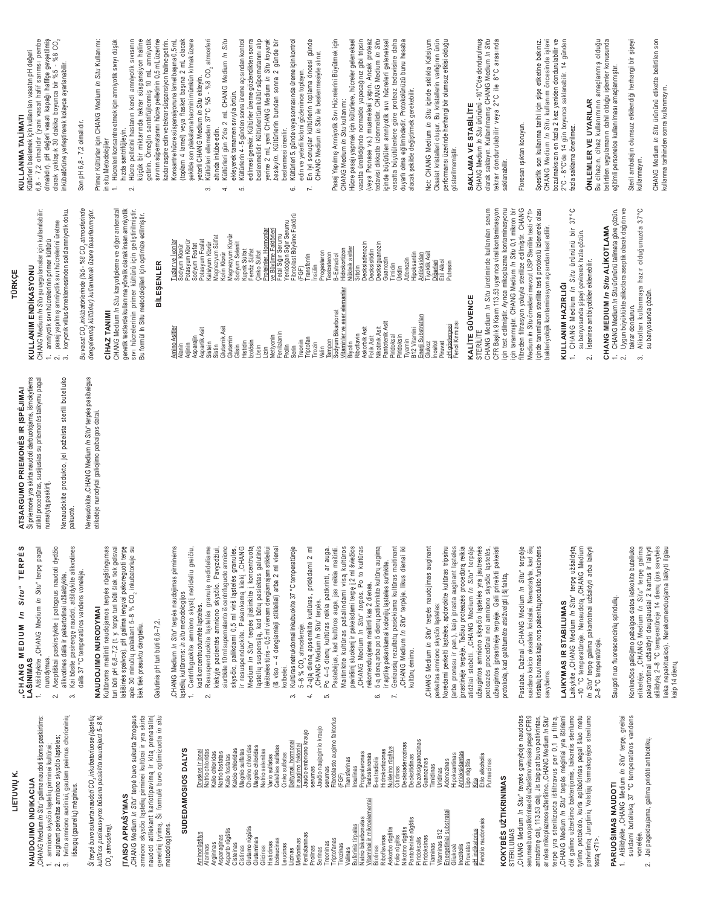# LIETUVIŲ K.

## NAUDOJIMO INDIKACIJA

„CHANG Medium *In Situ*" galima naudoti šioms paskirtims:

1. amniono skysčio ląstelių pirminei kultūrai;
2. auginant perkeltas amniono skysčio ląsteles;
3. tvirto amniono audinių, gautam paėmus chorioninių išaugų (gaurelių) mėginius.

*Ši terpė buvo sukurta naudoti $CO_2$ inkubatoriuose (ląstelių kultūros pusiausvyros būsena pasiekta naudojant 5–8 % $CO_2$ atmosferą).*

## ĮTAISO APRAŠYMAS

„CHANG Medium *In Situ*" terpė buvo sukurta žmogaus amniono skysčio ląstelių pirminei kultūrai ir yra skirta naudoti atliekant kariotipavimą ir kitą prenatalinį genetinį tyrimą. Ši formulė buvo optimizuota *in situ* metodologijoms.

## SUDEDAMOSIOS DALYS

| Amino rūgštys | Druskos ir jonai |
|---|---|
| Alaninas | Natrio chloridas |
| Argininas | Kalio chloridas |
| Asparaginas | Natrio fosfatas |
| Asparto rūgštis | Kalio fosfatas |
| Cisteinas | Kalcio chloridas |
| Cistinas | Magnio sulfatas |
| Glutamo rūgštis | Cholino chloridas |
| Glutaminas | Magnio chloridas |
| Glicinas | Natrio selenitas |
| Histidinas | Vario sulfatas |
| Izoleucinas | Geležies sulfatas |
| Leucinas | Cinko sulfatas |
| Lizinas | Baltymai, hormonai ir augimo faktoriai |
| Metioninas | Jaučio embriono kraujo serumas |
| Fenilalaninas | Jaučio naujagimio kraujo serumas |
| Prolinas | Fibroblasto augimo faktorius (FGF) |
| Serinas | Transferinas |
| Treoninas | Insulinas |
| Triptofanas | Progesteronas |
| Tirozinas | Testosteronas |
| Valinas | B-estradiolis |
| Buferiniai tirpalai | Hidrokortizonas |
| Natrio bikarbonatas | Nukleino rūgštys |
| Vitaminai ir mikroelementai | Citidinas |
| Biotinas | Deoksiadenozinas |
| Riboflavinas | Deoksicitidinas |
| Askorbo rūgštis | Dezoksiguanozinas |
| Folio rūgštis | Guanozinas |
| Nikotino rūgštis | Timidinas |
| Pantoteninė rūgštis | Uridinas |
| Piridoksalis | Adenozinas |
| Piridoksinas | Hipoksantinas |
| Tiaminas | Antioksidantai |
| Vitaminas B12 | Lipo rūgštis |
| Energetiniai substratai | Kita |
| Gliukozė | Etilo alkoholis |
| Inozitolis | Putrescinas |
| Piruvatas | |
| pH indikatorius | |
| Fenolio raudonasis | |

## KOKYBĖS UŽTIKRINIMAS

STERILUMAS

„CHANG Medium *In Situ*" terpės gamyboje naudotas serumas buvo patikrintas dėl užteršimo virusais pagal CFR 9 antraštinę dalį, 113,53 dalį. Jis taip pat buvo patikrintas, ar nėra mikoplazmos užteršimo. „CHANG Medium *In Situ*" terpė yra sterilizuota išfiltravus per 0,1 μ filtrą. „CHANG Medium *In Situ*" terpės mėginiai yra ištirtami dėl galimo užteršimo bakterijomis, laikantis sterilumo tyrimo protokolo, kuris apibūdintas pagal šiuo metu patvirtintą Jungtinių Valstijų farmakopėjos sterilumo testą <71>.

## PARUOŠIMAS NAUDOTI

1. Atšildykite „CHANG Medium *In Situ*" terpę, greitai sukdami buteliuką 37 °C temperatūros vandens vonelėje.
2. Jei pageidaujama, galima pridėti antibiotikų.

## „CHANG MEDIUM *In Situ*" TERPĖS LAŠINIMAS

1. Atšildykite „CHANG Medium *In Situ*" terpę pagal nurodymus.
2. Aseptiškai paskirstykite į patogaus naudoti dydžio alikvotines dalis ir pakartotinai užšaldykite.
3. Kai būsite pasirengę naudoti, atšildykite alikvotines dalis 37 °C temperatūros vandens vonelėje.

## NAUDOJIMO NURODYMAI

Kultūroms maitinti naudojamos terpės rūgštingumas turi būti pH 6,8–7,2 (t. y. terpė turi būti šiek tiek gelsvai lašišinės spalvos). pH galima lengvai pakoreguoti terpę apie 30 minučių palaikant 5–8 % $CO_2$ inkubatoriuje su šiek tiek prasuktu dangteliu.

Galutinis pH turi būti 6,8–7,2.

„CHANG Medium *In Situ*" terpės naudojimas pirminėms ląstelių kultūroms: *in situ* metodologijos

1. Centrifuguokite amniono skystį nedideliu greičiu, kad koncentruotumėte ląsteles.
2. Resuspenduokite ląstelės granulę nedideliame kiekyje paciento amniono skysčio. Pavyzdžiui, siurbkite 10 ml supernatanto iš centrifuguoto amniono skysčio, palikdami 0,5 ml virš ląstelės granulės, ir resuspenduokite. Pakankamą kiekį „CHANG Medium *In Situ*" terpės įlašinkite į koncentruotą ląstelių suspensiją, kad būtų pasiektas galutinis lėkštelės tūris – 0,5 ml vienam dengiamajam stikleliui (iš viso – 4 dengiamieji stikleliai) arba 2 ml vienai kolbelei.
3. Kultūras netrukdomai inkubuokite 37 °C temperatūroje 5–8 % $CO_2$ atmosferoje.
4. 2-ąją dieną apsemkite kultūras, pridėdami 2 ml „CHANG Medium *In Situ*" terpės.
5. Po 4–5 dienų kultūras reikia patikrinti, ar auga. Pastebėjus, kad kultūros auga, jas reikia maitinti. Maitinkite kultūras pašalindami visą kultūros paviršių sluoksnį ir pakeisdami terpę į 2 ml šviežios „CHANG Medium *In Situ*" terpės. Po to kultūras rekomenduojama maitinti kas 2 dienas.
6. 5-ą dieną arba po 5 dienų patikrinkite kultūrų augimą ir aptikę pakankamai kolonijų ląsteles surinkite.
7. Geriausių rezultatų pasiekiama kultūras maitinant „CHANG Medium *In Situ*" terpe, likus dienai iki kultūrų ėmimo.

„CHANG Medium *In Situ*" terpės naudojimas auginant perkeltas amniono skysčio ląsteles:

Norėdami perkelti ląsteles, apdorokite kultūras tripsinu (arba pronazu ir pan.), kaip įprasta auginant ląsteles įprastinėje terpėje. Tačiau proteazės procedūrą reikia atidžiai stebėti. „CHANG Medium *In Situ*" terpėje užaugintos amniono skysčio ląstelės yra jautresnės proteazės procedūrai nei amniono skysčio ląstelės, užaugintos įprastinėje terpėje. Gali prireikti pakeisti protokolą, kad galėtumėte atsižvelgti į šį faktą.

Pastaba. Dažnai „CHANG Medium *In Situ*" terpėje susidaro kalcio oksalato kristalai. Nenustatyta, kad šių kristalų buvimas kaip nors pakenktų produkto funkcinėms savybėms.

## LAIKYMAS IR STABILUMAS

Laikykite „CHANG Medium *In Situ*" terpę užšaldytą −10 °C temperatūroje. Nenaudotą „CHANG Medium *In Situ*" terpę galima pakartotinai užšaldyti arba laikyti 2–8 °C temperatūroje.

Saugoti nuo fluorescencinių spindulių.

Konkrečios galiojimo pabaigos datos ieškokite buteliuko etiketėje. „CHANG Medium *In Situ*" terpę galima pakartotinai užšaldyti daugiausiai 2 kartus ir laikyti atšildytą 2–8 °C temperatūroje 14 dienų (jos savybės lieka nepakitusios). Nerekomenduojama laikyti ilgiau kaip 14 dienų.

## ATSARGUMO PRIEMONĖS IR ĮSPĖJIMAI

Ši priemonė yra skirta naudoti darbuotojams, išmokytiems atlikti procedūras, susijusias su priemonės taikymu pagal numatytą paskirtį.

Nenaudokite produkto, jei pažeista sterili buteliuko pakuotė.

Nenaudokite „CHANG Medium *In Situ*" terpės pasibaigus etiketėje nurodytai galiojimo pabaigos datai.

# TÜRKÇE

## KULLANIM ENDİKASYONU

CHANG Medium *In Situ* şu uygulamalar için kullanılabilir:

1. amniyotik sıvı hücrelerinin primer kültürü
2. pasaj yapılmış amniyotik sıvı hücrelerinin üretme
3. koryonik villus örneklemesinden solid amniyotik doku.

*Buvaysal $CO_2$ inkübatörlerinde (%5 - %8 $CO_2$ atmosferinde dengelenmiş kültürler) kullanılmak üzere tasarlanmıştır.*

## CİHAZ TANIMI

CHANG Medium *In Situ* karyotipleme ve diğer antenatal genetik testlerde kullanıma yönelik olarak insan amniyotik sıvı hücrelerinin primer kültürü için geliştirilmiştir. Bu formül In Situ metodolojileri için optimize edilmiştir.

## BİLEŞENLER

| Amino Asitler | Tuzlar ve İyonlar |
|---|---|
| Alanin | Sodyum Klorür |
| Arjinin | Potasyum Klorür |
| Asparajin | Sodyum Fosfat |
| Aspartik Asit | Potasyum Fosfat |
| Sistein | Kalsiyum Klorür |
| Sistin | Magnezyum Sülfat |
| Glutamik Asit | Kolin Klorür |
| Glutamin | Magnezyum Klorür |
| Glisin | Sodyum Selenit |
| Histidin | Kuprik Sülfat |
| İzolösin | Ferröz Sülfat |
| Lösin | Çinko Sülfat |
| Lizin | Proteinler, Hormonlar ve Büyüme Faktörleri |
| Metiyonin | Fetal Sığır Serumu |
| Fenilalanin | Yenidoğan Sığır Serumu |
| Prolin | Fibroblast Büyüme Faktörü (FGF) |
| Serin | Transferin |
| Treonin | İnsülin |
| Triptofan | Progesteron |
| Tirozin | Testosteron |
| Valin | B-Estradiol |
| Tampon | Hidrokortizon |
| Sodyum Bikarbonat | Nükleik asitler |
| Vitaminler ve eser elementler | Sitidin |
| Biyotin | Deoksiadenozin |
| Riboflavin | Deoksisitidin |
| Askorbik Asit | Deoksiguanozin |
| Folik Asit | Guanozin |
| Nikotinik Asit | Timidin |
| Pantotenik Asit | Üridin |
| Piridoksal | Adenozin |
| Piridoksin | Hipoksantin |
| Tiyamin | Antioksidan |
| B12 Vitamini | Tiyoktik Asit |
| Enerji Substratları | Diğerleri |
| Glukoz | Etil Alkol |
| İnositol | Pütresin |
| Pruvat | |
| pH göstergesi | |
| Fenol Kırmızısı | |

## KALİTE GÜVENCE

STERİLİTE

CHANG Medium *In Situ* üretiminde kullanılan serum CFR Başlık 9 Kısım 113.53 uyarınca viral kontaminasyon için test edilmiştir. Ayrıca mikoplazma kontaminasyonu için taranmıştır. CHANG Medium *In Situ* 0,1 mikron bir filtreden filtrasyon yoluyla sterilize edilmiştir. CHANG Medium *In Situ* örnekleri mevcut USP Sterilite testi <71> içinde tanımlanan sterilite test protokolü izlenerek olası bakteriyolojik kontaminasyon açısından test edilir.

## KULLANIM HAZIRLIĞI

1. CHANG Medium *In Situ* ürününü bir 37°C su banyosunda şişeyi çevirerek hızla çözün.
2. İstenirse antibiyotikler eklenebilir.

## CHANG MEDIUM *In Situ* ALİKOTLAMA

1. CHANG Medium *In Situ* ürününü talimata göre çözün.
2. Uygun büyüklükte alikotlara aseptik olarak dağıtın ve tekrar dondurun.
3. Alikotları kullanmaya hazır olduğunuzda 37°C su banyosunda çözün.

## KULLANMA TALİMATI

Kültürleri beslemek için kullanılan vasatın pH değeri 6,8 - 7,2 olmalıdır (yani vasat hafif sarımsı pembe olmalıdır). pH değeri vasatı kapağı hafifçe gevşetilmiş olarak yaklaşık 30 dakika boyunca bir %5 - %8 $CO_2$ inkübatörüne yerleştirerek kolayca ayarlanabilir.

Son pH 6,8 - 7,2 olmalıdır.

Primer Kültürler için CHANG Medium *In Situ* Kullanımı: in situ Metodolojiler

1. Hücreleri konsantre etmek için amniyotik sıvıyı düşük hızda santrifüjleyin.
2. Hücre pelletini hastanın kendi amniyotik sıvısının küçük bir miktarında tekrar süspansiyon haline getirin. Örneğin santrifüjlenmiş 10 mL amniyotik sıvının süpernatanını hücre pelletinin 0,5 mL üzerine kadar aspire edin ve tekrar süspansiyon haline getirin. Konsantre hücre süspansiyonuna lamel başına 0,5 mL (toplam 4 lamel) veya flasket başına 2 mL olacak şekilde son plakalama hacmini mümkün kılmak üzere yeterli CHANG Medium *In Situ* ekleyin.
3. Kültürleri ellemeden 37°C %5 - %8 $CO_2$ atmosferi altında inkübe edin.
4. Kültürleri gün 2'de 2 mL CHANG Medium *In Situ* ekleyerek tamamen sıvıyla örtün.
5. Kültürlerin 4 - 5 günden sonra üreme açısından kontrol edilmesi gerekir. Kültürler üreme gözlendikten sonra beslenmelidir. Kültürleri tüm kültür süpernatanını alıp yerine 2 mL yeni CHANG Medium *In Situ koyarak besleyin*. Kültürlerin bundan sonra 2 günde bir beslenmesi önerilir.
6. Kültürleri 5. günde veya sonrasında üreme için kontrol edin ve yeterli koloni gözlenince toplayın.
7. En iyi sonuçlar Kültürlerin toplama öncesi günde CHANG Medium *In Situ* ile beslenmesiyle alınır.

Pasaj Yapılmış Amniyotik Sıvı Hücrelerini Büyütmek için CHANG Medium *In Situ* kullanımı:

Hücre pasajı yapmak için kültürlere, hücreler geleneksel vasatta üretildiğinde normalde yapacağınız gibi tripsin (veya Pronase vs.) muamelesi yapın. Ancak proteaz tedavisi dikkatle izlenmelidir. CHANG Medium *In Situ* içinde büyütülen amniyotik sıvı hücreleri geleneksel vasatta büyütülenlere göre proteaz tedavisine daha duyarlı olma eğilimindedir. Protokolünüzü bunu hesaba alacak şekilde değiştirmek gerekebilir.

Not: CHANG Medium *In Situ* içinde sıklıkla Kalsiyum Oksalat kristalleri oluşur. Bu kristallerin varlığının ürün performansı üzerinde herhangi bir olumsuz etkisi olduğu gösterilmemiştir.

## SAKLAMA VE STABİLİTE

CHANG Medium *In Situ* ürününü -10°C'de dondurulmuş olarak saklayın. Kullanılmamış CHANG Medium *In Situ* tekrar dondurulabilir veya 2°C ile 8°C arasında saklanabilir.

Floresan ışıktan koruyun.

Spesifik son kullanma tarihi için şişe etiketine bakınız. CHANG Medium *In Situ* kullanım öncesinde işlevi bozulmaksızın en fazla 2 kez yeniden dondurulabilir ve 2°C - 8°C'de 14 gün boyunca saklanabilir. 14 günden fazla saklama önerilmez.

## ÖNLEMLER VE UYARILAR

Bu cihazın, cihaz kullanımının amaçlanmış olduğu belirtilen uygulamanın dahil olduğu işlemler konusunda eğitimli personelce kullanılması amaçlanmıştır.

Steril ambalajın olumsuz etkilendiği herhangi bir şişeyi kullanmayın.

CHANG Medium *In Situ* ürününü etikette belirtilen son kullanma tarihinden sonra kullanmayın.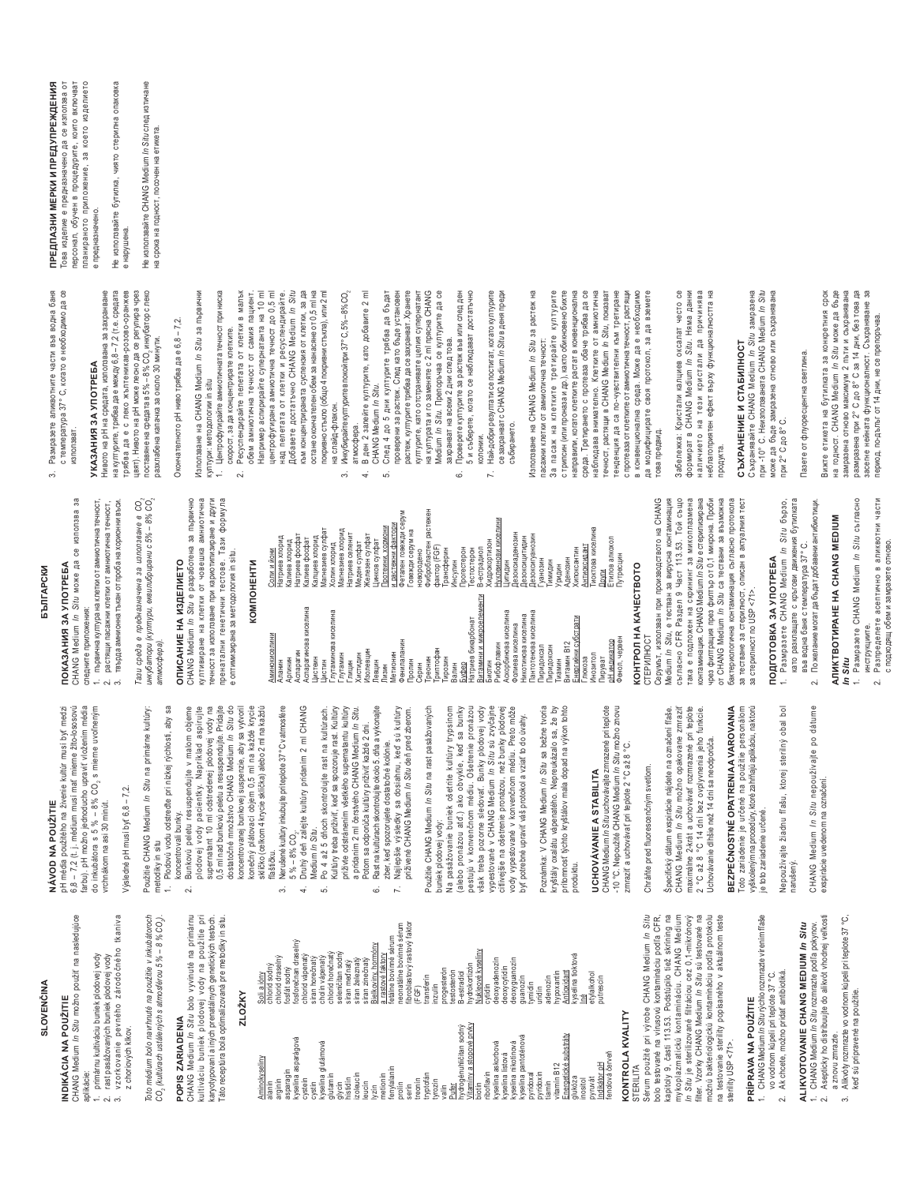# SLOVENČINA

## INDIKÁCIA NA POUŽITIE

CHANG Medium *In Situ* možno použiť na nasledujúce aplikácie:

1. primárnu kultiváciu buniek plodovej vody
2. rast pasážovaných buniek plodovej vody
3. vzorkovanie pevného zárodočného tkaniva z choriových klkov.

*Toto médium bolo navrhnuté na použitie v inkubátoroch $CO_2$ (kultúrach ustálených s atmosférou 5 % – 8 % $CO_2$).*

## POPIS ZARIADENIA

CHANG Medium *In Situ* bolo vyvinuté na primárnu kultiváciu buniek plodovej vody na použitie pri karyotypovaní a iných prenatálnych genetických testoch. Táto receptúra bola optimalizovaná pre metódy in situ.

## ZLOŽKY

**Aminokyseliny**
alanín, arginín, asparagín, kyselina asparágová, cysteín, cystín, kyselina glutámová, glutamín, glycín, histidín, izoleucín, leucín, lyzín, metionín, fenylalanín, prolín, serín, treonín, tryptofán, tyrozín, valín

**Pufer**
hydrogénuhličitan sodný

**Vitamíny a stopové prvky**
biotín, riboflavín, kyselina askorbová, kyselina listová, kyselina nikotínová, kyselina pantoténová, pyridoxal, pyridoxín, tiamín, vitamín B12

**Energetické substráty**
glukóza, inozitol, pyruvát

**Indikátor pH**
fenolová červeň

**Soli a ióny**
chlorid sodný, chlorid draselný, fosfát sodný, fosforečnan draselný, chlorid vápenatý, síran horečnatý, cholín chlorid, chlorid horečnatý, seleničitan sodný, síran meďnatý, síran železnatý, síran zinočnatý

**Bielkoviny, hormóny a rastové faktory**
fetálne bovinné sérum, neonatálne bovinné sérum, fibroblastový rastový faktor (FGF), transferín, inzulín, progesterón, testosterón, B-estradiol, hydrokortizón

**Nukleové kyseliny**
cytidín, deoxyadenozín, deoxycytidín, deoxyguanozín, guanozín, tymidín, uridín, adenozín, hypoxantín

**Antioxidant**
kyselina tioktová

**Iné**
etylalkohol, putrescín

## KONTROLA KVALITY

STERILITA

Sérum použité pri výrobe CHANG Medium *In Situ* bolo testované na vírusovú kontamináciu podľa CFR, kapitoly 9, časti 113.53. Podstúpilo tiež skríning na mykoplazmatickú kontamináciu. CHANG Medium *In Situ* je sterilizované filtráciou cez 0,1-mikrónový filter. Vzorky CHANG Medium *In Situ* sú testované na možnú bakteriologickú kontamináciu podľa protokolu na testovanie sterility popísaného v aktuálnom teste sterility USP <71>.

## PRÍPRAVA NA POUŽITIE

1. CHANG Medium *In Situ* rýchlo rozmrazte vírením fľaše vo vodnom kúpeli pri teplote 37 °C.
2. Ak chcete, možno pridať antibiotiká.

## ALIKVOTOVANIE CHANG MEDIUM *In Situ*

1. CHANG Medium *In Situ* rozmrazte podľa pokynov.
2. Asepticky ho distribuujte do alikvót vhodnej veľkosti a znovu zmrazte.
3. Alikvóty rozmrazte vo vodnom kúpeli pri teplote 37 °C, keď sú pripravené na použitie.

## NÁVOD NA POUŽITIE

pH média používaného na živenie kultúr musí byť medzi 6,8 – 7,2 (t. j. médium musí mať mierne žlto-lososovú farbu). pH možno jednoducho upraviť vložením média do inkubátora s 5 % – 8 % $CO_2$ s mierne uvoľneným vrchnákom na asi 30 minút.

Výsledné pH musí byť 6,8 – 7,2.

Použitie CHANG Medium *In Situ* na primárne kultúry: metodiky in situ

1. Plodovú vodu odstreďte pri nízkej rýchlosti, aby sa koncentrovali bunky.
2. Bunkový pelet resuspendujte v malom objeme plodovej vody pacientky. Napríklad aspirujte supernatant 10 ml odstredenej plodovej vody na 0,5 ml nad bunkovým peletom a resuspendujte. Pridajte dostatočné množstvo CHANG Medium *In Situ* do koncentrovanej bunkovej suspenzie, aby sa vytvoril konečný plátovací objem 0,5 ml na každé krycie sklíčko (celkom 4 krycie sklíčka) alebo 2 ml na každú fľaštičku.
3. Nerušené kultúry inkubujte pri teplote 37 °C v atmosfére 5 % – 8 % $CO_2$.
4. Druhý deň zalejte kultúry pridaním 2 ml CHANG Medium *In Situ*.
5. Po 4 až 5 dňoch skontrolujte rast na kultúrach. Kultúry treba priživiť, keď sa spozoruje rast. Kultúry priživte odstránením všetkého supernatantu kultúry a pridaním 2 ml čerstvého CHANG Medium *In Situ*. Potom sa odporúča kultúry priživiť každé 2 dni.
6. Rast na kultúrach skontrolujte okolo 5. dňa a vykonajte zber, keď sa spozorujú dostatočné kolónie.
7. Najlepšie výsledky sa dosiahnu, keď sú kultúry priživené CHANG Medium *In Situ* deň pred zberom.

Použitie CHANG Medium *In Situ* na rast pasážovaných buniek plodovej vody:
Na pasážovanie buniek ošetrite kultúry trypsínom (alebo pronázou atď.) ako obvykle, keď sa bunky pestujú v konvenčnom médiu. Ošetrenie pronázou však treba pozorne sledovať. Bunky plodovej vody vypestované v CHANG Medium *In Situ* sú zvyčajne citlivejšie na ošetrenie pronázou, než bunky plodovej vody vypestované v konvenčnom médiu. Preto môže byť potrebné upraviť váš protokol a vziať to do úvahy.

Poznámka: V CHANG Medium *In Situ* sa bežne tvoria kryštály oxalátu vápenatého. Nepreukázalo sa, že by prítomnosť týchto kryštálov mala dopad na výkon tohto produktu.

## UCHOVÁVANIE A STABILITA

CHANG Medium *In Situ* uchovávajte zmrazené pri teplote -10 °C. Nepoužité CHANG Medium *In Situ* možno znovu zmraziť a uchovávať pri teplote 2 °C až 8 °C.

Chráňte pred fluorescenčným svetlom.

Špecifický dátum expirácie nájdete na označení fľaše. CHANG Medium *In Situ* možno opakovane zmraziť maximálne 2-krát a uchovávať rozmrazené pri teplote 2 °C až 8 °C na 14 dní bez ovplyvnenia jeho funkcie. Uchovávanie dlhšie než 14 dní sa neodporúča.

## BEZPEČNOSTNÉ OPATRENIA A VAROVANIA

Toto zariadenie je určené na použitie personálom vyškoleným na procedúry, ktoré zahŕňajú aplikáciu, na ktorú je toto zariadenie určené.

Nepoužívajte žiadnu fľašu, ktorej sterilný obal bol narušený.

CHANG Medium *In Situ* nepoužívajte po dátume expirácie uvedenom na označení.

# БЪЛГАРСКИ

## ПОКАЗАНИЯ ЗА УПОТРЕБА

CHANG Medium *In Situ* може да се използва за следните приложения:

1. първична култура на клетки от амниотична течност,
2. растящи пасажни клетки от амниотична течност,
3. твърда амнионна тъкан от проба на хорионни въси.

*Тази среда е предназначена за използване в $CO_2$ инкубатори (култури, еквилибрирани с 5% – 8% $CO_2$ атмосфера).*

## ОПИСАНИЕ НА ИЗДЕЛИЕТО

CHANG Medium *In Situ* е разработена за първично култивиране на клетки от човешка амниотична течност за използване при кариотипиране и други пренатални генетични тестове. Тази формула е оптимизирана за методология in situ.

## КОМПОНЕНТИ

**Аминокиселини**
Аланин, Аргинин, Аспарагин, Аспарагинова киселина, Цистеин, Цистин, Глутаминова киселина, Глутамин, Глицин, Хистидин, Изолевцин, Левцин, Лизин, Метионин, Фенилаланин, Пролин, Серин, Треонин, Триптофан, Тирозин, Валин

**Буфер**
Натриев бикарбонат

**Витамини и микроелементи**
Биотин, Рибофлавин, Аскорбинова киселина, Фолиева киселина, Никотинова киселина, Пантотенова киселина, Пиридоксал, Пиридоксин, Тиамин, Витамин B12

**Енергийни субстрати**
Глюкоза, Инозитол, Пируват

**pH индикатор**
Фенол, червен

**Соли и йони**
Натриев хлорид, Калиев хлорид, Натриев фосфат, Калиев фосфат, Калциев хлорид, Магнезиев сулфат, Холин хлорид, Магнезиев хлорид, Натриев селенит, Меден сулфат, Железен сулфат, Цинков сулфат

**Протеини, хормони и растежни фактори**
Фетален говежди серум, Новороден говежди серум, Фибробластен растежен фактор (FGF), Трансферин, Инсулин, Прогестерон, Тестостерон, B-естрадиол, Хидрокортизон

**Нуклеинови киселини**
Цитидин, Дезоксиаденозин, Дезоксицитидин, Дезоксигуанозин, Гуанозин, Тимидин, Уридин, Аденозин, Хипоксантин

**Антиоксидант**
Тиоктова киселина

**Други**
Етилов алкохол, Путресцин

## КОНТРОЛ НА КАЧЕСТВОТО

СТЕРИЛНОСТ

Серумът, използван при производството на CHANG Medium *In Situ*, е тестван за вирусна контаминация съгласно CFR Раздел 9 Част 113.53. Той също така е подложен на скрининг за микоплазмена контаминация. CHANG Medium *In Situ* е стерилизирана чрез филтрация през филтър от 0,1 микрона. Проби от CHANG Medium *In Situ* са тествани за възможна бактериологична контаминация съгласно протокола за тестване за стерилност, описан в актуалния тест за стерилност по USP <71>.

## ПОДГОТОВКА ЗА УПОТРЕБА

1. Размразете CHANG Medium *In Situ* бързо, като разклащате с кръгови движения бутилката във водна баня с температура 37° С.
2. По желание могат да бъдат добавени антибиотици.

## АЛИКВОТИРАНЕ НА CHANG MEDIUM *In Situ*

1. Размразете CHANG Medium *In Situ* съгласно инструкциите.
2. Разпределете асептично в аликвотни части с подходящ обем и замразете отново.
3. Размразете аликвотните части във водна баня с температура 37° С, когато е необходимо да се използват.

## УКАЗАНИЯ ЗА УПОТРЕБА

Нивото на pH на средата, използвана за захранване на културите, трябва да е между 6,8 – 7,2 (т.е. средата трябва да е с леко жълтеникаво-розово-оранжев цвят). Нивото на pH може лесно да се регулира чрез поставяне на средата в 5% – 8% $CO_2$ инкубатор с леко разхлабена капачка за около 30 минути.

Окончателното pH ниво трябва да е 6,8 – 7,2.

Използване на CHANG Medium *In Situ* за първични култури: методологии in situ

1. Центрофугирайте амниотичната течност при ниска скорост, за концентриране клетките.
2. Ресуспендирайте пелетата от клетки в малък обем амниотична течност от самия пациент. Например аспирирайте супернатанта на 10 ml центрофугирана амниотична течност до 0,5 ml над пелетата от клетки и ресуспендирайте. Добавете достатъчно CHANG Medium *In Situ* към концентрираната суспензия от клетки, за да остане окончателен обем за нанасяне от 0,5 ml на покривно стъкло (общо 4 покривни стъкла), или 2 ml на слайд-флакон.
3. Инкубирайте културите необезпокоявани при 37°C, 5%–8% $CO_2$ атмосфера.
4. В ден 2 залейте културите, като добавите 2 ml CHANG Medium *In Situ*.
5. След 4 до 5 дни културите трябва да бъдат проверени за растеж. След като бъде установен растеж, културите трябва да се захранват. Хранете културите, като отстранявате целия супернатант на културата и го замените с 2 ml прясна CHANG Medium *In Situ*. Препоръчва се културите да се захранват на всеки 2 дни след това.
6. Проверете културите за растеж във или след ден 5 и съберете, когато се наблюдават достатъчно колонии.
7. Най-добри резултати се постигат, когато културите се захранват с CHANG Medium *In Situ* в деня преди събирането.

Използване на CHANG Medium *In Situ* за растеж на пасажни клетки от амниотична течност:
За пасаж на клетките третирайте културите трипсин (или проназа и др.), както обикновено бихте направили, когато клетките растат в конвенционална среда. Третирането с проназа обаче трябва да се наблюдава внимателно. Клетките от амниотична течност, растящи в CHANG Medium *In Situ*, показват тенденция да са по-чувствителни към третиране с проназа от клетките от амниотична течност, растящи в конвенционална среда. Може да е необходимо да модифицирате своя протокол, за да вземете това предвид.

Забележка: Кристали калциев оксалат често се формират в CHANG Medium *In Situ*. Няма данни наличието на тези кристали да причинява неблагоприятен ефект върху функционалността на продукта.

## СЪХРАНЕНИЕ И СТАБИЛНОСТ

Съхранявайте CHANG Medium *In Situ* замразена при -10° С. Неизползваната CHANG Medium *In Situ* може да бъде замразена отново или съхранявана при 2° С до 8° С.

Пазете от флуоресцентна светлина.

Вижте етикета на бутилката за конкретния срок на годност. CHANG Medium *In Situ* може да бъде замразена отново максимум 2 пъти и съхранявана размразена при 2° С до 8° С за 14 дни, без това да засегне нейната функционалност. Съхранението за период, по-дълъг от 14 дни, не се препоръчва.

## ПРЕДПАЗНИ МЕРКИ И ПРЕДУПРЕЖДЕНИЯ

Това изделие е предназначено да се използва от персонал, обучен в процедурите, които включват планираното приложение, за което изделието е предназначено.

Не използвайте бутилка, чиято стерилна опаковка е нарушена.

Не използвайте CHANG Medium *In Situ* след изтичане на срока на годност, посочен на етикета.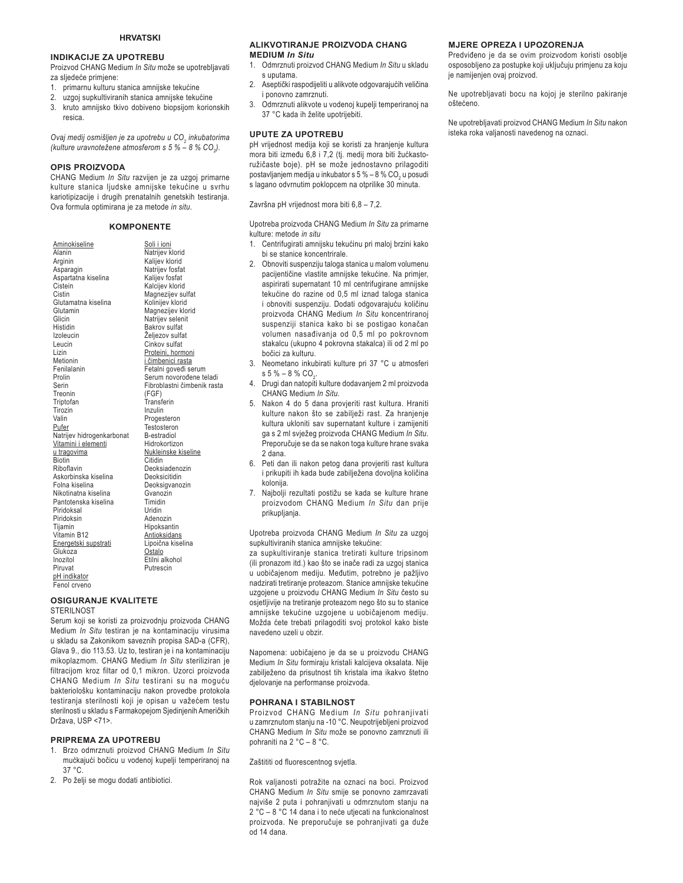## HRVATSKI

### INDIKACIJE ZA UPOTREBU

Proizvod CHANG Medium *In Situ* može se upotrebljavati za sljedeće primjene:

1. primarnu kulturu stanica amnijske tekućine
2. uzgoj supkultiviranih stanica amnijske tekućine
3. kruto amnijsko tkivo dobiveno biopsijom korionskih resica.

*Ovaj medij osmišljen je za upotrebu u $CO_2$ inkubatorima (kulture uravnotežene atmosferom s 5 % – 8 % $CO_2$).*

### OPIS PROIZVODA

CHANG Medium *In Situ* razvijen je za uzgoj primarne kulture stanica ljudske amnijske tekućine u svrhu kariotipizacije i drugih prenatalnih genetskih testiranja. Ova formula optimirana je za metode *in situ*.

### KOMPONENTE

Aminokiseline
Alanin
Arginin
Asparagin
Aspartatna kiselina
Cistein
Cistin
Glutamatna kiselina
Glutamin
Glicin
Histidin
Izoleucin
Leucin
Lizin
Metionin
Fenilalanin
Prolin
Serin
Treonin
Triptofan
Tirozin
Valin

Pufer
Natrijev hidrogenkarbonat

Vitamini i elementi u tragovima
Biotin
Riboflavin
Askorbinska kiselina
Folna kiselina
Nikotinatna kiselina
Pantotenska kiselina
Piridoksal
Piridoksin
Tijamin
Vitamin B12

Energetski supstrati
Glukoza
Inozitol
Piruvat

pH indikator
Fenol crveno

Soli i ioni
Natrijev klorid
Kalijev klorid
Natrijev fosfat
Kalijev fosfat
Kalcijev klorid
Magnezijev sulfat
Kolinijev klorid
Magnezijev klorid
Natrijev selenit
Bakrov sulfat
Željezov sulfat
Cinkov sulfat

Proteini, hormoni i čimbenici rasta
Fetalni goveđi serum
Serum novorođene teladi
Fibroblastni čimbenik rasta (FGF)
Transferin
Inzulin
Progesteron
Testosteron
B-estradiol
Hidrokortizon

Nukleinske kiseline
Citidin
Deoksiadenozin
Deoksicitidin
Deoksigvanozin
Gvanozin
Timidin
Uridin
Adenozin
Hipoksantin

Antioksidans
Lipoična kiselina

Ostalo
Etilni alkohol
Putrescin

### OSIGURANJE KVALITETE

STERILNOST

Serum koji se koristi za proizvodnju proizvoda CHANG Medium *In Situ* testiran je na kontaminaciju virusima u skladu sa Zakonikom saveznih propisa SAD-a (CFR), Glava 9., dio 113.53. Uz to, testiran je i na kontaminaciju mikoplazmom. CHANG Medium *In Situ* steriliziran je filtracijom kroz filtar od 0,1 mikron. Uzorci proizvoda CHANG Medium *In Situ* testirani su na moguću bakteriološku kontaminaciju nakon provedbe protokola testiranja sterilnosti koji je opisan u važećem testu sterilnosti u skladu s Farmakopejom Sjedinjenih Američkih Država, USP <71>.

### PRIPREMA ZA UPOTREBU

1. Brzo odmrznuti proizvod CHANG Medium *In Situ* mućkajući bočicu u vodenoj kupelji temperiranoj na 37 °C.
2. Po želji se mogu dodati antibiotici.

### ALIKVOTIRANJE PROIZVODA CHANG MEDIUM *In Situ*

1. Odmrznuti proizvod CHANG Medium *In Situ* u skladu s uputama.
2. Aseptički raspodijeliti u alikvote odgovarajućih veličina i ponovno zamrznuti.
3. Odmrznuti alikvote u vodenoj kupelji temperiranoj na 37 °C kada ih želite upotrijebiti.

### UPUTE ZA UPOTREBU

pH vrijednost medija koji se koristi za hranjenje kultura mora biti između 6,8 i 7,2 (tj. medij mora biti žućkasto-ružičaste boje). pH se može jednostavno prilagoditi postavljanjem medija u inkubator s 5 % – 8 % $CO_2$ u posudi s lagano odvrnutim poklopcem na otprilike 30 minuta.

Završna pH vrijednost mora biti 6,8 – 7,2.

Upotreba proizvoda CHANG Medium *In Situ* za primarne kulture: metode *in situ*

1. Centrifugirati amnijsku tekućinu pri maloj brzini kako bi se stanice koncentrirale.
2. Obnoviti suspenziju taloga stanica u malom volumenu pacijentičine vlastite amnijske tekućine. Na primjer, aspirirati supernatant 10 ml centrifugirane amnijske tekućine do razine od 0,5 ml iznad taloga stanica i obnoviti suspenziju. Dodati odgovarajuću količinu proizvoda CHANG Medium *In Situ* koncentriranoj suspenziji stanica kako bi se postigao konačan volumen nasađivanja od 0,5 ml po pokrovnom stakalcu (ukupno 4 pokrovna stakalca) ili od 2 ml po bočici za kulturu.
3. Neometano inkubirati kulture pri 37 °C u atmosferi s 5 % – 8 % $CO_2$.
4. Drugi dan natopiti kulture dodavanjem 2 ml proizvoda CHANG Medium *In Situ*.
5. Nakon 4 do 5 dana provjeriti rast kultura. Hraniti kulture nakon što se zabilježi rast. Za hranjenje kultura ukloniti sav supernatant kulture i zamijeniti ga s 2 ml svježeg proizvoda CHANG Medium *In Situ*. Preporučuje se da se nakon toga kulture hrane svaka 2 dana.
6. Peti dan ili nakon petog dana provjeriti rast kultura i prikupiti ih kada bude zabilježena dovoljna količina kolonija.
7. Najbolji rezultati postižu se kada se kulture hrane proizvodom CHANG Medium *In Situ* dan prije prikupljanja.

Upotreba proizvoda CHANG Medium *In Situ* za uzgoj supkultiviranih stanica amnijske tekućine:

za supkultiviranje stanica tretirati kulture tripsinom (ili pronazom itd.) kao što se inače radi za uzgoj stanica u uobičajenom mediju. Međutim, potrebno je pažljivo nadzirati tretiranje proteazom. Stanice amnijske tekućine uzgojene u proizvodu CHANG Medium *In Situ* često su osjetljivije na tretiranje proteazom nego što su to stanice amnijske tekućine uzgojene u uobičajenom mediju. Možda ćete trebati prilagoditi svoj protokol kako biste navedeno uzeli u obzir.

Napomena: uobičajeno je da se u proizvodu CHANG Medium *In Situ* formiraju kristali kalcijeva oksalata. Nije zabilježeno da prisutnost tih kristala ima ikakvo štetno djelovanje na performanse proizvoda.

### POHRANA I STABILNOST

Proizvod CHANG Medium *In Situ* pohranjivati u zamrznutom stanju na -10 °C. Neupotrijebljeni proizvod CHANG Medium *In Situ* može se ponovno zamrznuti ili pohraniti na 2 °C – 8 °C.

Zaštititi od fluorescentnog svjetla.

Rok valjanosti potražite na oznaci na boci. Proizvod CHANG Medium *In Situ* smije se ponovno zamrzavati najviše 2 puta i pohranjivati u odmrznutom stanju na 2 °C – 8 °C 14 dana i to neće utjecati na funkcionalnost proizvoda. Ne preporučuje se pohranjivati ga duže od 14 dana.

### MJERE OPREZA I UPOZORENJA

Predviđeno je da se ovim proizvodom koristi osoblje osposobljeno za postupke koji uključuju primjenu za koju je namijenjen ovaj proizvod.

Ne upotrebljavati bocu na kojoj je sterilno pakiranje oštećeno.

Ne upotrebljavati proizvod CHANG Medium *In Situ* nakon isteka roka valjanosti navedenog na oznaci.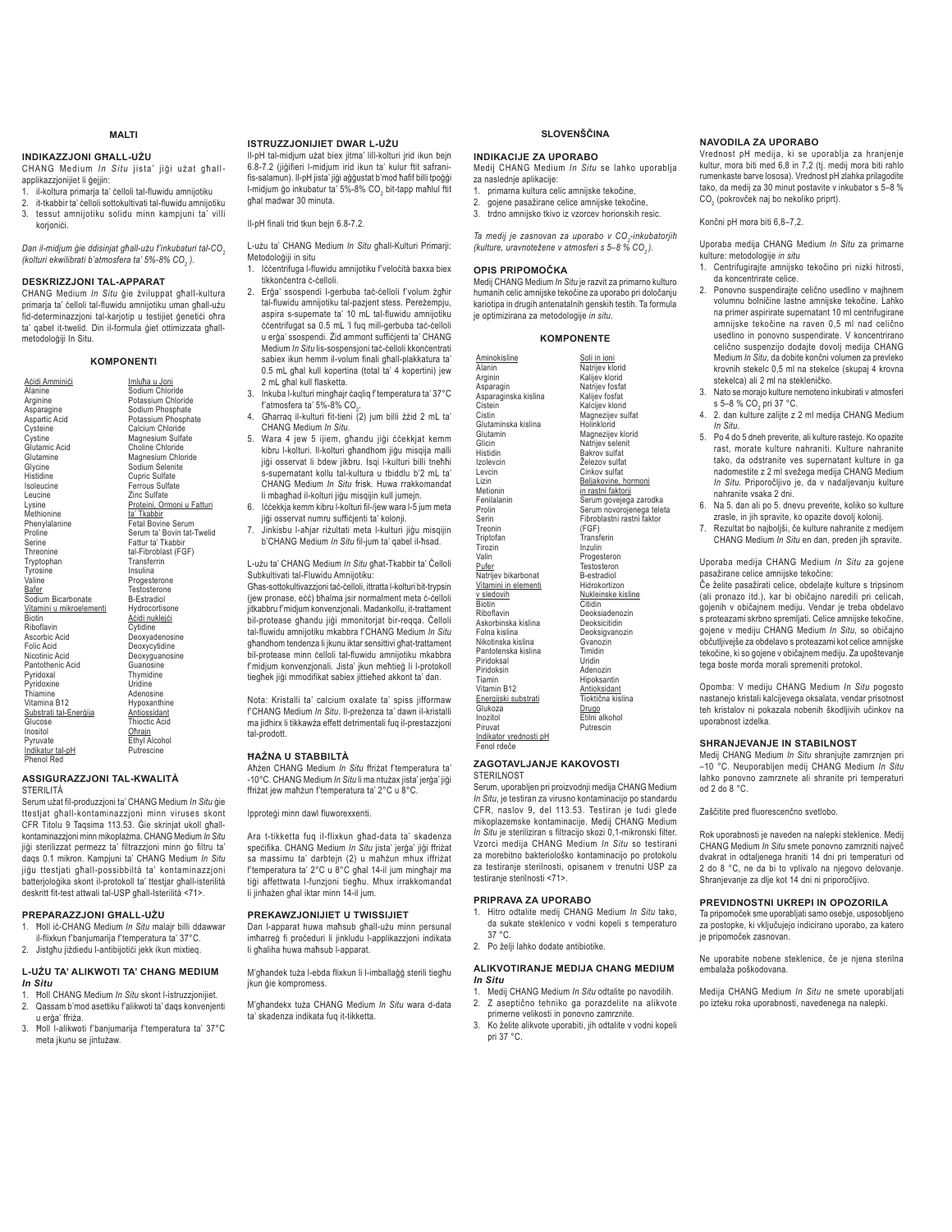## MALTI

### INDIKAZZJONI GĦALL-UŻU

CHANG Medium *In Situ* jista' jiġi użat għall-applikazzjonijiet li ġejjin:

1. il-koltura primarja ta' ċelloli tal-fluwidu amnijotiku
2. it-tkabbir ta' ċelloli sottokultivati tal-fluwidu amnijotiku
3. tessut amnijotiku solidu minn kampjuni ta' villi korjoniċi.

*Dan il-midjum ġie ddisinjat għall-użu f'inkubaturi tal-$CO_2$ (kolturi ekwilibrati b'atmosfera ta' 5%-8% $CO_2$ ).*

### DESKRIZZJONI TAL-APPARAT

CHANG Medium *In Situ* ġie żviluppat għall-kultura primarja ta' ċelloli tal-fluwidu amnijotiku uman għall-użu fid-determinazzjoni tal-karjotip u testijiet ġenetiċi oħra ta' qabel it-twelid. Din il-formula ġiet ottimizzata għall-metodoloġiji In Situ.

### KOMPONENTI

| | |
|---|---|
| Aċidi Amminiċi | Imluħa u Joni |
| Alanine | Sodium Chloride |
| Arginine | Potassium Chloride |
| Asparagine | Sodium Phosphate |
| Aspartic Acid | Potassium Phosphate |
| Cysteine | Calcium Chloride |
| Cystine | Magnesium Sulfate |
| Glutamic Acid | Choline Chloride |
| Glutamine | Magnesium Chloride |
| Glycine | Sodium Selenite |
| Histidine | Cupric Sulfate |
| Isoleucine | Ferrous Sulfate |
| Leucine | Zinc Sulfate |
| Lysine | Proteini, Ormoni u Fatturi ta' Tkabbir |
| Methionine | Fetal Bovine Serum |
| Phenylalanine | Serum ta' Bovin tat-Twelid |
| Proline | Fattur ta' Tkabbir |
| Serine | tal-Fibroblast (FGF) |
| Threonine | Transferrin |
| Tryptophan | Insulina |
| Tyrosine | Progesterone |
| Valine | Testosterone |
| Bafer | B-Estradiol |
| Sodium Bicarbonate | Hydrocortisone |
| Vitamini u mikroelementi | Aċidi nuklejċi |
| Biotin | Cytidine |
| Riboflavin | Deoxyadenosine |
| Ascorbic Acid | Deoxycytidine |
| Folic Acid | Deoxyguanosine |
| Nicotinic Acid | Guanosine |
| Pantothenic Acid | Thymidine |
| Pyridoxal | Uridine |
| Pyridoxine | Adenosine |
| Thiamine | Hypoxanthine |
| Vitamina B12 | Antiossidant |
| Substrati tal-Enerġija | Thioctic Acid |
| Glucose | Oħrajn |
| Inositol | Ethyl Alcohol |
| Pyruvate | Putrescine |
| Indikatur tal-pH | |
| Phenol Red | |

### ASSIGURAZZJONI TAL-KWALITÀ

STERILITÀ

Serum użat fil-produzzjoni ta' CHANG Medium *In Situ* ġie ttestjat għall-kontaminazzjoni minn viruses skont CFR Titolu 9 Taqsima 113.53. Ġie skrinjat ukoll għall-kontaminazzjoni minn mikoplażma. CHANG Medium *In Situ* jiġi sterilizzat permezz ta' filtrazzjoni minn ġo filtru ta' daqs 0.1 mikron. Kampjuni ta' CHANG Medium *In Situ* jiġu ttestjati għall-possibbiltà ta' kontaminazzjoni batterjoloġika skont il-protokoll ta' testjar għat-sterilità deskritt fit-test attwali tal-USP għall-Isterilità <71>.

### PREPARAZZJONI GĦALL-UŻU

1. Ħoll iċ-CHANG Medium *In Situ* malajr billi ddawwar il-flixkun f'banjumarija f'temperatura ta' 37°C.
2. Jistgħu jiżdiedu l-antibijotiċi jekk ikun mixtieq.

### L-UŻU TA' ALIKWOTI TA' CHANG MEDIUM *In Situ*

1. Ħoll iċ-CHANG Medium *In Situ* skont l-istruzzjonijiet.
2. Qassam b'mod asettiku f'alikwoti ta' daqs konvenjenti u erġa' friża.
3. Ħoll l-alikwoti f'banjumarija f'temperatura ta' 37°C meta jkunu se jintużaw.

### ISTRUZZJONIJIET DWAR L-UŻU

Il-pH tal-midjum użat biex jitma' lill-kolturi jrid ikun bejn 6.8-7.2 (jiġifieri l-midjum irid ikun ta' kulur ftit safrani-fis-salamun). Il-pH jista' jiġi aġġustat b'mod ħafif billi tpoġġi l-midjum ġo inkubatur ta' 5%-8% $CO_2$ bit-tapp maħlul ftit għal madwar 30 minuta.

Il-pH finali trid tkun bejn 6.8-7.2.

L-użu ta' CHANG Medium *In Situ* għall-Kulturi Primarji: Metodoloġiji in situ

1. Iċċentrifuga l-fluwidu amnijotiku f'veloċità baxxa biex tikkonċentra ċ-ċelloli.
2. Erġa' ssospendi l-gerbuba taċ-ċelloli f'volum iżgħar tal-fluwidu amnijotiku tal-pazjent stess. Pereżempju, aspira s-supernate ta' 10 mL tal-fluwidu amnijotiku ċċentrifugat sa 0.5 mL 'l fuq mill-gerbuba taċ-ċelloli u erġa' ssospendi. Żid ammont suffiċjenti ta' CHANG Medium *In Situ* lis-sospensjoni taċ-ċelloli kkonċentrati sabiex ikun hemm il-volum finali għall-plakkatura ta' 0.5 mL għal kull kopertina (total ta' 4 kopertini) jew 2 mL għal kull flasketta.
3. Inkuba l-kulturi mingħajr ċaqliq f'temperatura ta' 37°C f'atmosfera ta' 5%-8% $CO_2$.
4. Għarraq il-kulturi fit-tieni (2) jum billi żżid 2 mL ta' CHANG Medium *In Situ*.
5. Wara 4 jew 5 ijiem, għandu jiġi ċċekkjat kemm kibru l-kolturi. Il-kolturi għandhom jiġu misqija malli jiġi osservat li bdew jikbru. Isqi l-kulturi billi tneħħi s-supernatant kollu tal-kultura u tbiddlu b'2 mL ta' CHANG Medium *In Situ* frisk. Huwa rrakkomandat li mbagħad il-kolturi jiġu misqijin kull jumejn.
6. Iċċekkja kemm kibru l-kolturi fil-ħames jew wara l-5 jum meta jiġi osservat numru suffiċjenti ta' kolonji.
7. Jinkisbu l-aħjar riżultati meta l-kolturi jiġu misqijin b'CHANG Medium *In Situ* fil-jum ta' qabel il-ħsad.

L-użu ta' CHANG Medium *In Situ* għat-Tkabbir ta' Ċelloli Subkultivati tal-Fluwidu Amnijotiku:

Għas-sottokultivazzjoni taċ-ċelloli, ittratta l-kolturi bit-trypsin (jew pronase, eċċ) bħalma jsir normalment meta ċ-ċelloli jitkabbru f'midjum konvenzjonali. Madankollu, it-trattament bil-protease għandu jiġi mmonitorjat bir-reqqa. Ċelloli tal-fluwidu amnijotiku mkabbra f'CHANG Medium *In Situ* għandhom tendenza li jkunu iktar sensittivi għat-trattament bil-protease minn ċelloli tal-fluwidu amnijotiku mkabbra f'midjum konvenzjonali. Jista' jkun meħtieġ li l-protokoll tiegħek jiġi mmodifikat sabiex jittieħed akkont ta' dan.

Nota: Kristalli ta' calcium oxalate ta' spiss jifformaw f'CHANG Medium *In Situ*. Il-preżenza ta' dawn il-kristalli ma jidhirx li tikkawża effett detrimentali fuq il-prestazzjoni tal-prodott.

### ĦAŻNA U STABBILTÀ

Aħżen CHANG Medium *In Situ* ffriżat f'temperatura ta' -10°C. CHANG Medium *In Situ* li ma ntużax jista' jerġa' jiġi ffriżat jew maħżun f'temperatura ta' 2°C u 8°C.

Ipproteġi minn dawl fluworexxenti.

Ara t-tikketta fuq il-flixkun għad-data ta' skadenza speċifika. CHANG Medium *In Situ* jista' jerġa' jiġi ffriżat sa massimu ta' darbtejn (2) u maħżun mhux iffriżat f'temperatura ta' 2°C u 8°C għal 14-il jum mingħajr ma tiġi affettwata l-funzjoni tiegħu. Mhux irrakkomandat li jinħażen għal iktar minn 14-il jum.

### PREKAWZJONIJIET U TWISSIJIET

Dan l-apparat huwa maħsub għall-użu minn persunal imħarreġ fi proċeduri li jinkludu l-applikazzjoni indikata li għaliha huwa maħsub l-apparat.

M'għandek tuża l-ebda flixkun li l-imballaġġ sterili tiegħu jkun ġie kompromess.

M'għandekx tuża CHANG Medium *In Situ* wara d-data ta' skadenza indikata fuq it-tikketta.

## SLOVENŠČINA

### INDIKACIJE ZA UPORABO

Medij CHANG Medium *In Situ* se lahko uporablja za naslednje aplikacije:

1. primarna kultura celic amnijske tekočine,
2. gojene pasažirane celice amnijske tekočine,
3. trdno amnijsko tkivo iz vzorcev horionskih resic.

*Ta medij je zasnovan za uporabo v $CO_2$-inkubatorjih (kulture, uravnotežene v atmosferi s 5–8 % $CO_2$).*

### OPIS PRIPOMOČKA

Medij CHANG Medium *In Situ* je razvit za primarno kulturo humanih celic amnijske tekočine za uporabo pri določanju kariotipa in drugih antenatalnih genskih testih. Ta formula je optimizirana za metodologije *in situ*.

### KOMPONENTE

| | |
|---|---|
| Aminokisline | Soli in ioni |
| Alanin | Natrijev klorid |
| Arginin | Kalijev klorid |
| Asparagin | Natrijev fosfat |
| Asparaginska kislina | Kalijev fosfat |
| Cistein | Kalcijev klorid |
| Cistin | Magnezijev sulfat |
| Glutaminska kislina | Holinklorid |
| Glutamin | Magnezijev klorid |
| Glicin | Natrijev selenit |
| Histidin | Bakrov sulfat |
| Izolevcin | Železov sulfat |
| Levcin | Cinkov sulfat |
| Lizin | Beljakovine, hormoni in rastni faktorji |
| Metionin | Serum govejega zarodka |
| Fenilalanin | Serum novorojenega teleta |
| Prolin | Fibroblastni rastni faktor |
| Serin | (FGF) |
| Treonin | Transferin |
| Triptofan | Inzulin |
| Tirozin | Progesteron |
| Valin | Testosteron |
| Pufer | B-estradiol |
| Natrijev bikarbonat | Hidrokortizon |
| Vitamini in elementi v sledovih | Nukleinske kisline |
| Biotin | Citidin |
| Riboflavin | Deoksiadenozin |
| Askorbinska kislina | Deoksicitidin |
| Folna kislina | Deoksigvanozin |
| Nikotinska kislina | Gvanozin |
| Pantotenska kislina | Timidin |
| Piridoksal | Uridin |
| Piridoksin | Adenozin |
| Tiamin | Hipoksantin |
| Vitamin B12 | Antioksidant |
| Energijski substrati | Tioktična kislina |
| Glukoza | Drugo |
| Inozitol | Etilni alkohol |
| Piruvat | Putrescin |
| Indikator vrednosti pH | |
| Fenol rdeče | |

### ZAGOTAVLJANJE KAKOVOSTI

STERILNOST

Serum, uporabljen pri proizvodnji medija CHANG Medium *In Situ*, je testiran za virusno kontaminacijo po standardu CFR, naslov 9, del 113.53. Testiran je tudi glede mikoplazemske kontaminacije. Medij CHANG Medium *In Situ* je steriliziran s filtracijo skozi 0,1-mikronski filter. Vzorci medija CHANG Medium *In Situ* so testirani za morebitno bakteriološko kontaminacijo po protokolu za testiranje sterilnosti, opisanem v trenutni USP za testiranje sterilnosti <71>.

### PRIPRAVA ZA UPORABO

1. Hitro odtalite medij CHANG Medium *In Situ* tako, da sukate steklenico v vodni kopeli s temperaturo 37 °C.
2. Po želji lahko dodate antibiotike.

### ALIKVOTIRANJE MEDIJA CHANG MEDIUM *In Situ*

1. Medij CHANG Medium *In Situ* odtalite po navodilih.
2. Z aseptično tehniko ga porazdelite na alikvote primerne velikosti in ponovno zamrznite.
3. Ko želite alikvote uporabiti, jih odtalite v vodni kopeli pri 37 °C.

### NAVODILA ZA UPORABO

Vrednost pH medija, ki se uporablja za hranjenje kultur, mora biti med 6,8 in 7,2 (tj. medij mora biti rahlo rumenkaste barve lososa). Vrednost pH zlahka prilagodite tako, da medij za 30 minut postavite v inkubator s 5–8 % $CO_2$ (pokrovček naj bo nekoliko priprt).

Končni pH mora biti 6,8–7,2.

Uporaba medija CHANG Medium *In Situ* za primarne kulture: metodologije *in situ*

1. Centrifugirajte amnijsko tekočino pri nizki hitrosti, da koncentrirate celice.
2. Ponovno suspendirajte celično usedlino v majhnem volumnu bolničine lastne amnijske tekočine. Lahko na primer aspirirate supernatant 10 ml centrifugirane amnijske tekočine na raven 0,5 ml nad celično usedlino in ponovno suspendirate. V koncentrirano celično suspenzijo dodajte dovolj medija CHANG Medium *In Situ*, da dobite končni volumen za prevleko krovnih stekelc 0,5 ml na stekelce (skupaj 4 krovna stekelca) ali 2 ml na stekleničko.
3. Nato se morajo kulture nemoteno inkubirati v atmosferi s 5–8 % $CO_2$ pri 37 °C.
4. 2. dan kulture zalijte z 2 ml medija CHANG Medium *In Situ*.
5. Po 4 do 5 dneh preverite, ali kulture rastejo. Ko opazite rast, morate kulture nahraniti. Kulture nahranite tako, da odstranite ves supernatant kulture in ga nadomestite z 2 ml svežega medija CHANG Medium *In Situ*. Priporočljivo je, da v nadaljevanju kulture nahranite vsaka 2 dni.
6. Na 5. dan ali po 5. dnevu preverite, koliko so kulture zrasle, in jih spravite, ko opazite dovolj kolonij.
7. Rezultat bo najboljši, če kulture nahranite z medijem CHANG Medium *In Situ* en dan, preden jih spravite.

Uporaba medija CHANG Medium *In Situ* za gojene pasažirane celice amnijske tekočine:

Če želite pasažirati celice, obdelajte kulture s tripsinom (ali pronazo itd.), kar bi običajno naredili pri celicah, gojenih v običajnem mediju. Vendar je treba obdelavo s proteazami skrbno spremljati. Celice amnijske tekočine, gojene v mediju CHANG Medium *In Situ*, so običajno občutljivejše za obdelavo s proteazami kot celice amnijske tekočine, ki so gojene v običajnem mediju. Za upoštevanje tega boste morda morali spremeniti protokol.

Opomba: V mediju CHANG Medium *In Situ* pogosto nastanejo kristali kalcijevega oksalata, vendar prisotnost teh kristalov ni pokazala nobenih škodljivih učinkov na uporabnost izdelka.

### SHRANJEVANJE IN STABILNOST

Medij CHANG Medium *In Situ* shranjujte zamrznjen pri –10 °C. Neuporabljen medij CHANG Medium *In Situ* lahko ponovno zamrznete ali shranite pri temperaturi od 2 do 8 °C.

Zaščitite pred fluorescenčno svetlobo.

Rok uporabnosti je naveden na nalepki steklenice. Medij CHANG Medium *In Situ* smete ponovno zamrzniti največ dvakrat in odtaljenega hraniti 14 dni pri temperaturi od 2 do 8 °C, ne da bi to vplivalo na njegovo delovanje. Shranjevanje za dlje kot 14 dni ni priporočljivo.

### PREVIDNOSTNI UKREPI IN OPOZORILA

Ta pripomoček sme uporabljati samo osebje, usposobljeno za postopke, ki vključujejo indicirano uporabo, za katero je pripomoček zasnovan.

Ne uporabite nobene steklenice, če je njena sterilna embalaža poškodovana.

Medija CHANG Medium *In Situ* ne smete uporabljati po izteku roka uporabnosti, navedenega na nalepki.